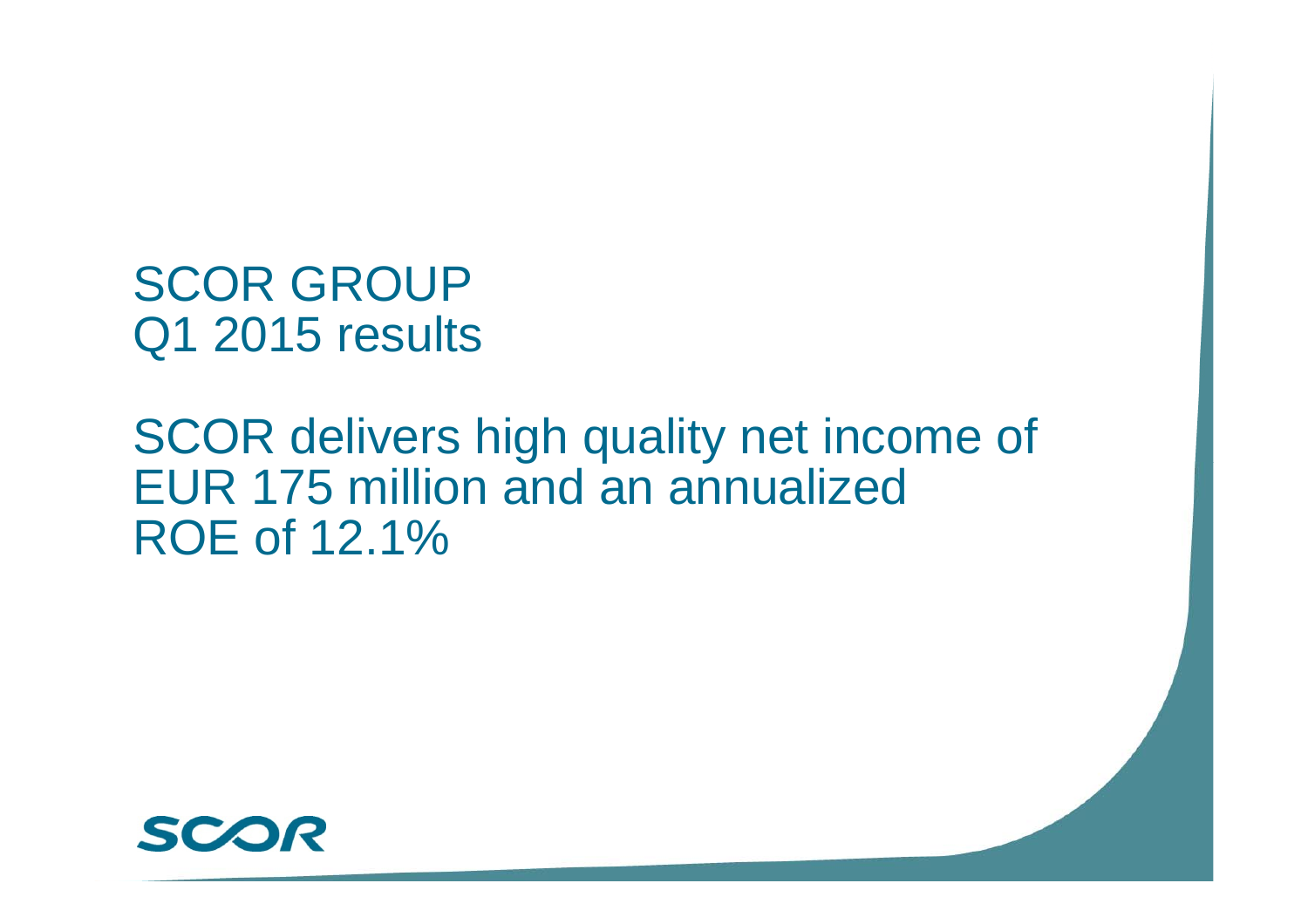# SCOR GROUP
# Q1 2015 results

## SCOR delivers high quality net income of EUR 175 million and an annualized ROE of 12.1%

SCOR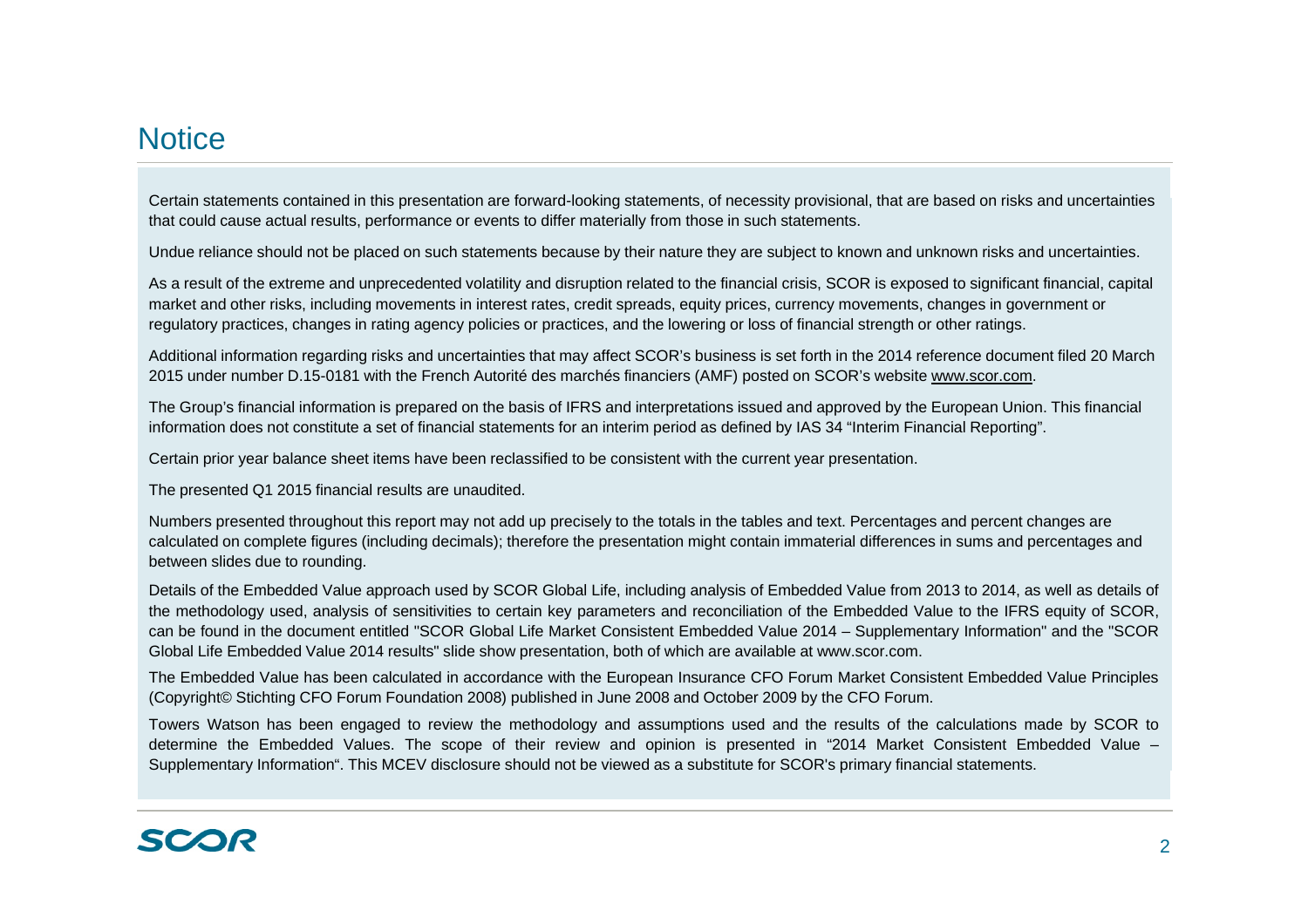# Notice

Certain statements contained in this presentation are forward-looking statements, of necessity provisional, that are based on risks and uncertainties that could cause actual results, performance or events to differ materially from those in such statements.

Undue reliance should not be placed on such statements because by their nature they are subject to known and unknown risks and uncertainties.

As a result of the extreme and unprecedented volatility and disruption related to the financial crisis, SCOR is exposed to significant financial, capital market and other risks, including movements in interest rates, credit spreads, equity prices, currency movements, changes in government or regulatory practices, changes in rating agency policies or practices, and the lowering or loss of financial strength or other ratings.

Additional information regarding risks and uncertainties that may affect SCOR's business is set forth in the 2014 reference document filed 20 March 2015 under number D.15-0181 with the French Autorité des marchés financiers (AMF) posted on SCOR's website www.scor.com.

The Group's financial information is prepared on the basis of IFRS and interpretations issued and approved by the European Union. This financial information does not constitute a set of financial statements for an interim period as defined by IAS 34 "Interim Financial Reporting".

Certain prior year balance sheet items have been reclassified to be consistent with the current year presentation.

The presented Q1 2015 financial results are unaudited.

Numbers presented throughout this report may not add up precisely to the totals in the tables and text. Percentages and percent changes are calculated on complete figures (including decimals); therefore the presentation might contain immaterial differences in sums and percentages and between slides due to rounding.

Details of the Embedded Value approach used by SCOR Global Life, including analysis of Embedded Value from 2013 to 2014, as well as details of the methodology used, analysis of sensitivities to certain key parameters and reconciliation of the Embedded Value to the IFRS equity of SCOR, can be found in the document entitled "SCOR Global Life Market Consistent Embedded Value 2014 – Supplementary Information" and the "SCOR Global Life Embedded Value 2014 results" slide show presentation, both of which are available at www.scor.com.

The Embedded Value has been calculated in accordance with the European Insurance CFO Forum Market Consistent Embedded Value Principles (Copyright© Stichting CFO Forum Foundation 2008) published in June 2008 and October 2009 by the CFO Forum.

Towers Watson has been engaged to review the methodology and assumptions used and the results of the calculations made by SCOR to determine the Embedded Values. The scope of their review and opinion is presented in "2014 Market Consistent Embedded Value – Supplementary Information". This MCEV disclosure should not be viewed as a substitute for SCOR's primary financial statements.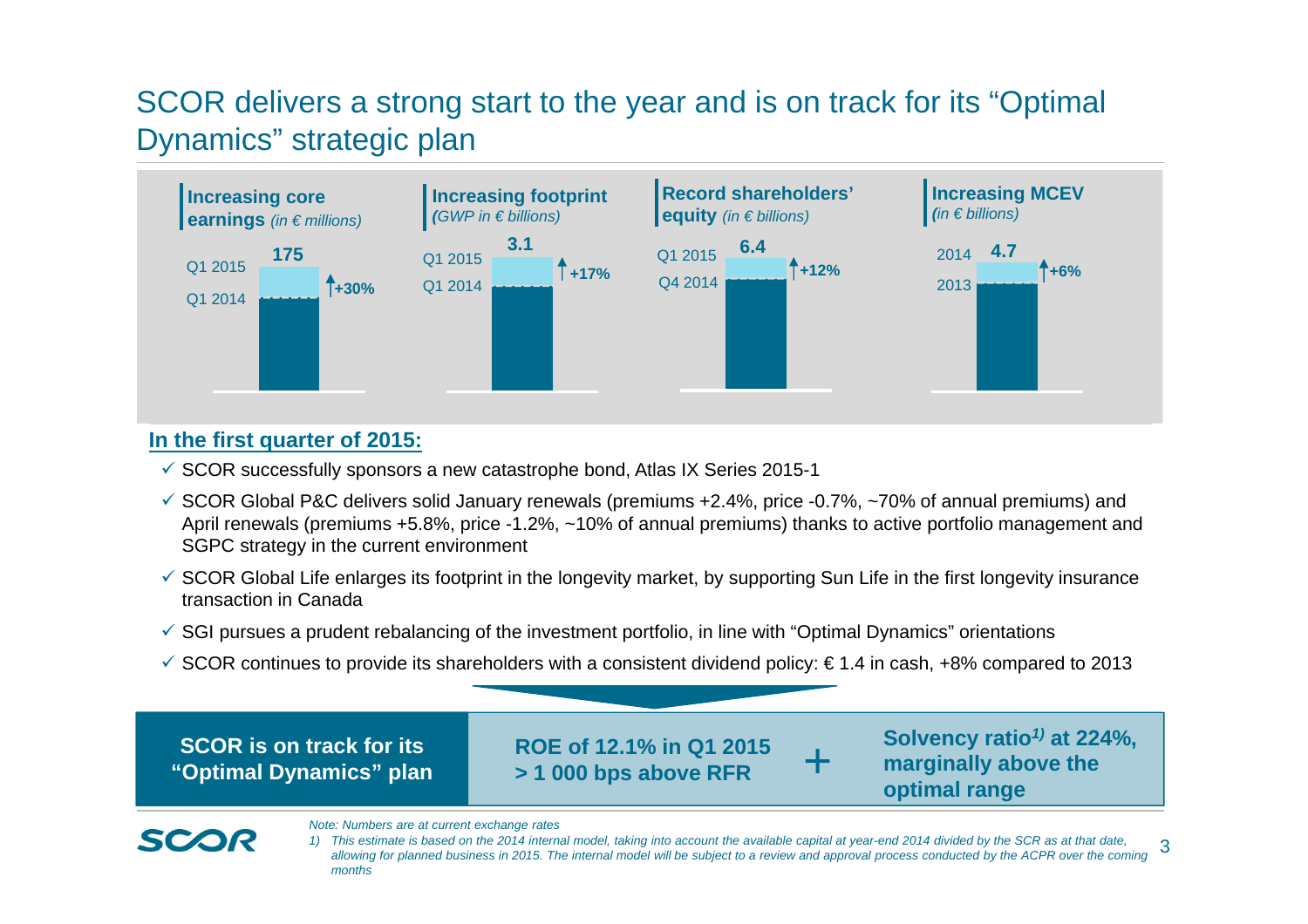# SCOR delivers a strong start to the year and is on track for its "Optimal Dynamics" strategic plan

**Increasing core earnings** *(in € millions)*

- Q1 2015: 175
- Q1 2014
- +30%

**Increasing footprint** *(GWP in € billions)*

- Q1 2015: 3.1
- Q1 2014
- +17%

**Record shareholders' equity** *(in € billions)*

- Q1 2015: 6.4
- Q4 2014
- +12%

**Increasing MCEV** *(in € billions)*

- 2014: 4.7
- 2013
- +6%

**In the first quarter of 2015:**

- ✓ SCOR successfully sponsors a new catastrophe bond, Atlas IX Series 2015-1
- ✓ SCOR Global P&C delivers solid January renewals (premiums +2.4%, price -0.7%, ~70% of annual premiums) and April renewals (premiums +5.8%, price -1.2%, ~10% of annual premiums) thanks to active portfolio management and SGPC strategy in the current environment
- ✓ SCOR Global Life enlarges its footprint in the longevity market, by supporting Sun Life in the first longevity insurance transaction in Canada
- ✓ SGI pursues a prudent rebalancing of the investment portfolio, in line with "Optimal Dynamics" orientations
- ✓ SCOR continues to provide its shareholders with a consistent dividend policy: € 1.4 in cash, +8% compared to 2013

**SCOR is on track for its "Optimal Dynamics" plan**

**ROE of 12.1% in Q1 2015 > 1 000 bps above RFR** + **Solvency ratio[1)] at 224%, marginally above the optimal range**

*Note: Numbers are at current exchange rates*

*1) This estimate is based on the 2014 internal model, taking into account the available capital at year-end 2014 divided by the SCR as at that date, allowing for planned business in 2015. The internal model will be subject to a review and approval process conducted by the ACPR over the coming months*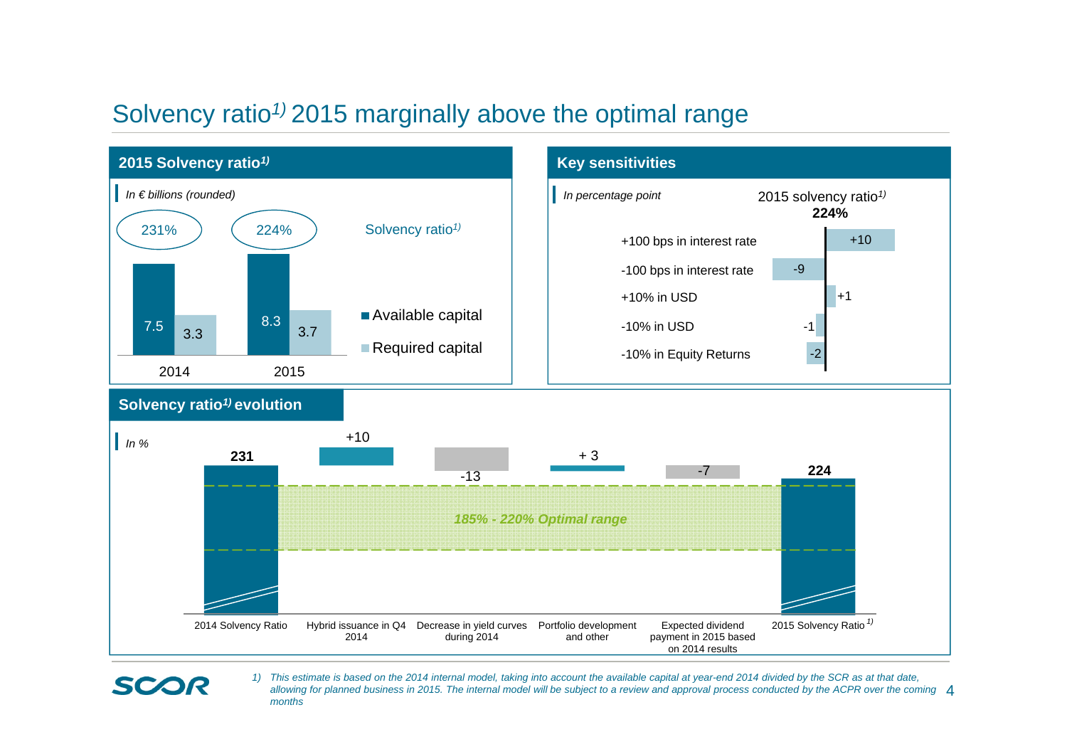# Solvency ratio[1] 2015 marginally above the optimal range

## 2015 Solvency ratio[1]

*In € billions (rounded)*

| | 2014 | 2015 |
|---|---|---|
| Solvency ratio[1] | 231% | 224% |
| Available capital | 7.5 | 8.3 |
| Required capital | 3.3 | 3.7 |

## Key sensitivities

*In percentage point*

2015 solvency ratio[1] **224%**

| Sensitivity | Impact |
|---|---|
| +100 bps in interest rate | +10 |
| -100 bps in interest rate | -9 |
| +10% in USD | +1 |
| -10% in USD | -1 |
| -10% in Equity Returns | -2 |

## Solvency ratio[1] evolution

*In %*

| Item | Value |
|---|---|
| 2014 Solvency Ratio | **231** |
| Hybrid issuance in Q4 2014 | +10 |
| Decrease in yield curves during 2014 | -13 |
| Portfolio development and other | + 3 |
| Expected dividend payment in 2015 based on 2014 results | -7 |
| 2015 Solvency Ratio[1] | **224** |

*185% - 220% Optimal range*

1) *This estimate is based on the 2014 internal model, taking into account the available capital at year-end 2014 divided by the SCR as at that date, allowing for planned business in 2015. The internal model will be subject to a review and approval process conducted by the ACPR over the coming months*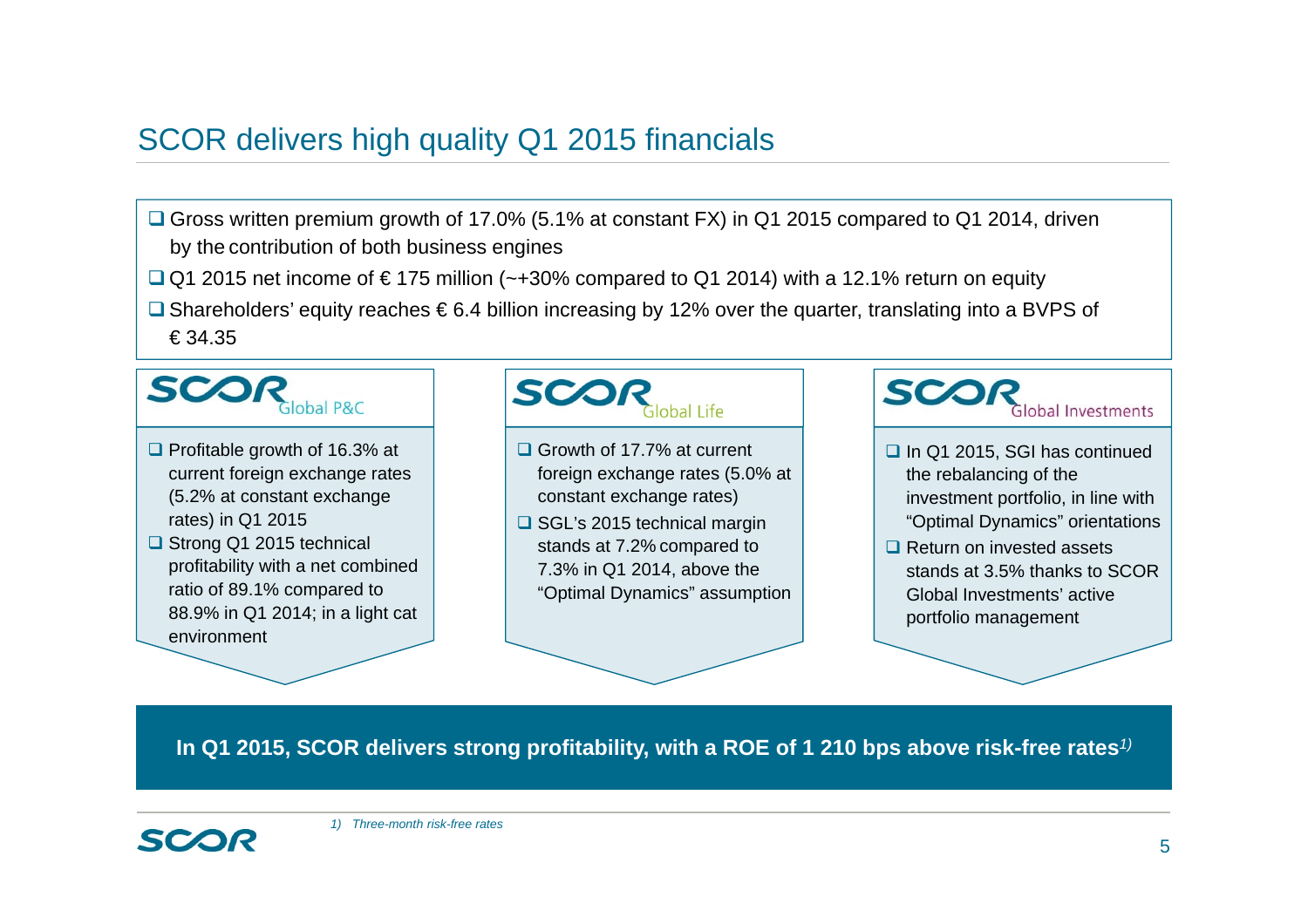# SCOR delivers high quality Q1 2015 financials

- Gross written premium growth of 17.0% (5.1% at constant FX) in Q1 2015 compared to Q1 2014, driven by the contribution of both business engines
- Q1 2015 net income of € 175 million (~+30% compared to Q1 2014) with a 12.1% return on equity
- Shareholders' equity reaches € 6.4 billion increasing by 12% over the quarter, translating into a BVPS of € 34.35

## SCOR Global P&C

- Profitable growth of 16.3% at current foreign exchange rates (5.2% at constant exchange rates) in Q1 2015
- Strong Q1 2015 technical profitability with a net combined ratio of 89.1% compared to 88.9% in Q1 2014; in a light cat environment

## SCOR Global Life

- Growth of 17.7% at current foreign exchange rates (5.0% at constant exchange rates)
- SGL's 2015 technical margin stands at 7.2% compared to 7.3% in Q1 2014, above the "Optimal Dynamics" assumption

## SCOR Global Investments

- In Q1 2015, SGI has continued the rebalancing of the investment portfolio, in line with "Optimal Dynamics" orientations
- Return on invested assets stands at 3.5% thanks to SCOR Global Investments' active portfolio management

**In Q1 2015, SCOR delivers strong profitability, with a ROE of 1 210 bps above risk-free rates[1)]**

*1) Three-month risk-free rates*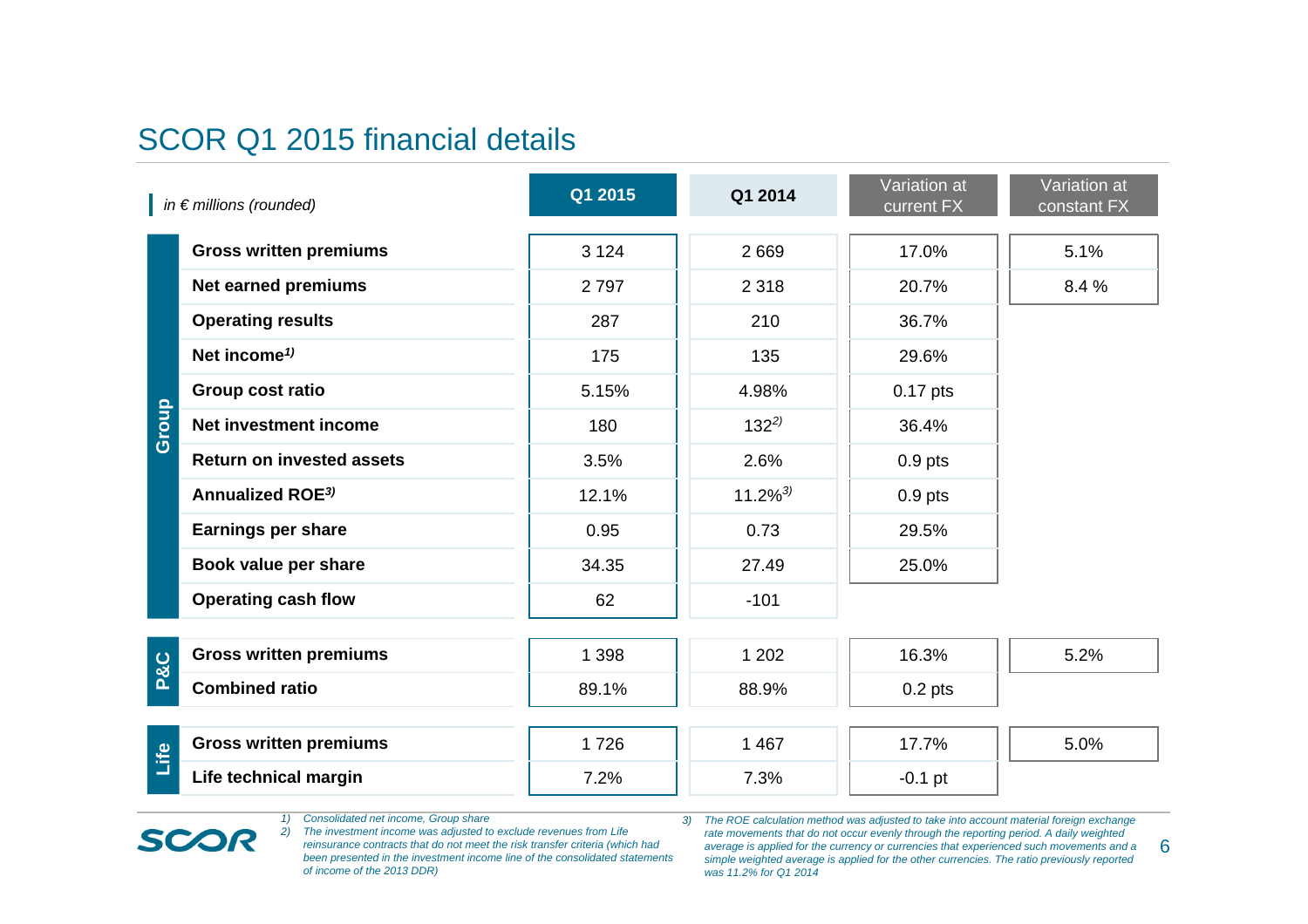# SCOR Q1 2015 financial details

| | *in € millions (rounded)* | Q1 2015 | Q1 2014 | Variation at current FX | Variation at constant FX |
|---|---|---|---|---|---|
| Group | **Gross written premiums** | 3 124 | 2 669 | 17.0% | 5.1% |
| | **Net earned premiums** | 2 797 | 2 318 | 20.7% | 8.4 % |
| | **Operating results** | 287 | 210 | 36.7% | |
| | **Net income[1)]** | 175 | 135 | 29.6% | |
| | **Group cost ratio** | 5.15% | 4.98% | 0.17 pts | |
| | **Net investment income** | 180 | 132[2)] | 36.4% | |
| | **Return on invested assets** | 3.5% | 2.6% | 0.9 pts | |
| | **Annualized ROE[3)]** | 12.1% | 11.2%[3)] | 0.9 pts | |
| | **Earnings per share** | 0.95 | 0.73 | 29.5% | |
| | **Book value per share** | 34.35 | 27.49 | 25.0% | |
| | **Operating cash flow** | 62 | -101 | | |
| P&C | **Gross written premiums** | 1 398 | 1 202 | 16.3% | 5.2% |
| | **Combined ratio** | 89.1% | 88.9% | 0.2 pts | |
| Life | **Gross written premiums** | 1 726 | 1 467 | 17.7% | 5.0% |
| | **Life technical margin** | 7.2% | 7.3% | -0.1 pt | |

*1) Consolidated net income, Group share*

*2) The investment income was adjusted to exclude revenues from Life reinsurance contracts that do not meet the risk transfer criteria (which had been presented in the investment income line of the consolidated statements of income of the 2013 DDR)*

*3) The ROE calculation method was adjusted to take into account material foreign exchange rate movements that do not occur evenly through the reporting period. A daily weighted average is applied for the currency or currencies that experienced such movements and a simple weighted average is applied for the other currencies. The ratio previously reported was 11.2% for Q1 2014*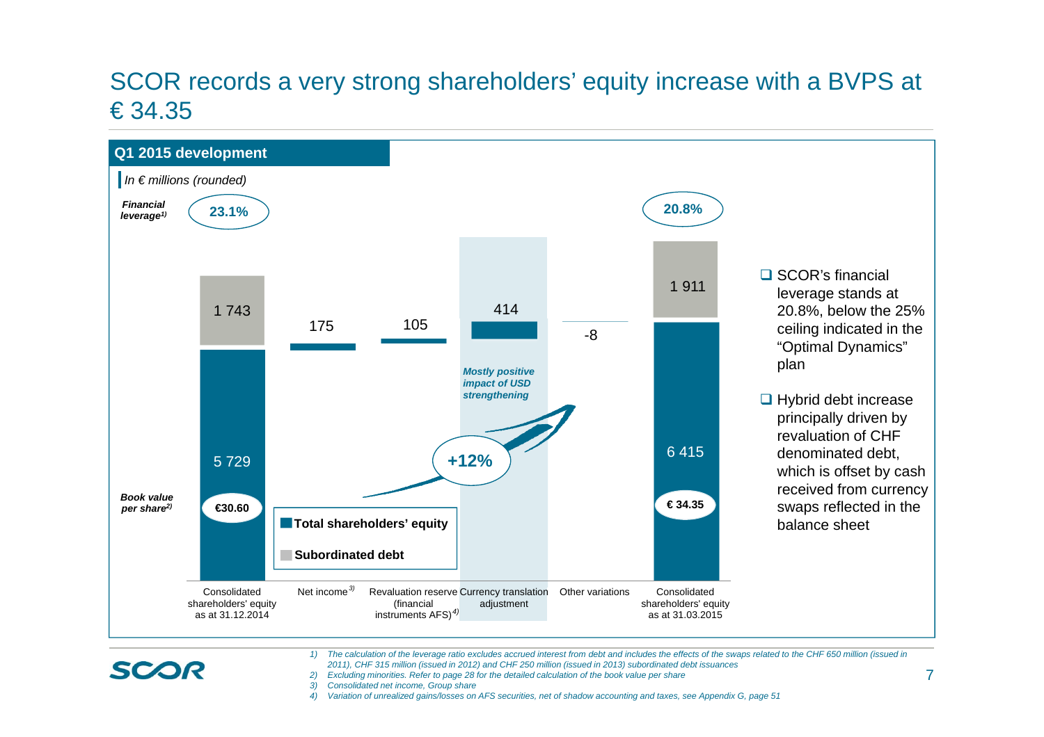# SCOR records a very strong shareholders' equity increase with a BVPS at € 34.35

## Q1 2015 development

*In € millions (rounded)*

| | Consolidated shareholders' equity as at 31.12.2014 | Net income[3] | Revaluation reserve (financial instruments AFS)[4] | Currency translation adjustment | Other variations | Consolidated shareholders' equity as at 31.03.2015 |
|---|---|---|---|---|---|---|
| *Financial leverage[1]* | 23.1% | | | | | 20.8% |
| Subordinated debt | 1 743 | | | | | 1 911 |
| Total shareholders' equity | 5 729 | 175 | 105 | 414 | -8 | 6 415 |
| *Book value per share[2]* | €30.60 | | | | | € 34.35 |

*Mostly positive impact of USD strengthening*

**+12%**

- SCOR's financial leverage stands at 20.8%, below the 25% ceiling indicated in the "Optimal Dynamics" plan
- Hybrid debt increase principally driven by revaluation of CHF denominated debt, which is offset by cash received from currency swaps reflected in the balance sheet

1) *The calculation of the leverage ratio excludes accrued interest from debt and includes the effects of the swaps related to the CHF 650 million (issued in 2011), CHF 315 million (issued in 2012) and CHF 250 million (issued in 2013) subordinated debt issuances*
2) *Excluding minorities. Refer to page 28 for the detailed calculation of the book value per share*
3) *Consolidated net income, Group share*
4) *Variation of unrealized gains/losses on AFS securities, net of shadow accounting and taxes, see Appendix G, page 51*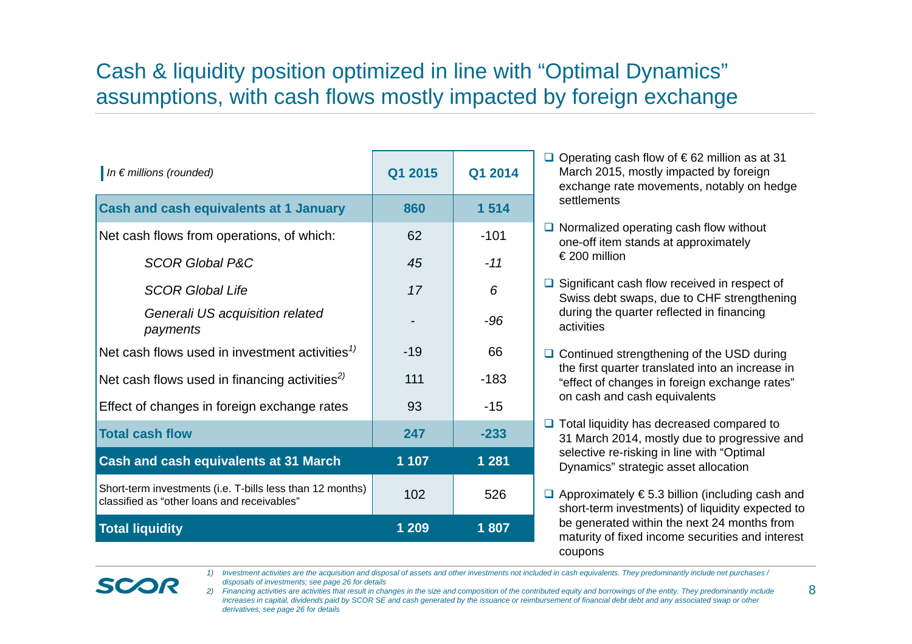# Cash & liquidity position optimized in line with "Optimal Dynamics" assumptions, with cash flows mostly impacted by foreign exchange

| *In € millions (rounded)* | Q1 2015 | Q1 2014 |
|---|---|---|
| **Cash and cash equivalents at 1 January** | **860** | **1 514** |
| Net cash flows from operations, of which: | 62 | -101 |
| *SCOR Global P&C* | *45* | *-11* |
| *SCOR Global Life* | *17* | *6* |
| *Generali US acquisition related payments* | *-* | *-96* |
| Net cash flows used in investment activities[1] | -19 | 66 |
| Net cash flows used in financing activities[2] | 111 | -183 |
| Effect of changes in foreign exchange rates | 93 | -15 |
| **Total cash flow** | **247** | **-233** |
| **Cash and cash equivalents at 31 March** | **1 107** | **1 281** |
| Short-term investments (i.e. T-bills less than 12 months) classified as "other loans and receivables" | 102 | 526 |
| **Total liquidity** | **1 209** | **1 807** |

- Operating cash flow of € 62 million as at 31 March 2015, mostly impacted by foreign exchange rate movements, notably on hedge settlements
- Normalized operating cash flow without one-off item stands at approximately € 200 million
- Significant cash flow received in respect of Swiss debt swaps, due to CHF strengthening during the quarter reflected in financing activities
- Continued strengthening of the USD during the first quarter translated into an increase in "effect of changes in foreign exchange rates" on cash and cash equivalents
- Total liquidity has decreased compared to 31 March 2014, mostly due to progressive and selective re-risking in line with "Optimal Dynamics" strategic asset allocation
- Approximately € 5.3 billion (including cash and short-term investments) of liquidity expected to be generated within the next 24 months from maturity of fixed income securities and interest coupons

1) *Investment activities are the acquisition and disposal of assets and other investments not included in cash equivalents. They predominantly include net purchases / disposals of investments; see page 26 for details*
2) *Financing activities are activities that result in changes in the size and composition of the contributed equity and borrowings of the entity. They predominantly include increases in capital, dividends paid by SCOR SE and cash generated by the issuance or reimbursement of financial debt debt and any associated swap or other derivatives; see page 26 for details*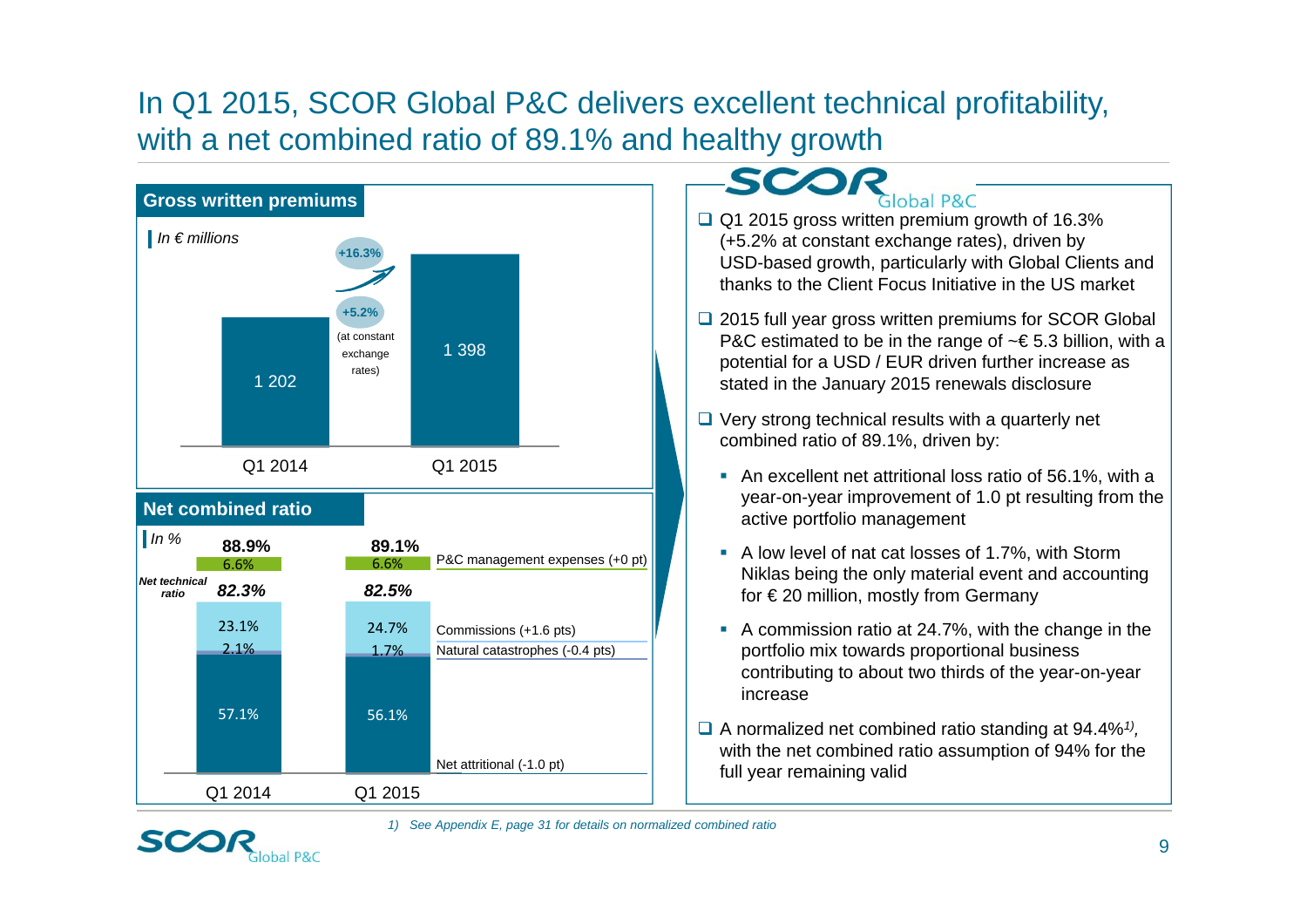# In Q1 2015, SCOR Global P&C delivers excellent technical profitability, with a net combined ratio of 89.1% and healthy growth

## Gross written premiums

*In € millions*

| | Q1 2014 | Q1 2015 |
|---|---|---|
| Gross written premiums | 1 202 | 1 398 |

+16.3%

+5.2% (at constant exchange rates)

## Net combined ratio

*In %*

| | Q1 2014 | Q1 2015 | |
|---|---|---|---|
| Net combined ratio | 88.9% | 89.1% | |
| P&C management expenses | 6.6% | 6.6% | P&C management expenses (+0 pt) |
| *Net technical ratio* | *82.3%* | *82.5%* | |
| Commissions | 23.1% | 24.7% | Commissions (+1.6 pts) |
| Natural catastrophes | 2.1% | 1.7% | Natural catastrophes (-0.4 pts) |
| Net attritional | 57.1% | 56.1% | Net attritional (-1.0 pt) |

## SCOR Global P&C

- Q1 2015 gross written premium growth of 16.3% (+5.2% at constant exchange rates), driven by USD-based growth, particularly with Global Clients and thanks to the Client Focus Initiative in the US market
- 2015 full year gross written premiums for SCOR Global P&C estimated to be in the range of ~€ 5.3 billion, with a potential for a USD / EUR driven further increase as stated in the January 2015 renewals disclosure
- Very strong technical results with a quarterly net combined ratio of 89.1%, driven by:
  - An excellent net attritional loss ratio of 56.1%, with a year-on-year improvement of 1.0 pt resulting from the active portfolio management
  - A low level of nat cat losses of 1.7%, with Storm Niklas being the only material event and accounting for € 20 million, mostly from Germany
  - A commission ratio at 24.7%, with the change in the portfolio mix towards proportional business contributing to about two thirds of the year-on-year increase
- A normalized net combined ratio standing at 94.4%[1], with the net combined ratio assumption of 94% for the full year remaining valid

*1) See Appendix E, page 31 for details on normalized combined ratio*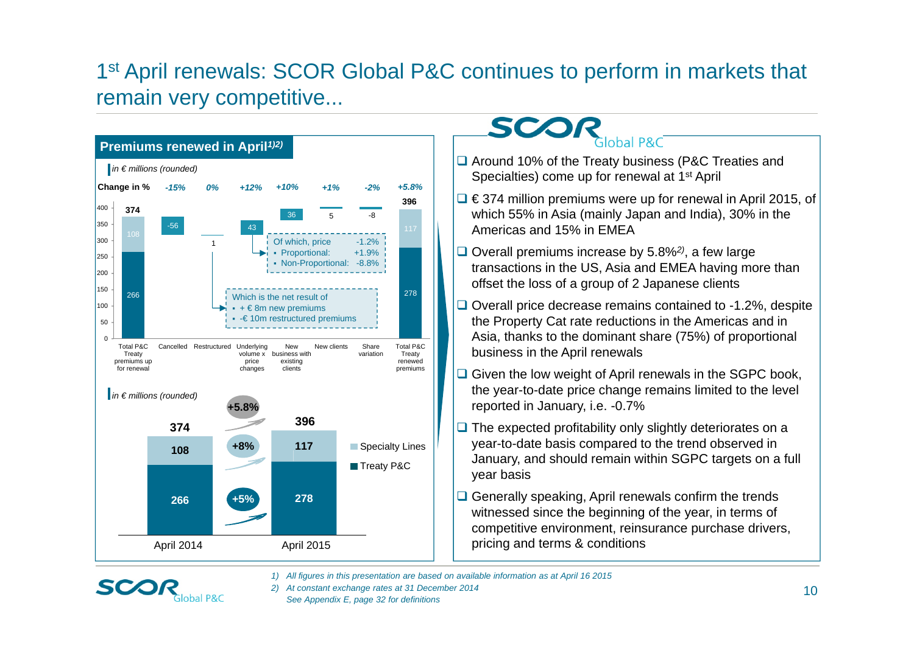# 1st April renewals: SCOR Global P&C continues to perform in markets that remain very competitive...

## Premiums renewed in April[1)2)]

*in € millions (rounded)*

| | Total P&C Treaty premiums up for renewal | Cancelled | Restructured | Underlying volume x price changes | New business with existing clients | New clients | Share variation | Total P&C Treaty renewed premiums |
|---|---|---|---|---|---|---|---|---|
| Change in % | | -15% | 0% | +12% | +10% | +1% | -2% | +5.8% |
| Total | 374 | -56 | 1 | 43 | 36 | 5 | -8 | 396 |
| Specialty Lines | 108 | | | | | | | 117 |
| Treaty P&C | 266 | | | | | | | 278 |

Of which, price -1.2%
- Proportional: +1.9%
- Non-Proportional: -8.8%

Which is the net result of
- + € 8m new premiums
- -€ 10m restructured premiums

*in € millions (rounded)*

| | April 2014 | April 2015 | Change |
|---|---|---|---|
| Specialty Lines | 108 | 117 | +8% |
| Treaty P&C | 266 | 278 | +5% |
| Total | 374 | 396 | +5.8% |

## SCOR Global P&C

- Around 10% of the Treaty business (P&C Treaties and Specialties) come up for renewal at 1st April
- € 374 million premiums were up for renewal in April 2015, of which 55% in Asia (mainly Japan and India), 30% in the Americas and 15% in EMEA
- Overall premiums increase by 5.8%[2)], a few large transactions in the US, Asia and EMEA having more than offset the loss of a group of 2 Japanese clients
- Overall price decrease remains contained to -1.2%, despite the Property Cat rate reductions in the Americas and in Asia, thanks to the dominant share (75%) of proportional business in the April renewals
- Given the low weight of April renewals in the SGPC book, the year-to-date price change remains limited to the level reported in January, i.e. -0.7%
- The expected profitability only slightly deteriorates on a year-to-date basis compared to the trend observed in January, and should remain within SGPC targets on a full year basis
- Generally speaking, April renewals confirm the trends witnessed since the beginning of the year, in terms of competitive environment, reinsurance purchase drivers, pricing and terms & conditions

*1) All figures in this presentation are based on available information as at April 16 2015*
*2) At constant exchange rates at 31 December 2014*
*See Appendix E, page 32 for definitions*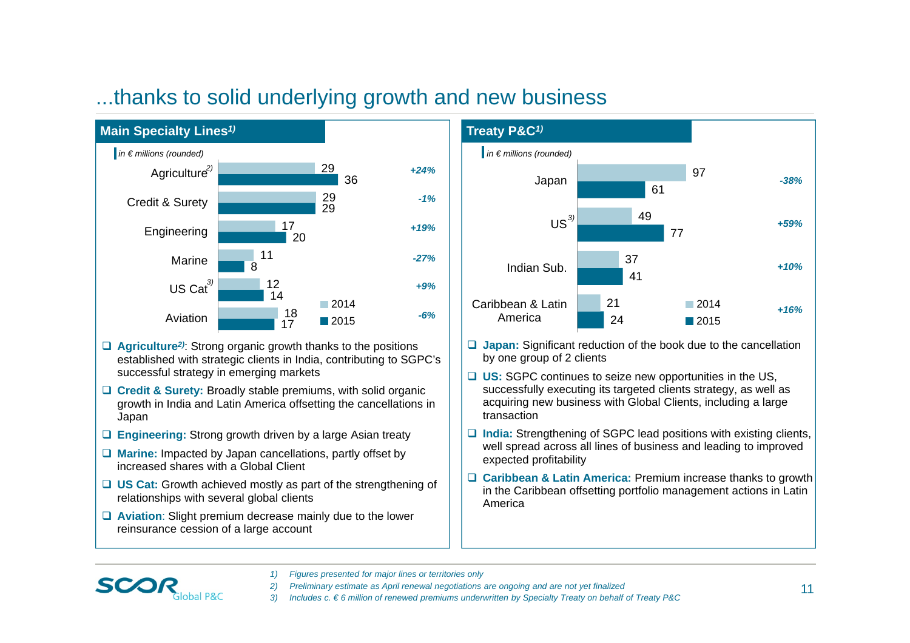# ...thanks to solid underlying growth and new business

## Main Specialty Lines[1)]

*in € millions (rounded)*

| Line | 2014 | 2015 | Change |
|---|---|---|---|
| Agriculture[2)] | 29 | 36 | +24% |
| Credit & Surety | 29 | 29 | -1% |
| Engineering | 17 | 20 | +19% |
| Marine | 11 | 8 | -27% |
| US Cat[3)] | 12 | 14 | +9% |
| Aviation | 18 | 17 | -6% |

- **Agriculture[2)]**: Strong organic growth thanks to the positions established with strategic clients in India, contributing to SGPC's successful strategy in emerging markets
- **Credit & Surety:** Broadly stable premiums, with solid organic growth in India and Latin America offsetting the cancellations in Japan
- **Engineering:** Strong growth driven by a large Asian treaty
- **Marine:** Impacted by Japan cancellations, partly offset by increased shares with a Global Client
- **US Cat:** Growth achieved mostly as part of the strengthening of relationships with several global clients
- **Aviation**: Slight premium decrease mainly due to the lower reinsurance cession of a large account

## Treaty P&C[1)]

*in € millions (rounded)*

| Territory | 2014 | 2015 | Change |
|---|---|---|---|
| Japan | 97 | 61 | -38% |
| US[3)] | 49 | 77 | +59% |
| Indian Sub. | 37 | 41 | +10% |
| Caribbean & Latin America | 21 | 24 | +16% |

- **Japan:** Significant reduction of the book due to the cancellation by one group of 2 clients
- **US:** SGPC continues to seize new opportunities in the US, successfully executing its targeted clients strategy, as well as acquiring new business with Global Clients, including a large transaction
- **India:** Strengthening of SGPC lead positions with existing clients, well spread across all lines of business and leading to improved expected profitability
- **Caribbean & Latin America:** Premium increase thanks to growth in the Caribbean offsetting portfolio management actions in Latin America

*1) Figures presented for major lines or territories only*
*2) Preliminary estimate as April renewal negotiations are ongoing and are not yet finalized*
*3) Includes c. € 6 million of renewed premiums underwritten by Specialty Treaty on behalf of Treaty P&C*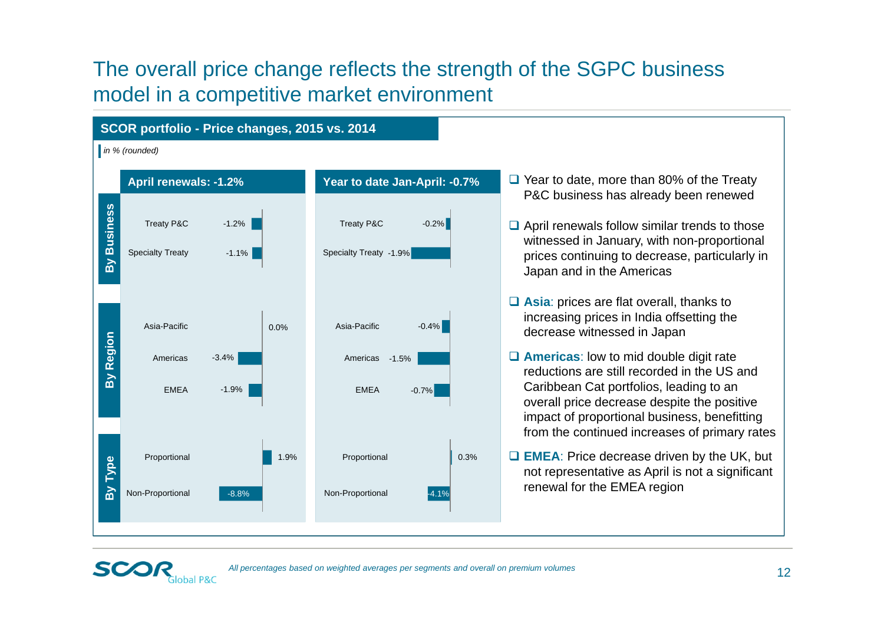# The overall price change reflects the strength of the SGPC business model in a competitive market environment

## SCOR portfolio - Price changes, 2015 vs. 2014

*in % (rounded)*

| | | April renewals: -1.2% | Year to date Jan-April: -0.7% |
|---|---|---|---|
| By Business | Treaty P&C | -1.2% | -0.2% |
| | Specialty Treaty | -1.1% | -1.9% |
| By Region | Asia-Pacific | 0.0% | -0.4% |
| | Americas | -3.4% | -1.5% |
| | EMEA | -1.9% | -0.7% |
| By Type | Proportional | 1.9% | 0.3% |
| | Non-Proportional | -8.8% | -4.1% |

- Year to date, more than 80% of the Treaty P&C business has already been renewed
- April renewals follow similar trends to those witnessed in January, with non-proportional prices continuing to decrease, particularly in Japan and in the Americas
- **Asia**: prices are flat overall, thanks to increasing prices in India offsetting the decrease witnessed in Japan
- **Americas**: low to mid double digit rate reductions are still recorded in the US and Caribbean Cat portfolios, leading to an overall price decrease despite the positive impact of proportional business, benefitting from the continued increases of primary rates
- **EMEA**: Price decrease driven by the UK, but not representative as April is not a significant renewal for the EMEA region

*All percentages based on weighted averages per segments and overall on premium volumes*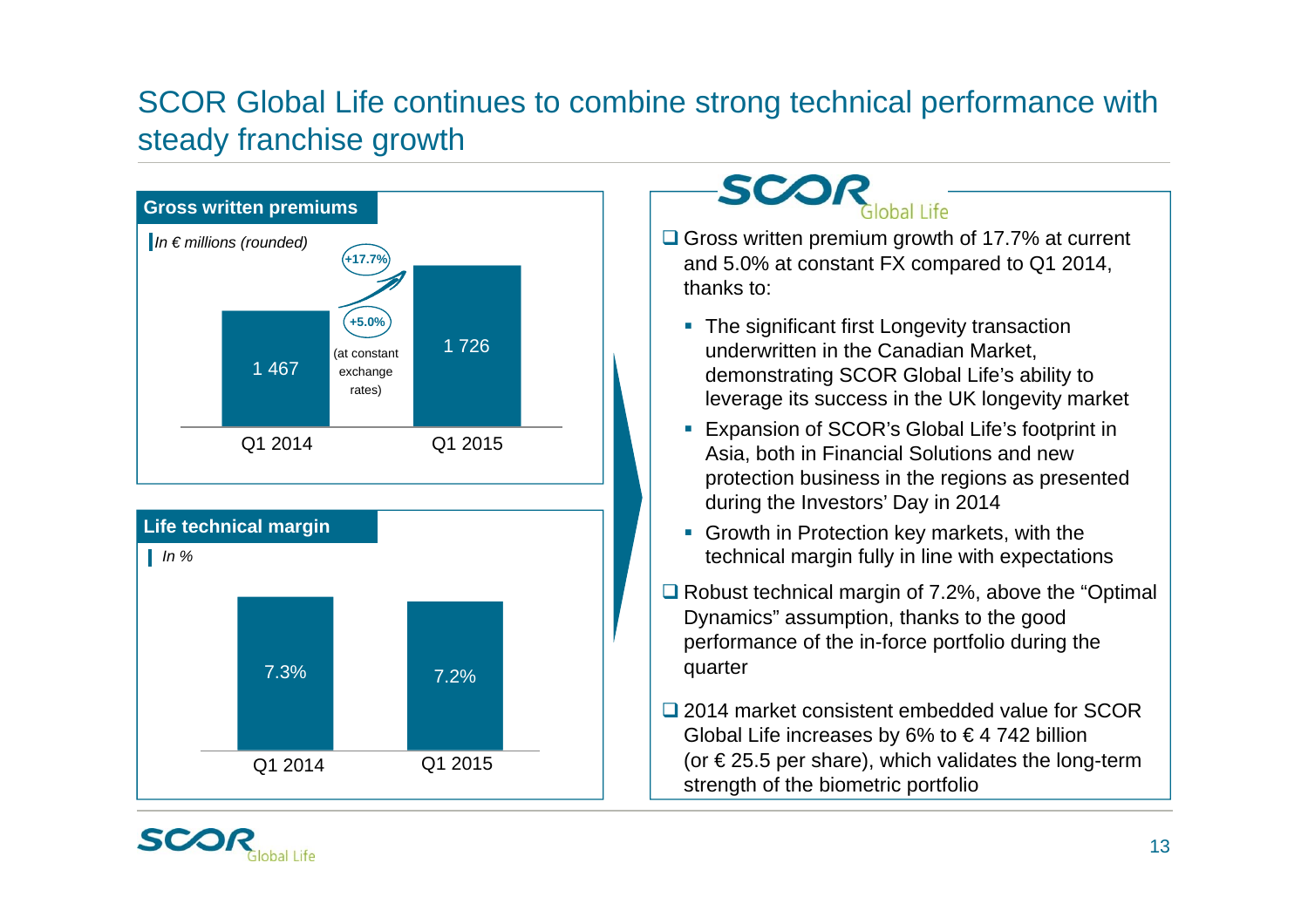# SCOR Global Life continues to combine strong technical performance with steady franchise growth

## Gross written premiums

*In € millions (rounded)*

| | Q1 2014 | Q1 2015 |
|---|---|---|
| Gross written premiums | 1 467 | 1 726 |

+17.7%

+5.0% (at constant exchange rates)

## Life technical margin

*In %*

| | Q1 2014 | Q1 2015 |
|---|---|---|
| Life technical margin | 7.3% | 7.2% |

## SCOR Global Life

- Gross written premium growth of 17.7% at current and 5.0% at constant FX compared to Q1 2014, thanks to:
  - The significant first Longevity transaction underwritten in the Canadian Market, demonstrating SCOR Global Life's ability to leverage its success in the UK longevity market
  - Expansion of SCOR's Global Life's footprint in Asia, both in Financial Solutions and new protection business in the regions as presented during the Investors' Day in 2014
  - Growth in Protection key markets, with the technical margin fully in line with expectations
- Robust technical margin of 7.2%, above the "Optimal Dynamics" assumption, thanks to the good performance of the in-force portfolio during the quarter
- 2014 market consistent embedded value for SCOR Global Life increases by 6% to € 4 742 billion (or € 25.5 per share), which validates the long-term strength of the biometric portfolio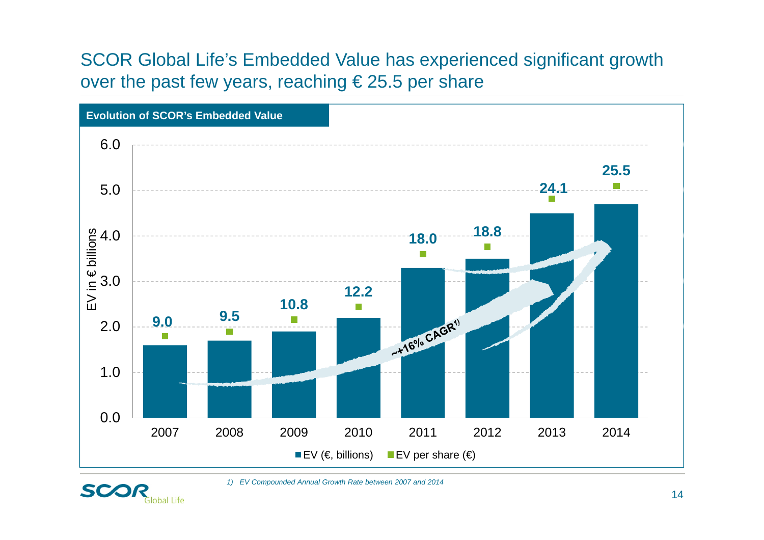# SCOR Global Life's Embedded Value has experienced significant growth over the past few years, reaching € 25.5 per share

**Evolution of SCOR's Embedded Value**

| Year | EV (€, billions) | EV per share (€) |
|---|---|---|
| 2007 | ~1.6 | 9.0 |
| 2008 | ~1.7 | 9.5 |
| 2009 | ~1.9 | 10.8 |
| 2010 | ~2.2 | 12.2 |
| 2011 | ~3.3 | 18.0 |
| 2012 | ~3.5 | 18.8 |
| 2013 | ~4.5 | 24.1 |
| 2014 | ~4.7 | 25.5 |

Y-axis: EV in € billions

~+16% CAGR[1]

*1) EV Compounded Annual Growth Rate between 2007 and 2014*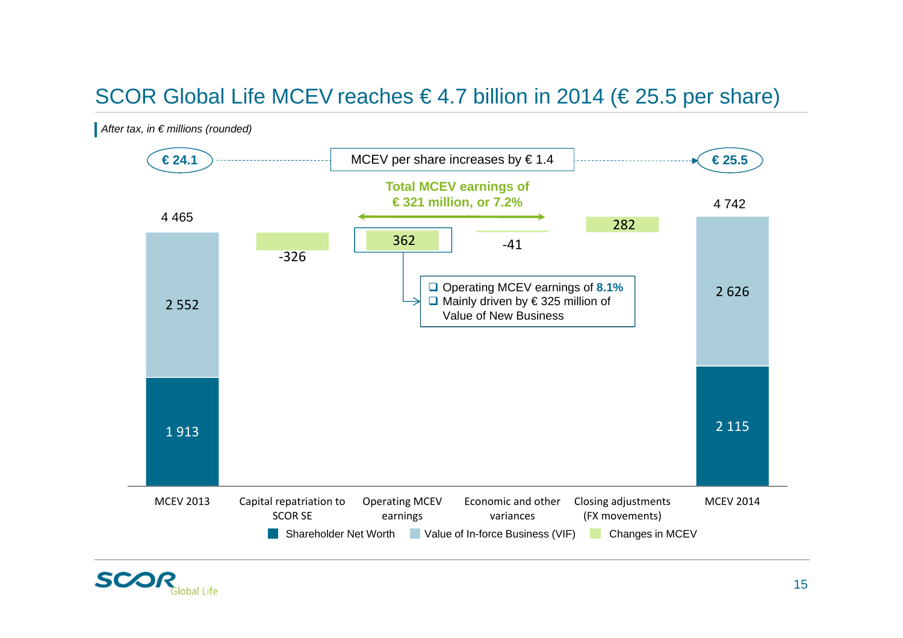# SCOR Global Life MCEV reaches € 4.7 billion in 2014 (€ 25.5 per share)

*After tax, in € millions (rounded)*

€ 24.1 → MCEV per share increases by € 1.4 → € 25.5

**Total MCEV earnings of € 321 million, or 7.2%**

| | MCEV 2013 | Capital repatriation to SCOR SE | Operating MCEV earnings | Economic and other variances | Closing adjustments (FX movements) | MCEV 2014 |
|---|---|---|---|---|---|---|
| Total | 4 465 | -326 | 362 | -41 | 282 | 4 742 |
| Value of In-force Business (VIF) | 2 552 | | | | | 2 626 |
| Shareholder Net Worth | 1 913 | | | | | 2 115 |

- Operating MCEV earnings of **8.1%**
- Mainly driven by € 325 million of Value of New Business

Legend: Shareholder Net Worth; Value of In-force Business (VIF); Changes in MCEV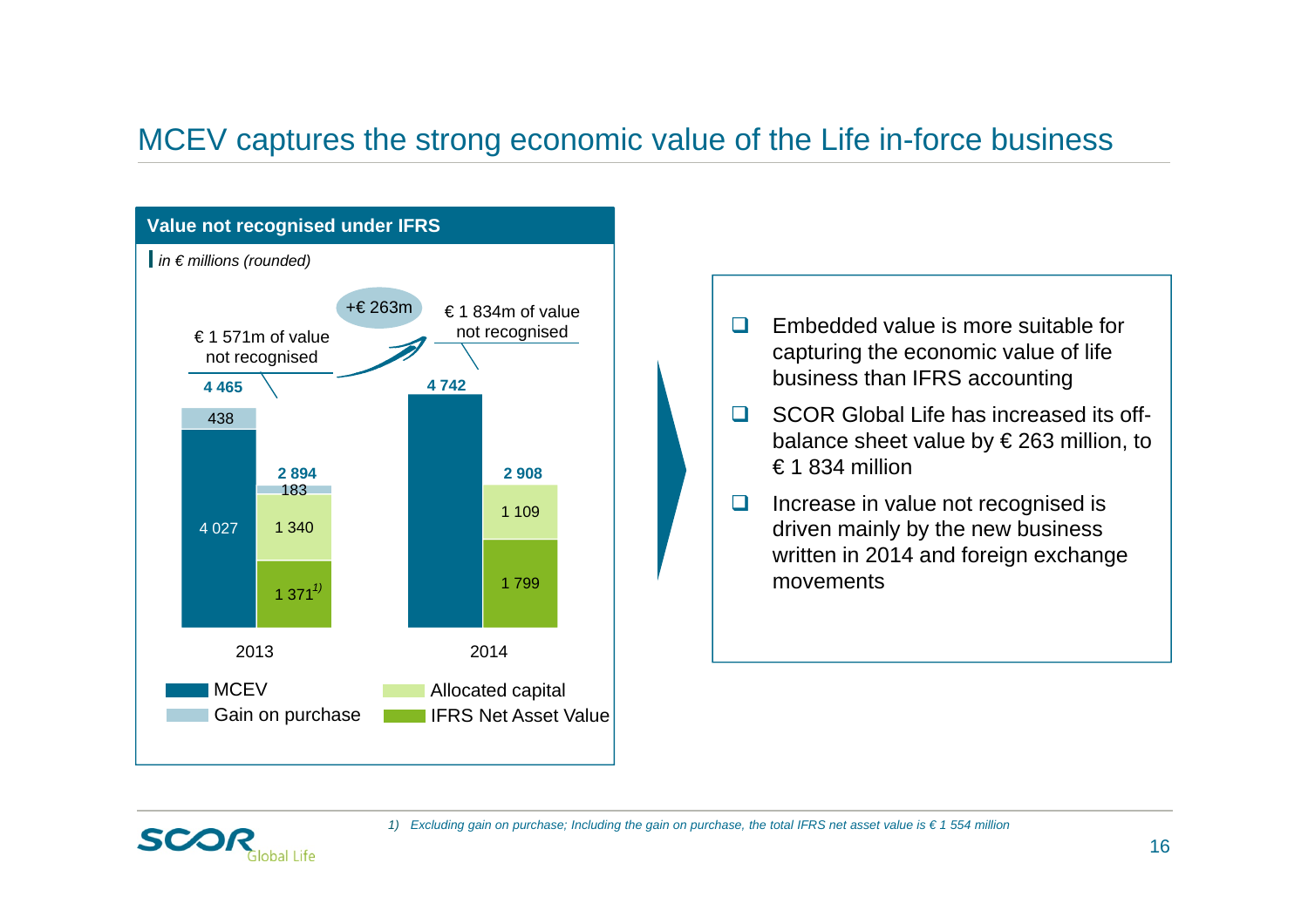# MCEV captures the strong economic value of the Life in-force business

## Value not recognised under IFRS

*in € millions (rounded)*

| | MCEV | Gain on purchase | Total | Allocated capital | IFRS Net Asset Value | Gain on purchase | Total | Value not recognised |
|---|---|---|---|---|---|---|---|---|
| 2013 | 4 027 | 438 | 4 465 | 1 340 | 1 371[1] | 183 | 2 894 | € 1 571m |
| 2014 | 4 742 | | 4 742 | 1 109 | 1 799 | | 2 908 | € 1 834m |

+€ 263m

- Embedded value is more suitable for capturing the economic value of life business than IFRS accounting
- SCOR Global Life has increased its off-balance sheet value by € 263 million, to € 1 834 million
- Increase in value not recognised is driven mainly by the new business written in 2014 and foreign exchange movements

*1) Excluding gain on purchase; Including the gain on purchase, the total IFRS net asset value is € 1 554 million*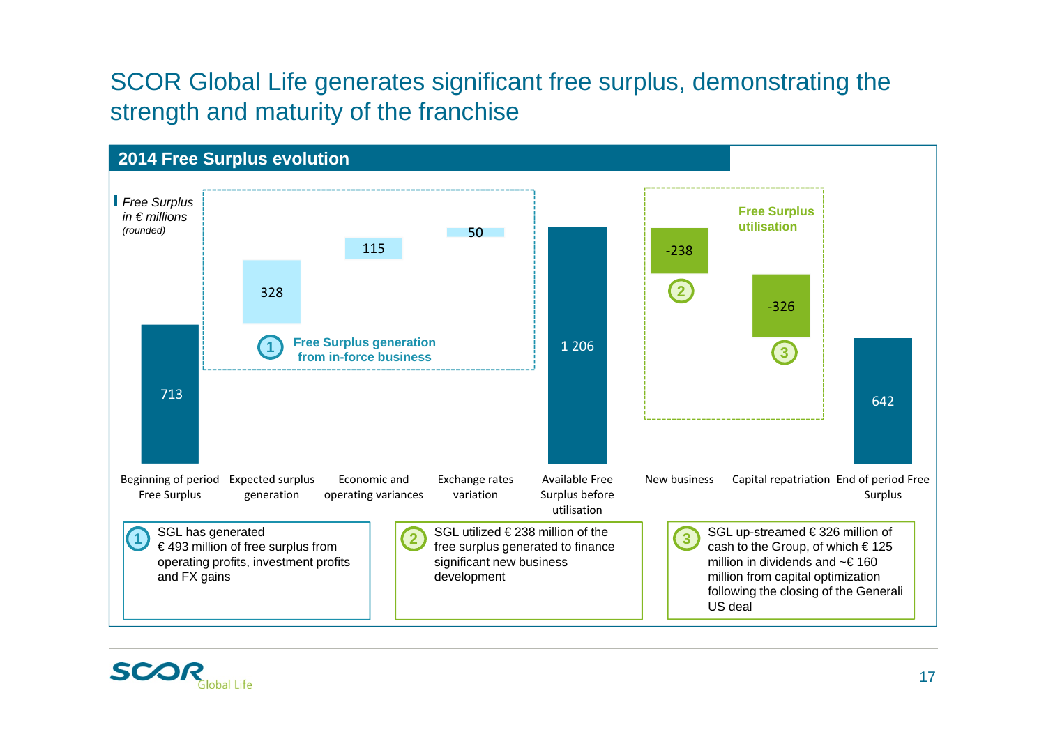# SCOR Global Life generates significant free surplus, demonstrating the strength and maturity of the franchise

## 2014 Free Surplus evolution

*Free Surplus in € millions (rounded)*

| | Beginning of period Free Surplus | Expected surplus generation | Economic and operating variances | Exchange rates variation | Available Free Surplus before utilisation | New business | Capital repatriation | End of period Free Surplus |
|---|---|---|---|---|---|---|---|---|
| € millions | 713 | 328 | 115 | 50 | 1 206 | -238 | -326 | 642 |

**1 Free Surplus generation from in-force business** (Expected surplus generation, Economic and operating variances, Exchange rates variation)

**Free Surplus utilisation** (2: New business; 3: Capital repatriation)

1. SGL has generated € 493 million of free surplus from operating profits, investment profits and FX gains
2. SGL utilized € 238 million of the free surplus generated to finance significant new business development
3. SGL up-streamed € 326 million of cash to the Group, of which € 125 million in dividends and ~€ 160 million from capital optimization following the closing of the Generali US deal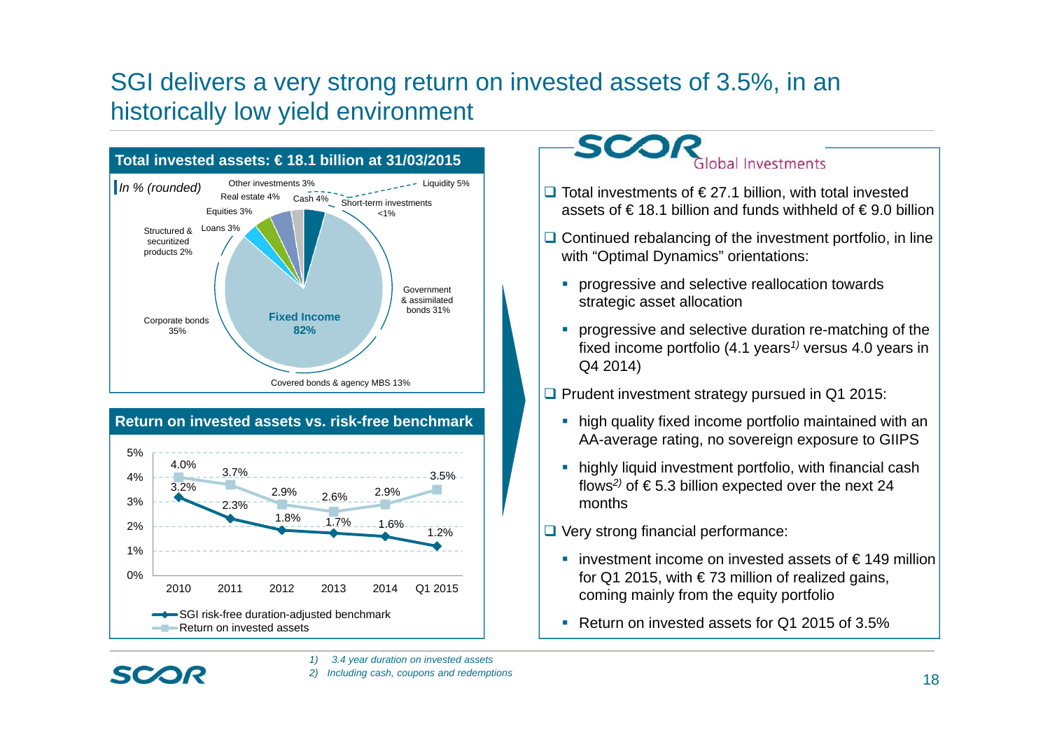# SGI delivers a very strong return on invested assets of 3.5%, in an historically low yield environment

## Total invested assets: € 18.1 billion at 31/03/2015

*In % (rounded)*

| Asset class | % |
|---|---|
| Liquidity | 5% |
| Cash | 4% |
| Short-term investments | <1% |
| Other investments | 3% |
| Real estate | 4% |
| Equities | 3% |
| Loans | 3% |
| Structured & securitized products | 2% |
| Corporate bonds | 35% |
| Government & assimilated bonds | 31% |
| Covered bonds & agency MBS | 13% |
| **Fixed Income** | **82%** |

## Return on invested assets vs. risk-free benchmark

| | 2010 | 2011 | 2012 | 2013 | 2014 | Q1 2015 |
|---|---|---|---|---|---|---|
| SGI risk-free duration-adjusted benchmark | 3.2% | 2.3% | 1.8% | 1.7% | 1.6% | 1.2% |
| Return on invested assets | 4.0% | 3.7% | 2.9% | 2.6% | 2.9% | 3.5% |

## SCOR Global Investments

- Total investments of € 27.1 billion, with total invested assets of € 18.1 billion and funds withheld of € 9.0 billion
- Continued rebalancing of the investment portfolio, in line with "Optimal Dynamics" orientations:
  - progressive and selective reallocation towards strategic asset allocation
  - progressive and selective duration re-matching of the fixed income portfolio (4.1 years[1] versus 4.0 years in Q4 2014)
- Prudent investment strategy pursued in Q1 2015:
  - high quality fixed income portfolio maintained with an AA-average rating, no sovereign exposure to GIIPS
  - highly liquid investment portfolio, with financial cash flows[2] of € 5.3 billion expected over the next 24 months
- Very strong financial performance:
  - investment income on invested assets of € 149 million for Q1 2015, with € 73 million of realized gains, coming mainly from the equity portfolio
  - Return on invested assets for Q1 2015 of 3.5%

*1) 3.4 year duration on invested assets*
*2) Including cash, coupons and redemptions*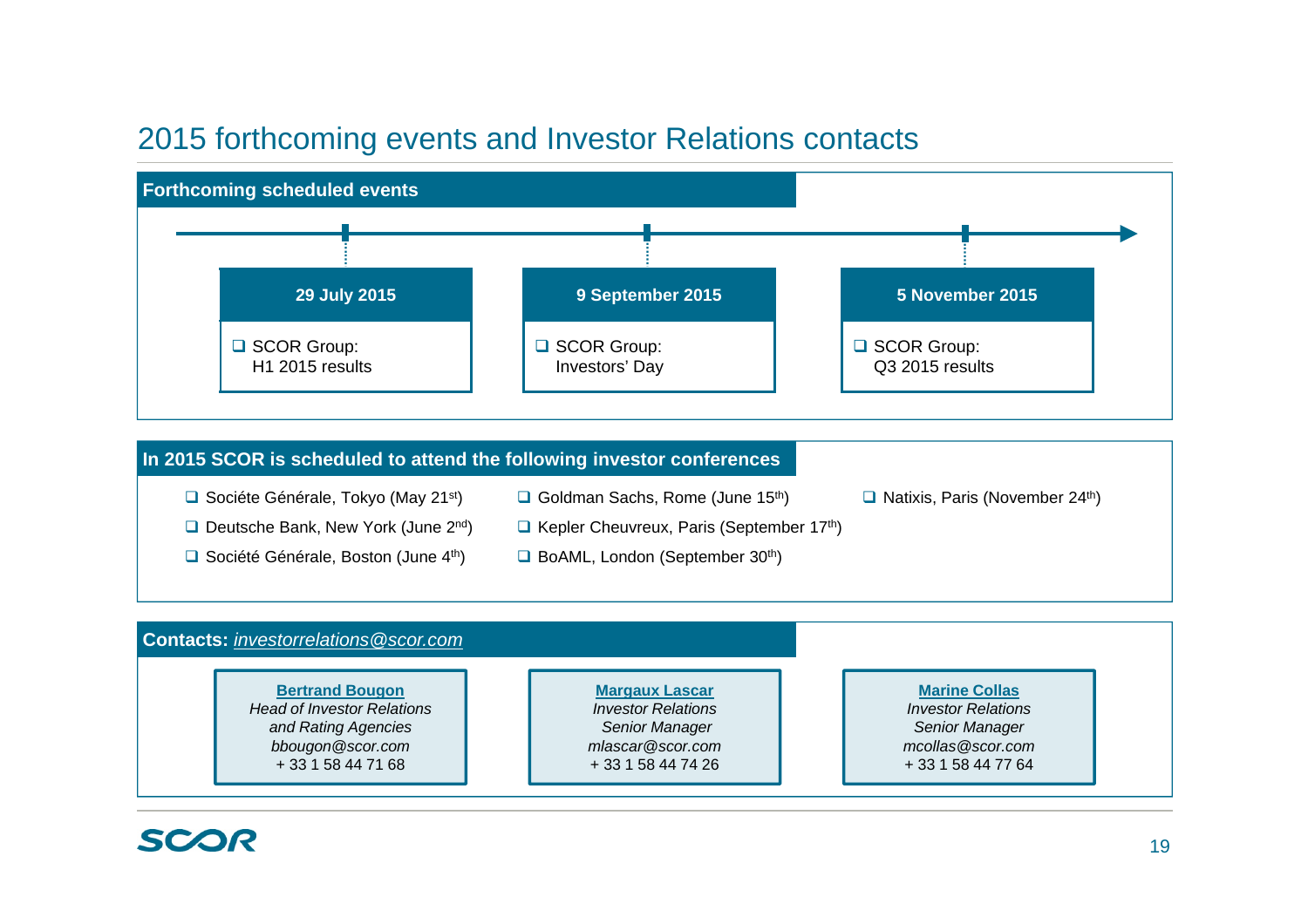# 2015 forthcoming events and Investor Relations contacts

## Forthcoming scheduled events

**29 July 2015**
- SCOR Group: H1 2015 results

**9 September 2015**
- SCOR Group: Investors' Day

**5 November 2015**
- SCOR Group: Q3 2015 results

## In 2015 SCOR is scheduled to attend the following investor conferences

- Sociéte Générale, Tokyo (May 21st)
- Deutsche Bank, New York (June 2nd)
- Société Générale, Boston (June 4th)
- Goldman Sachs, Rome (June 15th)
- Kepler Cheuvreux, Paris (September 17th)
- BoAML, London (September 30th)
- Natixis, Paris (November 24th)

## Contacts: *investorrelations@scor.com*

**Bertrand Bougon**
*Head of Investor Relations and Rating Agencies*
*bbougon@scor.com*
+ 33 1 58 44 71 68

**Margaux Lascar**
*Investor Relations Senior Manager*
*mlascar@scor.com*
+ 33 1 58 44 74 26

**Marine Collas**
*Investor Relations Senior Manager*
*mcollas@scor.com*
+ 33 1 58 44 77 64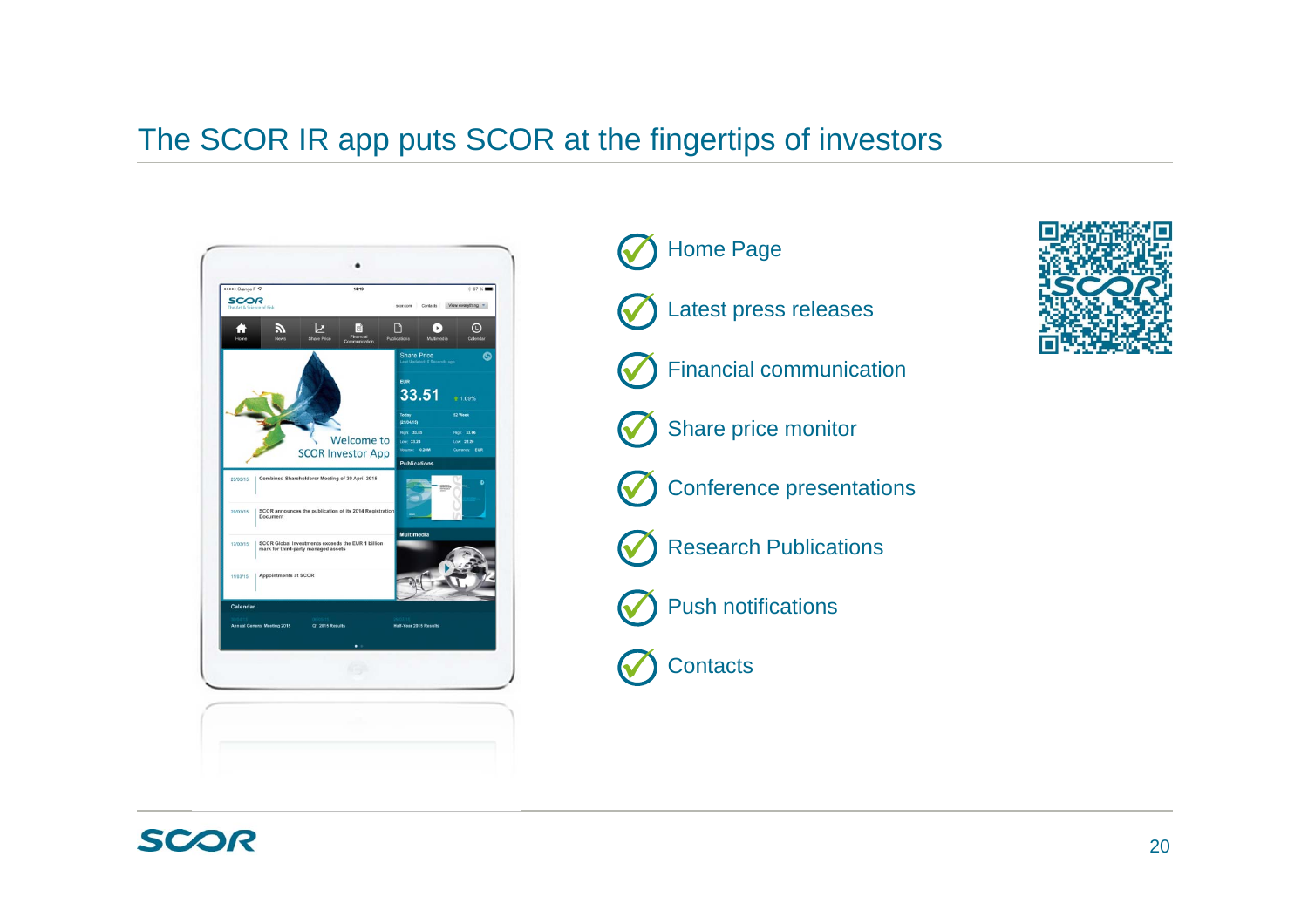# The SCOR IR app puts SCOR at the fingertips of investors

- Home Page
- Latest press releases
- Financial communication
- Share price monitor
- Conference presentations
- Research Publications
- Push notifications
- Contacts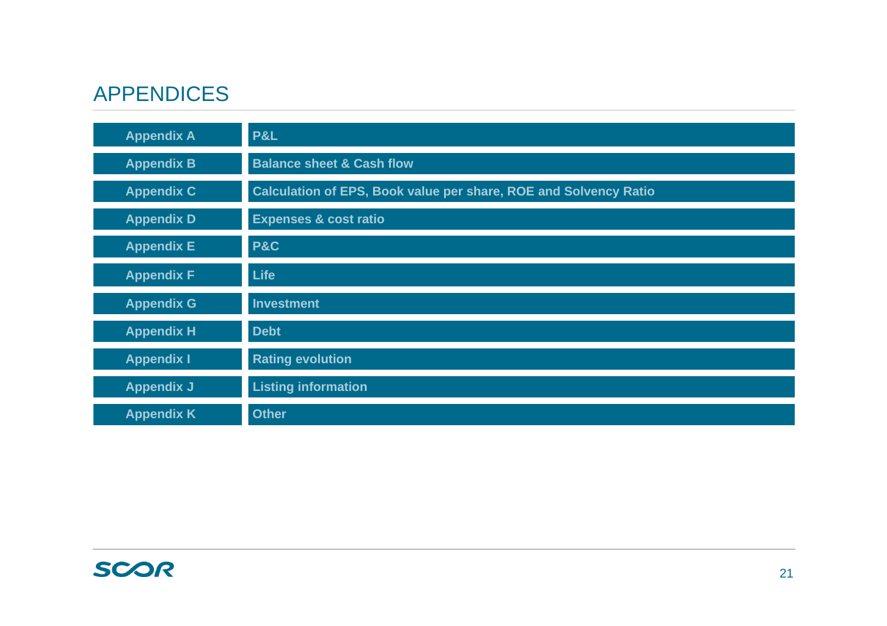# APPENDICES

| | |
|---|---|
| Appendix A | P&L |
| Appendix B | Balance sheet & Cash flow |
| Appendix C | Calculation of EPS, Book value per share, ROE and Solvency Ratio |
| Appendix D | Expenses & cost ratio |
| Appendix E | P&C |
| Appendix F | Life |
| Appendix G | Investment |
| Appendix H | Debt |
| Appendix I | Rating evolution |
| Appendix J | Listing information |
| Appendix K | Other |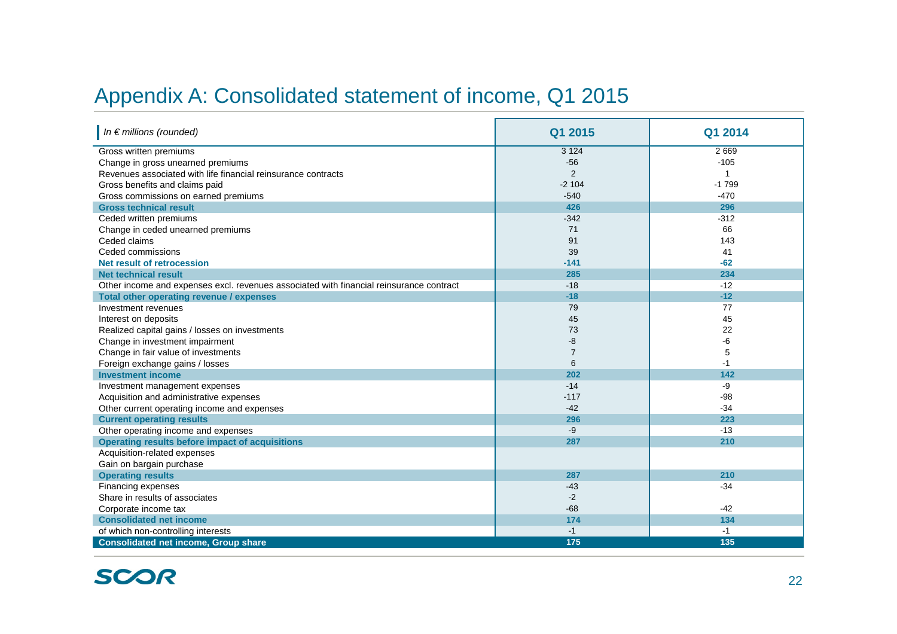# Appendix A: Consolidated statement of income, Q1 2015

| *In € millions (rounded)* | Q1 2015 | Q1 2014 |
|---|---|---|
| Gross written premiums | 3 124 | 2 669 |
| Change in gross unearned premiums | -56 | -105 |
| Revenues associated with life financial reinsurance contracts | 2 | 1 |
| Gross benefits and claims paid | -2 104 | -1 799 |
| Gross commissions on earned premiums | -540 | -470 |
| **Gross technical result** | **426** | **296** |
| Ceded written premiums | -342 | -312 |
| Change in ceded unearned premiums | 71 | 66 |
| Ceded claims | 91 | 143 |
| Ceded commissions | 39 | 41 |
| **Net result of retrocession** | **-141** | **-62** |
| **Net technical result** | **285** | **234** |
| Other income and expenses excl. revenues associated with financial reinsurance contract | -18 | -12 |
| **Total other operating revenue / expenses** | **-18** | **-12** |
| Investment revenues | 79 | 77 |
| Interest on deposits | 45 | 45 |
| Realized capital gains / losses on investments | 73 | 22 |
| Change in investment impairment | -8 | -6 |
| Change in fair value of investments | 7 | 5 |
| Foreign exchange gains / losses | 6 | -1 |
| **Investment income** | **202** | **142** |
| Investment management expenses | -14 | -9 |
| Acquisition and administrative expenses | -117 | -98 |
| Other current operating income and expenses | -42 | -34 |
| **Current operating results** | **296** | **223** |
| Other operating income and expenses | -9 | -13 |
| **Operating results before impact of acquisitions** | **287** | **210** |
| Acquisition-related expenses | | |
| Gain on bargain purchase | | |
| **Operating results** | **287** | **210** |
| Financing expenses | -43 | -34 |
| Share in results of associates | -2 | |
| Corporate income tax | -68 | -42 |
| **Consolidated net income** | **174** | **134** |
| of which non-controlling interests | -1 | -1 |
| **Consolidated net income, Group share** | **175** | **135** |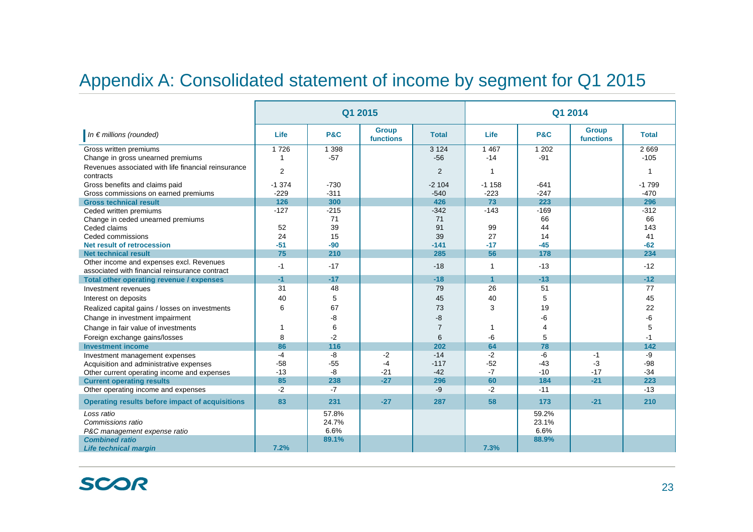# Appendix A: Consolidated statement of income by segment for Q1 2015

| *In € millions (rounded)* | Q1 2015 | | | | Q1 2014 | | | |
|---|---|---|---|---|---|---|---|---|
| | Life | P&C | Group functions | Total | Life | P&C | Group functions | Total |
| Gross written premiums | 1 726 | 1 398 | | 3 124 | 1 467 | 1 202 | | 2 669 |
| Change in gross unearned premiums | 1 | -57 | | -56 | -14 | -91 | | -105 |
| Revenues associated with life financial reinsurance contracts | 2 | | | 2 | 1 | | | 1 |
| Gross benefits and claims paid | -1 374 | -730 | | -2 104 | -1 158 | -641 | | -1 799 |
| Gross commissions on earned premiums | -229 | -311 | | -540 | -223 | -247 | | -470 |
| **Gross technical result** | **126** | **300** | | **426** | **73** | **223** | | **296** |
| Ceded written premiums | -127 | -215 | | -342 | -143 | -169 | | -312 |
| Change in ceded unearned premiums | | 71 | | 71 | | 66 | | 66 |
| Ceded claims | 52 | 39 | | 91 | 99 | 44 | | 143 |
| Ceded commissions | 24 | 15 | | 39 | 27 | 14 | | 41 |
| **Net result of retrocession** | **-51** | **-90** | | **-141** | **-17** | **-45** | | **-62** |
| **Net technical result** | **75** | **210** | | **285** | **56** | **178** | | **234** |
| Other income and expenses excl. Revenues associated with financial reinsurance contract | -1 | -17 | | -18 | 1 | -13 | | -12 |
| **Total other operating revenue / expenses** | **-1** | **-17** | | **-18** | **1** | **-13** | | **-12** |
| Investment revenues | 31 | 48 | | 79 | 26 | 51 | | 77 |
| Interest on deposits | 40 | 5 | | 45 | 40 | 5 | | 45 |
| Realized capital gains / losses on investments | 6 | 67 | | 73 | 3 | 19 | | 22 |
| Change in investment impairment | | -8 | | -8 | | -6 | | -6 |
| Change in fair value of investments | 1 | 6 | | 7 | 1 | 4 | | 5 |
| Foreign exchange gains/losses | 8 | -2 | | 6 | -6 | 5 | | -1 |
| **Investment income** | **86** | **116** | | **202** | **64** | **78** | | **142** |
| Investment management expenses | -4 | -8 | -2 | -14 | -2 | -6 | -1 | -9 |
| Acquisition and administrative expenses | -58 | -55 | -4 | -117 | -52 | -43 | -3 | -98 |
| Other current operating income and expenses | -13 | -8 | -21 | -42 | -7 | -10 | -17 | -34 |
| **Current operating results** | **85** | **238** | **-27** | **296** | **60** | **184** | **-21** | **223** |
| Other operating income and expenses | -2 | -7 | | -9 | -2 | -11 | | -13 |
| **Operating results before impact of acquisitions** | **83** | **231** | **-27** | **287** | **58** | **173** | **-21** | **210** |
| *Loss ratio* | | 57.8% | | | | 59.2% | | |
| *Commissions ratio* | | 24.7% | | | | 23.1% | | |
| *P&C management expense ratio* | | 6.6% | | | | 6.6% | | |
| ***Combined ratio*** | | **89.1%** | | | | **88.9%** | | |
| ***Life technical margin*** | **7.2%** | | | | **7.3%** | | | |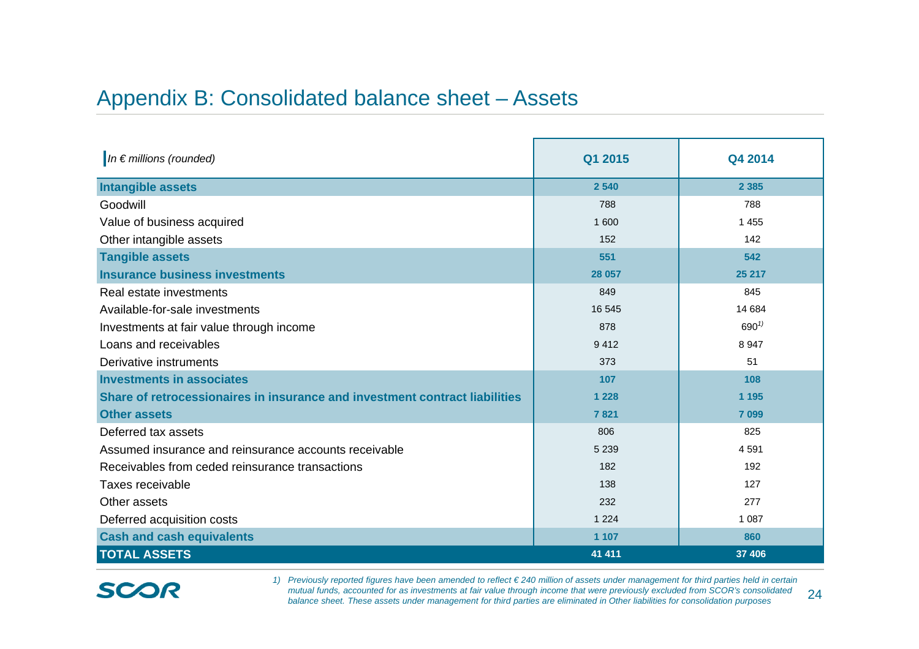## Appendix B: Consolidated balance sheet – Assets

| *In € millions (rounded)* | Q1 2015 | Q4 2014 |
|---|---|---|
| **Intangible assets** | **2 540** | **2 385** |
| Goodwill | 788 | 788 |
| Value of business acquired | 1 600 | 1 455 |
| Other intangible assets | 152 | 142 |
| **Tangible assets** | **551** | **542** |
| **Insurance business investments** | **28 057** | **25 217** |
| Real estate investments | 849 | 845 |
| Available-for-sale investments | 16 545 | 14 684 |
| Investments at fair value through income | 878 | 690[1)] |
| Loans and receivables | 9 412 | 8 947 |
| Derivative instruments | 373 | 51 |
| **Investments in associates** | **107** | **108** |
| **Share of retrocessionaires in insurance and investment contract liabilities** | **1 228** | **1 195** |
| **Other assets** | **7 821** | **7 099** |
| Deferred tax assets | 806 | 825 |
| Assumed insurance and reinsurance accounts receivable | 5 239 | 4 591 |
| Receivables from ceded reinsurance transactions | 182 | 192 |
| Taxes receivable | 138 | 127 |
| Other assets | 232 | 277 |
| Deferred acquisition costs | 1 224 | 1 087 |
| **Cash and cash equivalents** | **1 107** | **860** |
| **TOTAL ASSETS** | **41 411** | **37 406** |

*1) Previously reported figures have been amended to reflect € 240 million of assets under management for third parties held in certain mutual funds, accounted for as investments at fair value through income that were previously excluded from SCOR's consolidated balance sheet. These assets under management for third parties are eliminated in Other liabilities for consolidation purposes*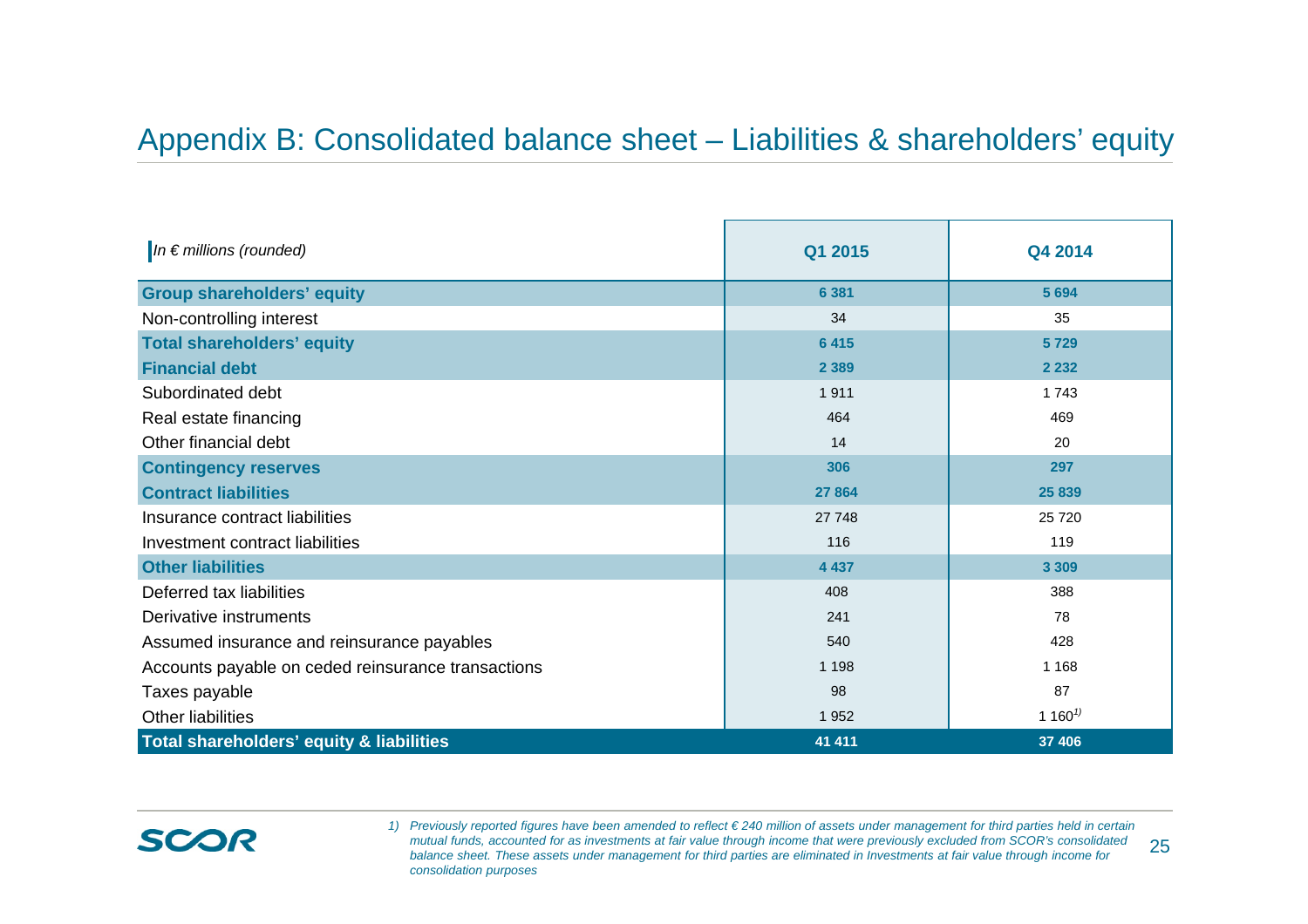# Appendix B: Consolidated balance sheet – Liabilities & shareholders' equity

| *In € millions (rounded)* | Q1 2015 | Q4 2014 |
|---|---|---|
| **Group shareholders' equity** | **6 381** | **5 694** |
| Non-controlling interest | 34 | 35 |
| **Total shareholders' equity** | **6 415** | **5 729** |
| **Financial debt** | **2 389** | **2 232** |
| Subordinated debt | 1 911 | 1 743 |
| Real estate financing | 464 | 469 |
| Other financial debt | 14 | 20 |
| **Contingency reserves** | **306** | **297** |
| **Contract liabilities** | **27 864** | **25 839** |
| Insurance contract liabilities | 27 748 | 25 720 |
| Investment contract liabilities | 116 | 119 |
| **Other liabilities** | **4 437** | **3 309** |
| Deferred tax liabilities | 408 | 388 |
| Derivative instruments | 241 | 78 |
| Assumed insurance and reinsurance payables | 540 | 428 |
| Accounts payable on ceded reinsurance transactions | 1 198 | 1 168 |
| Taxes payable | 98 | 87 |
| Other liabilities | 1 952 | 1 160[1)] |
| **Total shareholders' equity & liabilities** | **41 411** | **37 406** |

*1) Previously reported figures have been amended to reflect € 240 million of assets under management for third parties held in certain mutual funds, accounted for as investments at fair value through income that were previously excluded from SCOR's consolidated balance sheet. These assets under management for third parties are eliminated in Investments at fair value through income for consolidation purposes*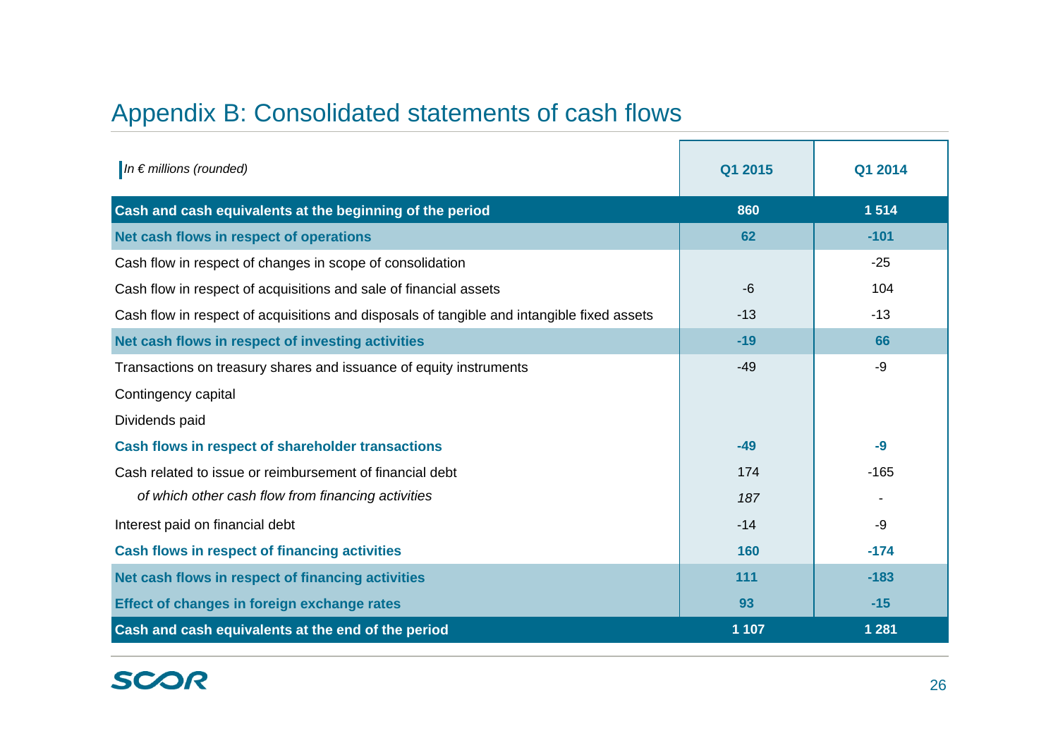# Appendix B: Consolidated statements of cash flows

| *In € millions (rounded)* | Q1 2015 | Q1 2014 |
|---|---|---|
| **Cash and cash equivalents at the beginning of the period** | **860** | **1 514** |
| **Net cash flows in respect of operations** | **62** | **-101** |
| Cash flow in respect of changes in scope of consolidation | | -25 |
| Cash flow in respect of acquisitions and sale of financial assets | -6 | 104 |
| Cash flow in respect of acquisitions and disposals of tangible and intangible fixed assets | -13 | -13 |
| **Net cash flows in respect of investing activities** | **-19** | **66** |
| Transactions on treasury shares and issuance of equity instruments | -49 | -9 |
| Contingency capital | | |
| Dividends paid | | |
| **Cash flows in respect of shareholder transactions** | **-49** | **-9** |
| Cash related to issue or reimbursement of financial debt | 174 | -165 |
| *of which other cash flow from financing activities* | *187* | - |
| Interest paid on financial debt | -14 | -9 |
| **Cash flows in respect of financing activities** | **160** | **-174** |
| **Net cash flows in respect of financing activities** | **111** | **-183** |
| **Effect of changes in foreign exchange rates** | **93** | **-15** |
| **Cash and cash equivalents at the end of the period** | **1 107** | **1 281** |

SCOR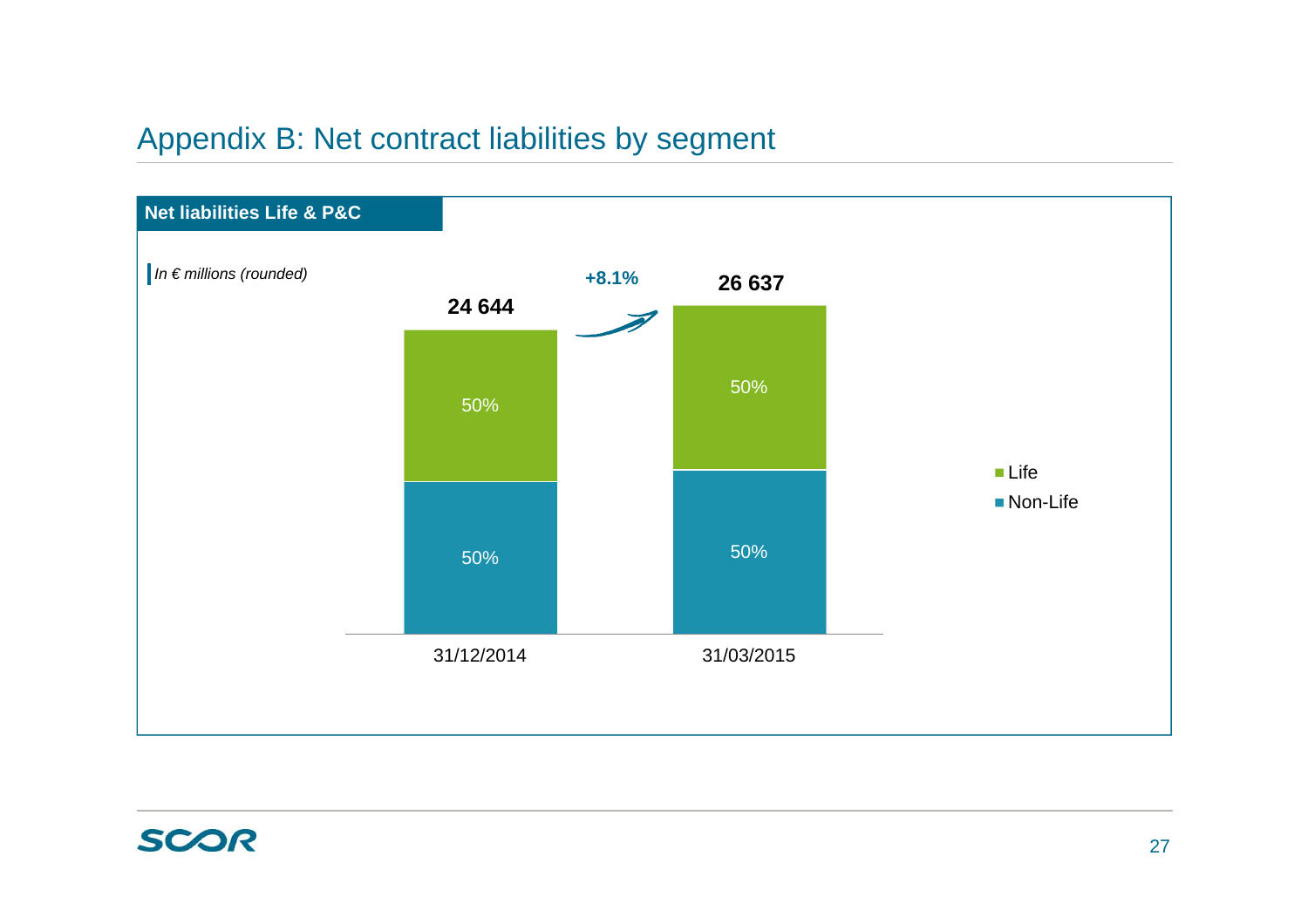# Appendix B: Net contract liabilities by segment

## Net liabilities Life & P&C

*In € millions (rounded)*

| | 31/12/2014 | 31/03/2015 |
|---|---|---|
| Life | 50% | 50% |
| Non-Life | 50% | 50% |
| **Total** | **24 644** | **26 637** |

+8.1%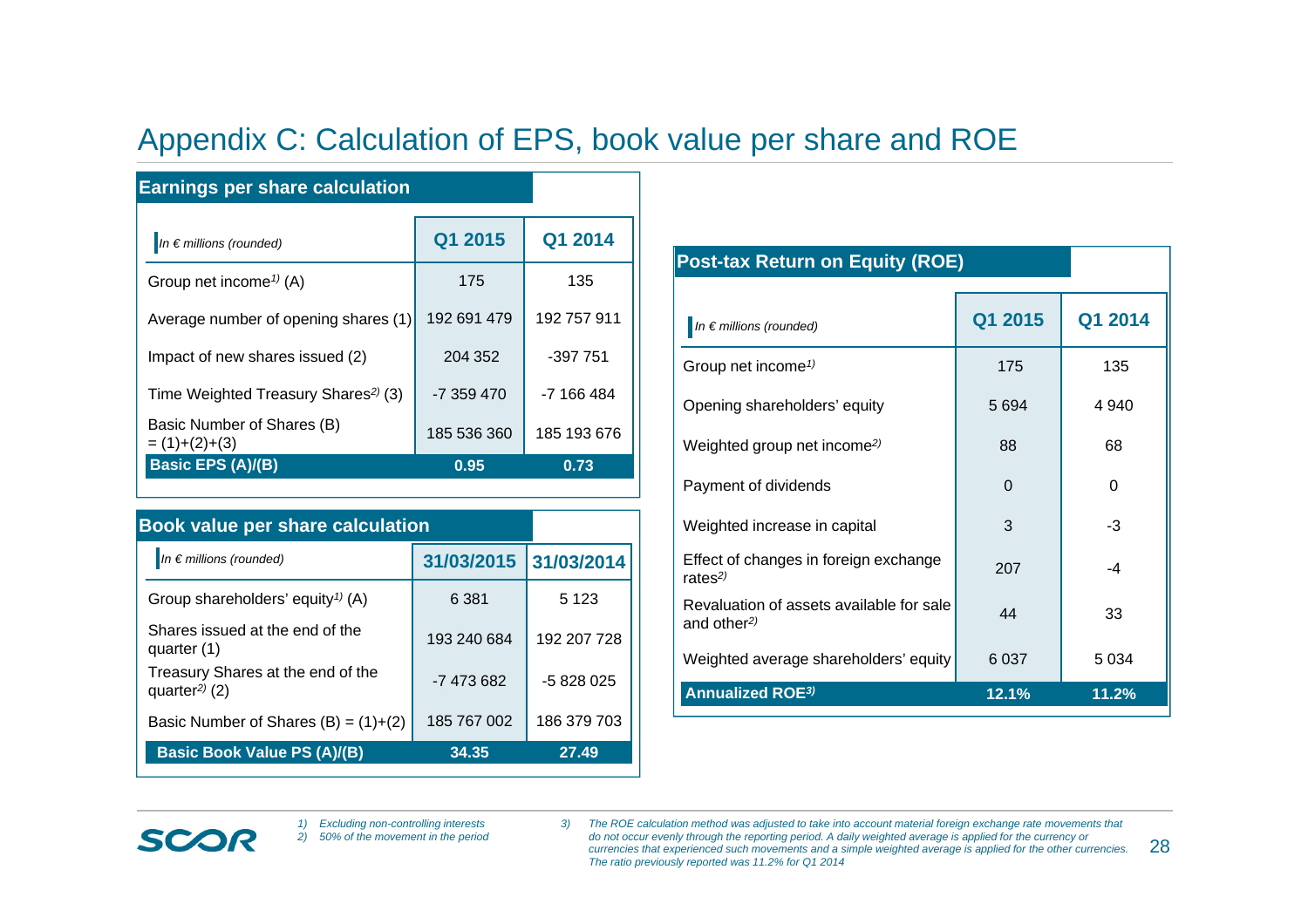# Appendix C: Calculation of EPS, book value per share and ROE

## Earnings per share calculation

| *In € millions (rounded)* | Q1 2015 | Q1 2014 |
|---|---|---|
| Group net income[1] (A) | 175 | 135 |
| Average number of opening shares (1) | 192 691 479 | 192 757 911 |
| Impact of new shares issued (2) | 204 352 | -397 751 |
| Time Weighted Treasury Shares[2] (3) | -7 359 470 | -7 166 484 |
| Basic Number of Shares (B) = (1)+(2)+(3) | 185 536 360 | 185 193 676 |
| **Basic EPS (A)/(B)** | **0.95** | **0.73** |

## Book value per share calculation

| *In € millions (rounded)* | 31/03/2015 | 31/03/2014 |
|---|---|---|
| Group shareholders' equity[1] (A) | 6 381 | 5 123 |
| Shares issued at the end of the quarter (1) | 193 240 684 | 192 207 728 |
| Treasury Shares at the end of the quarter[2] (2) | -7 473 682 | -5 828 025 |
| Basic Number of Shares (B) = (1)+(2) | 185 767 002 | 186 379 703 |
| **Basic Book Value PS (A)/(B)** | **34.35** | **27.49** |

## Post-tax Return on Equity (ROE)

| *In € millions (rounded)* | Q1 2015 | Q1 2014 |
|---|---|---|
| Group net income[1] | 175 | 135 |
| Opening shareholders' equity | 5 694 | 4 940 |
| Weighted group net income[2] | 88 | 68 |
| Payment of dividends | 0 | 0 |
| Weighted increase in capital | 3 | -3 |
| Effect of changes in foreign exchange rates[2] | 207 | -4 |
| Revaluation of assets available for sale and other[2] | 44 | 33 |
| Weighted average shareholders' equity | 6 037 | 5 034 |
| **Annualized ROE[3]** | **12.1%** | **11.2%** |

1) *Excluding non-controlling interests*
2) *50% of the movement in the period*
3) *The ROE calculation method was adjusted to take into account material foreign exchange rate movements that do not occur evenly through the reporting period. A daily weighted average is applied for the currency or currencies that experienced such movements and a simple weighted average is applied for the other currencies. The ratio previously reported was 11.2% for Q1 2014*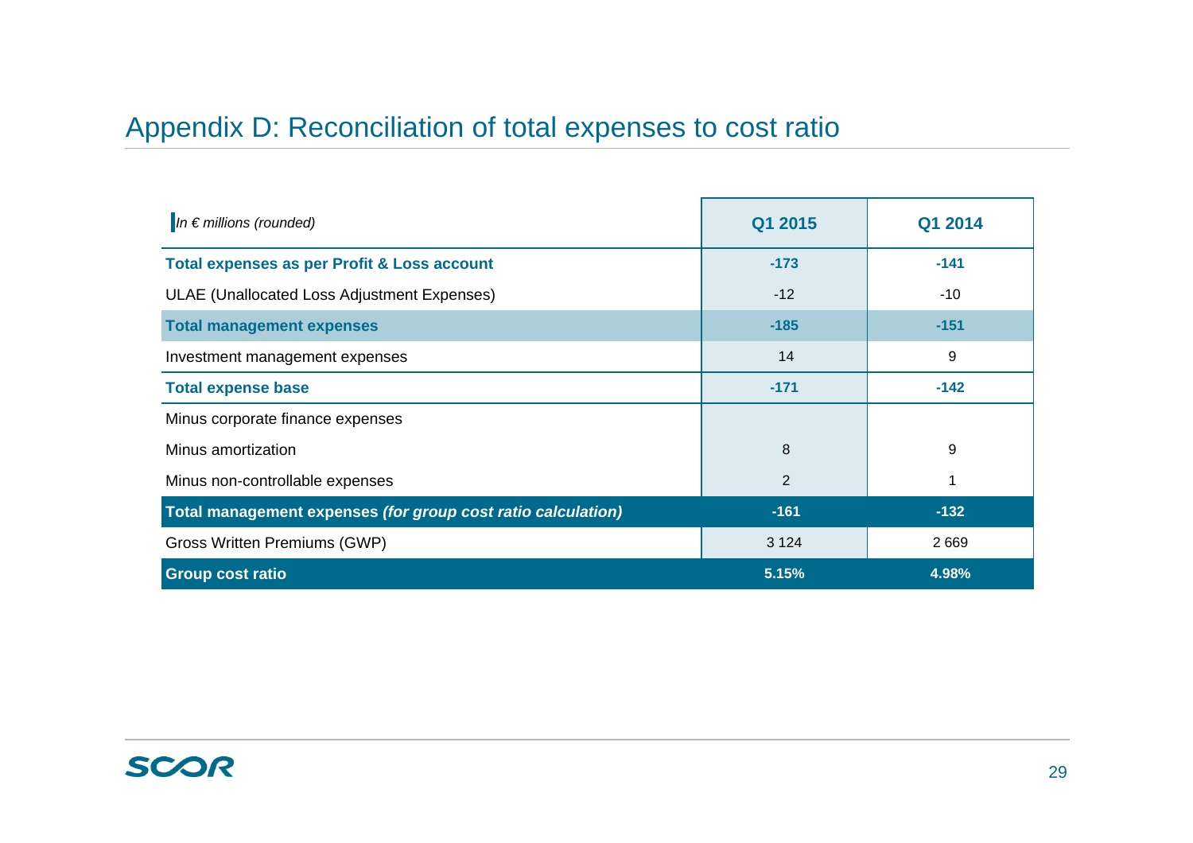# Appendix D: Reconciliation of total expenses to cost ratio

| *In € millions (rounded)* | Q1 2015 | Q1 2014 |
|---|---|---|
| **Total expenses as per Profit & Loss account** | **-173** | **-141** |
| ULAE (Unallocated Loss Adjustment Expenses) | -12 | -10 |
| **Total management expenses** | **-185** | **-151** |
| Investment management expenses | 14 | 9 |
| **Total expense base** | **-171** | **-142** |
| Minus corporate finance expenses | | |
| Minus amortization | 8 | 9 |
| Minus non-controllable expenses | 2 | 1 |
| **Total management expenses *(for group cost ratio calculation)*** | **-161** | **-132** |
| Gross Written Premiums (GWP) | 3 124 | 2 669 |
| **Group cost ratio** | **5.15%** | **4.98%** |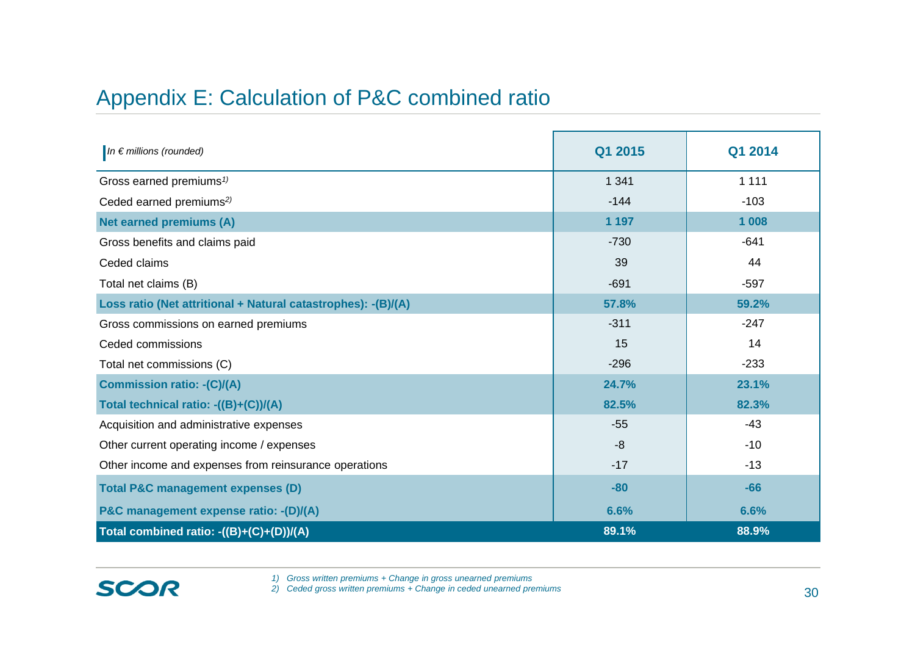# Appendix E: Calculation of P&C combined ratio

| *In € millions (rounded)* | Q1 2015 | Q1 2014 |
|---|---|---|
| Gross earned premiums[1)] | 1 341 | 1 111 |
| Ceded earned premiums[2)] | -144 | -103 |
| **Net earned premiums (A)** | **1 197** | **1 008** |
| Gross benefits and claims paid | -730 | -641 |
| Ceded claims | 39 | 44 |
| Total net claims (B) | -691 | -597 |
| **Loss ratio (Net attritional + Natural catastrophes): -(B)/(A)** | **57.8%** | **59.2%** |
| Gross commissions on earned premiums | -311 | -247 |
| Ceded commissions | 15 | 14 |
| Total net commissions (C) | -296 | -233 |
| **Commission ratio: -(C)/(A)** | **24.7%** | **23.1%** |
| **Total technical ratio: -((B)+(C))/(A)** | **82.5%** | **82.3%** |
| Acquisition and administrative expenses | -55 | -43 |
| Other current operating income / expenses | -8 | -10 |
| Other income and expenses from reinsurance operations | -17 | -13 |
| **Total P&C management expenses (D)** | **-80** | **-66** |
| **P&C management expense ratio: -(D)/(A)** | **6.6%** | **6.6%** |
| **Total combined ratio: -((B)+(C)+(D))/(A)** | **89.1%** | **88.9%** |

*1) Gross written premiums + Change in gross unearned premiums*
*2) Ceded gross written premiums + Change in ceded unearned premiums*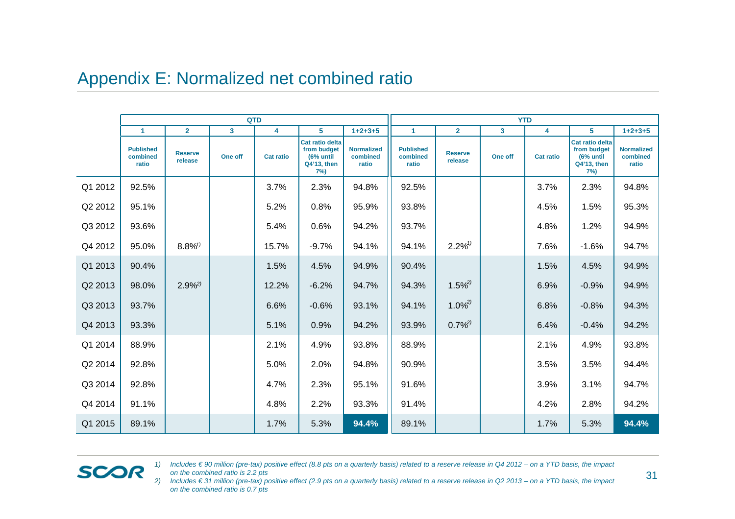# Appendix E: Normalized net combined ratio

| | QTD | | | | | | YTD | | | | | |
|---|---|---|---|---|---|---|---|---|---|---|---|---|
| | 1 | 2 | 3 | 4 | 5 | 1+2+3+5 | 1 | 2 | 3 | 4 | 5 | 1+2+3+5 |
| | Published combined ratio | Reserve release | One off | Cat ratio | Cat ratio delta from budget (6% until Q4'13, then 7%) | Normalized combined ratio | Published combined ratio | Reserve release | One off | Cat ratio | Cat ratio delta from budget (6% until Q4'13, then 7%) | Normalized combined ratio |
| Q1 2012 | 92.5% | | | 3.7% | 2.3% | 94.8% | 92.5% | | | 3.7% | 2.3% | 94.8% |
| Q2 2012 | 95.1% | | | 5.2% | 0.8% | 95.9% | 93.8% | | | 4.5% | 1.5% | 95.3% |
| Q3 2012 | 93.6% | | | 5.4% | 0.6% | 94.2% | 93.7% | | | 4.8% | 1.2% | 94.9% |
| Q4 2012 | 95.0% | 8.8%[1] | | 15.7% | -9.7% | 94.1% | 94.1% | 2.2%[1] | | 7.6% | -1.6% | 94.7% |
| Q1 2013 | 90.4% | | | 1.5% | 4.5% | 94.9% | 90.4% | | | 1.5% | 4.5% | 94.9% |
| Q2 2013 | 98.0% | 2.9%[2] | | 12.2% | -6.2% | 94.7% | 94.3% | 1.5%[2] | | 6.9% | -0.9% | 94.9% |
| Q3 2013 | 93.7% | | | 6.6% | -0.6% | 93.1% | 94.1% | 1.0%[2] | | 6.8% | -0.8% | 94.3% |
| Q4 2013 | 93.3% | | | 5.1% | 0.9% | 94.2% | 93.9% | 0.7%[2] | | 6.4% | -0.4% | 94.2% |
| Q1 2014 | 88.9% | | | 2.1% | 4.9% | 93.8% | 88.9% | | | 2.1% | 4.9% | 93.8% |
| Q2 2014 | 92.8% | | | 5.0% | 2.0% | 94.8% | 90.9% | | | 3.5% | 3.5% | 94.4% |
| Q3 2014 | 92.8% | | | 4.7% | 2.3% | 95.1% | 91.6% | | | 3.9% | 3.1% | 94.7% |
| Q4 2014 | 91.1% | | | 4.8% | 2.2% | 93.3% | 91.4% | | | 4.2% | 2.8% | 94.2% |
| Q1 2015 | 89.1% | | | 1.7% | 5.3% | **94.4%** | 89.1% | | | 1.7% | 5.3% | **94.4%** |

*1) Includes € 90 million (pre-tax) positive effect (8.8 pts on a quarterly basis) related to a reserve release in Q4 2012 – on a YTD basis, the impact on the combined ratio is 2.2 pts*

*2) Includes € 31 million (pre-tax) positive effect (2.9 pts on a quarterly basis) related to a reserve release in Q2 2013 – on a YTD basis, the impact on the combined ratio is 0.7 pts*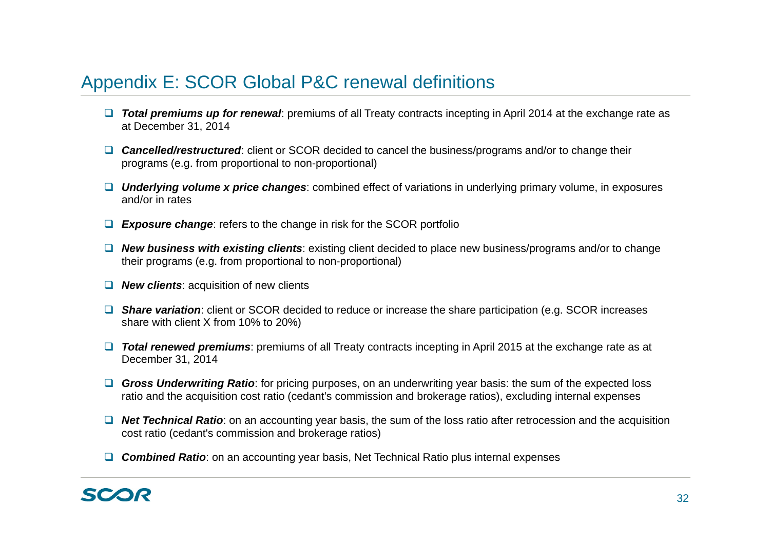# Appendix E: SCOR Global P&C renewal definitions

- ***Total premiums up for renewal***: premiums of all Treaty contracts incepting in April 2014 at the exchange rate as at December 31, 2014
- ***Cancelled/restructured***: client or SCOR decided to cancel the business/programs and/or to change their programs (e.g. from proportional to non-proportional)
- ***Underlying volume x price changes***: combined effect of variations in underlying primary volume, in exposures and/or in rates
- ***Exposure change***: refers to the change in risk for the SCOR portfolio
- ***New business with existing clients***: existing client decided to place new business/programs and/or to change their programs (e.g. from proportional to non-proportional)
- ***New clients***: acquisition of new clients
- ***Share variation***: client or SCOR decided to reduce or increase the share participation (e.g. SCOR increases share with client X from 10% to 20%)
- ***Total renewed premiums***: premiums of all Treaty contracts incepting in April 2015 at the exchange rate as at December 31, 2014
- ***Gross Underwriting Ratio***: for pricing purposes, on an underwriting year basis: the sum of the expected loss ratio and the acquisition cost ratio (cedant's commission and brokerage ratios), excluding internal expenses
- ***Net Technical Ratio***: on an accounting year basis, the sum of the loss ratio after retrocession and the acquisition cost ratio (cedant's commission and brokerage ratios)
- ***Combined Ratio***: on an accounting year basis, Net Technical Ratio plus internal expenses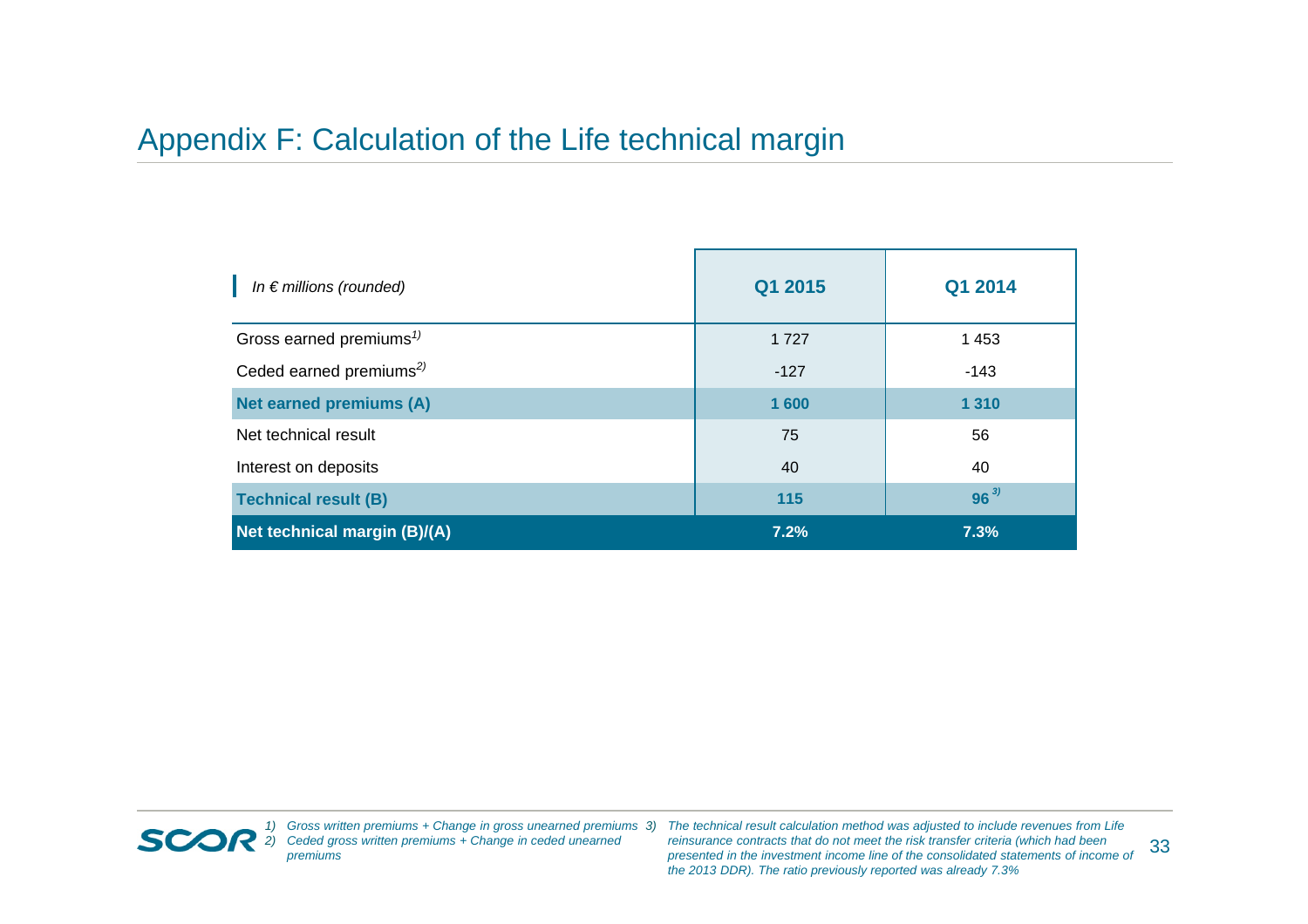# Appendix F: Calculation of the Life technical margin

| *In € millions (rounded)* | **Q1 2015** | **Q1 2014** |
|---|---|---|
| Gross earned premiums[1)] | 1 727 | 1 453 |
| Ceded earned premiums[2)] | -127 | -143 |
| **Net earned premiums (A)** | **1 600** | **1 310** |
| Net technical result | 75 | 56 |
| Interest on deposits | 40 | 40 |
| **Technical result (B)** | **115** | **96**[3)] |
| **Net technical margin (B)/(A)** | **7.2%** | **7.3%** |

1) *Gross written premiums + Change in gross unearned premiums*
2) *Ceded gross written premiums + Change in ceded unearned premiums*
3) *The technical result calculation method was adjusted to include revenues from Life reinsurance contracts that do not meet the risk transfer criteria (which had been presented in the investment income line of the consolidated statements of income of the 2013 DDR). The ratio previously reported was already 7.3%*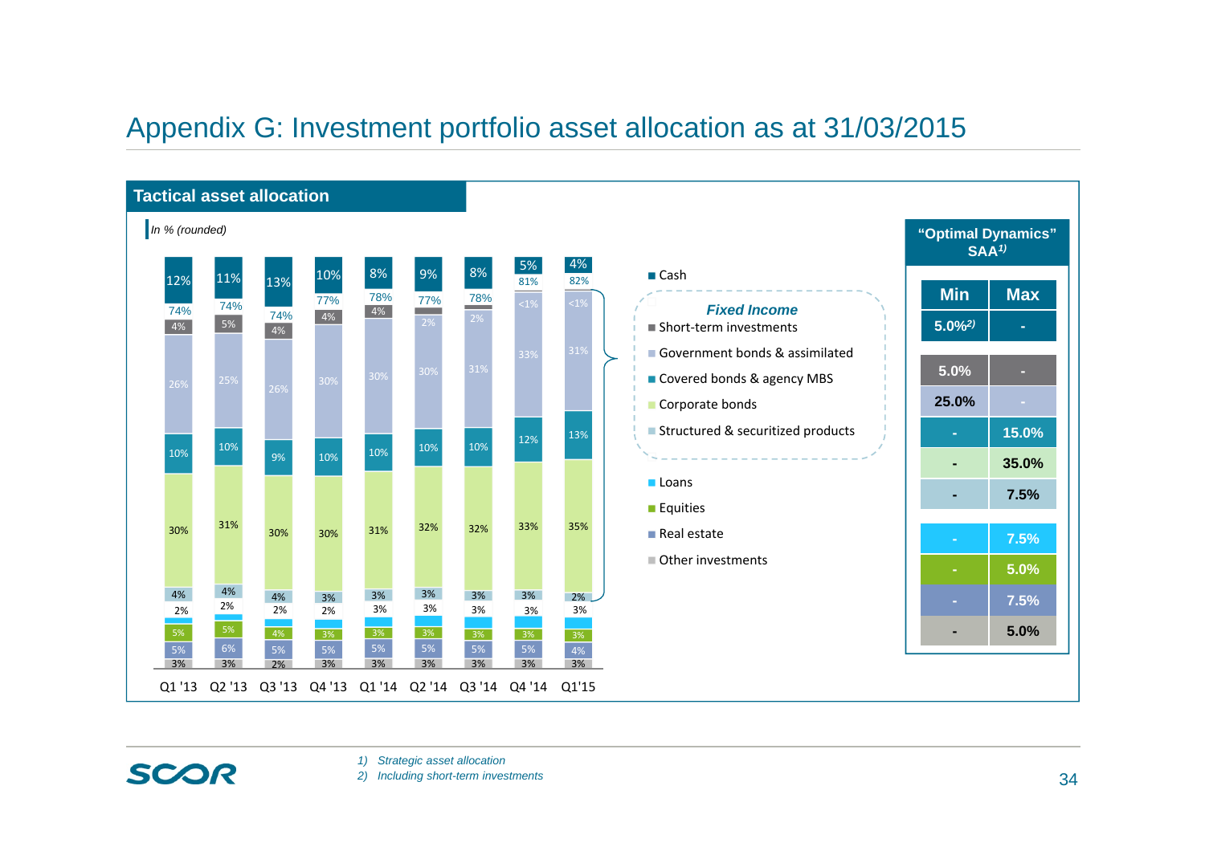# Appendix G: Investment portfolio asset allocation as at 31/03/2015

## Tactical asset allocation

*In % (rounded)*

| | Q1 '13 | Q2 '13 | Q3 '13 | Q4 '13 | Q1 '14 | Q2 '14 | Q3 '14 | Q4 '14 | Q1'15 |
|---|---|---|---|---|---|---|---|---|---|
| Cash | 12% | 11% | 13% | 10% | 8% | 9% | 8% | 5% | 4% |
| **Fixed Income (total)** | 74% | 74% | 74% | 77% | 78% | 77% | 78% | 81% | 82% |
| Short-term investments | 4% | 5% | 4% | 4% | 4% | | | <1% | <1% |
| Government bonds & assimilated | 26% | 25% | 26% | 30% | 30% | 30% | 31% | 33% | 31% |
| Covered bonds & agency MBS | 10% | 10% | 9% | 10% | 10% | 10% | 10% | 12% | 13% |
| Corporate bonds | 30% | 31% | 30% | 30% | 31% | 32% | 32% | 33% | 35% |
| Structured & securitized products | 4% | 4% | 4% | 3% | 3% | 3% | 3% | 3% | 2% |
| Loans | 2% | 2% | 2% | 2% | 3% | 3% | 3% | 3% | 3% |
| Equities | 5% | 5% | 4% | 3% | 3% | 3% | 3% | 3% | 3% |
| Real estate | 5% | 6% | 5% | 5% | 5% | 5% | 5% | 5% | 4% |
| Other investments | 3% | 3% | 2% | 3% | 3% | 3% | 3% | 3% | 3% |

Note: the Q2 '14 and Q3 '14 bars also show a 2% label at the top of the Government bonds & assimilated segment.

## "Optimal Dynamics" SAA[1]

| | Min | Max |
|---|---|---|
| Cash | 5.0%[2] | - |
| Short-term investments | 5.0% | - |
| Government bonds & assimilated | 25.0% | - |
| Covered bonds & agency MBS | - | 15.0% |
| Corporate bonds | - | 35.0% |
| Structured & securitized products | - | 7.5% |
| Loans | - | 7.5% |
| Equities | - | 5.0% |
| Real estate | - | 7.5% |
| Other investments | - | 5.0% |

1) *Strategic asset allocation*
2) *Including short-term investments*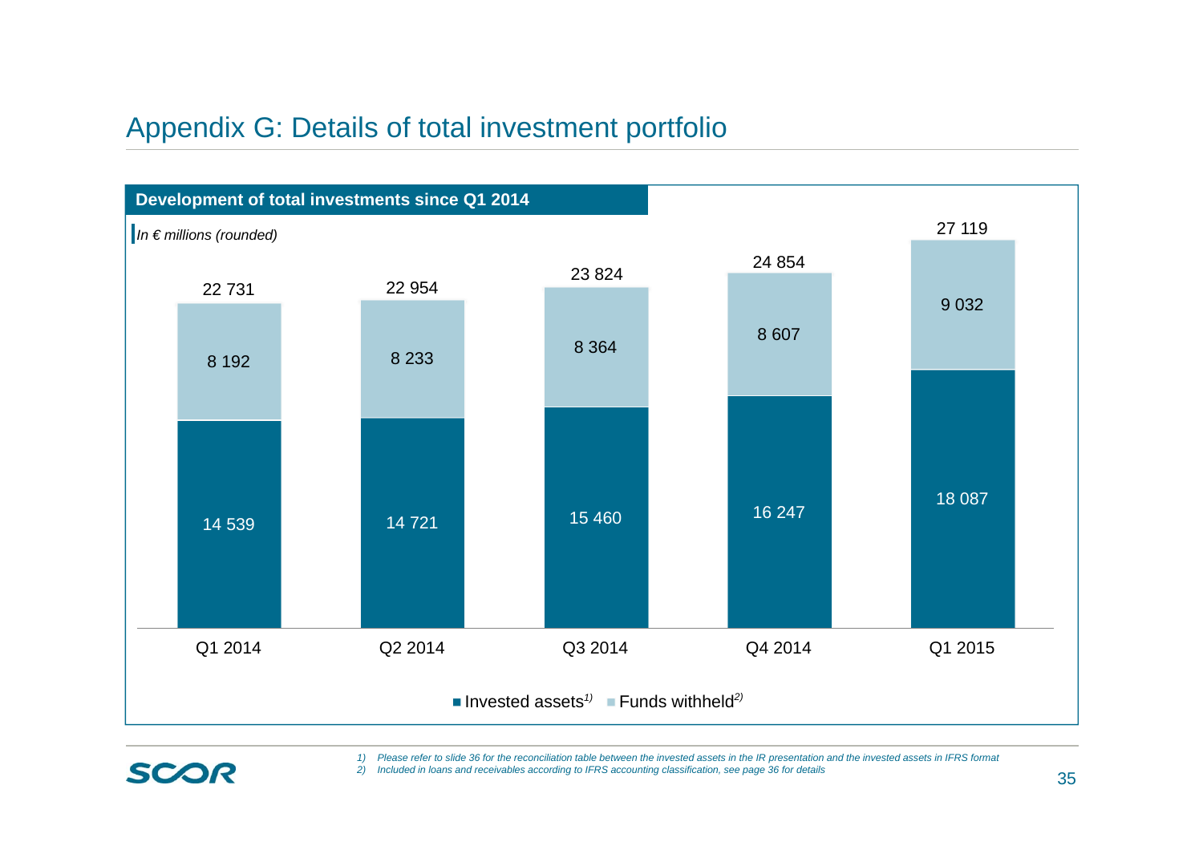# Appendix G: Details of total investment portfolio

**Development of total investments since Q1 2014**

*In € millions (rounded)*

| | Q1 2014 | Q2 2014 | Q3 2014 | Q4 2014 | Q1 2015 |
|---|---|---|---|---|---|
| Invested assets[1) ] | 14 539 | 14 721 | 15 460 | 16 247 | 18 087 |
| Funds withheld[2)] | 8 192 | 8 233 | 8 364 | 8 607 | 9 032 |
| Total | 22 731 | 22 954 | 23 824 | 24 854 | 27 119 |

*1) Please refer to slide 36 for the reconciliation table between the invested assets in the IR presentation and the invested assets in IFRS format*

*2) Included in loans and receivables according to IFRS accounting classification, see page 36 for details*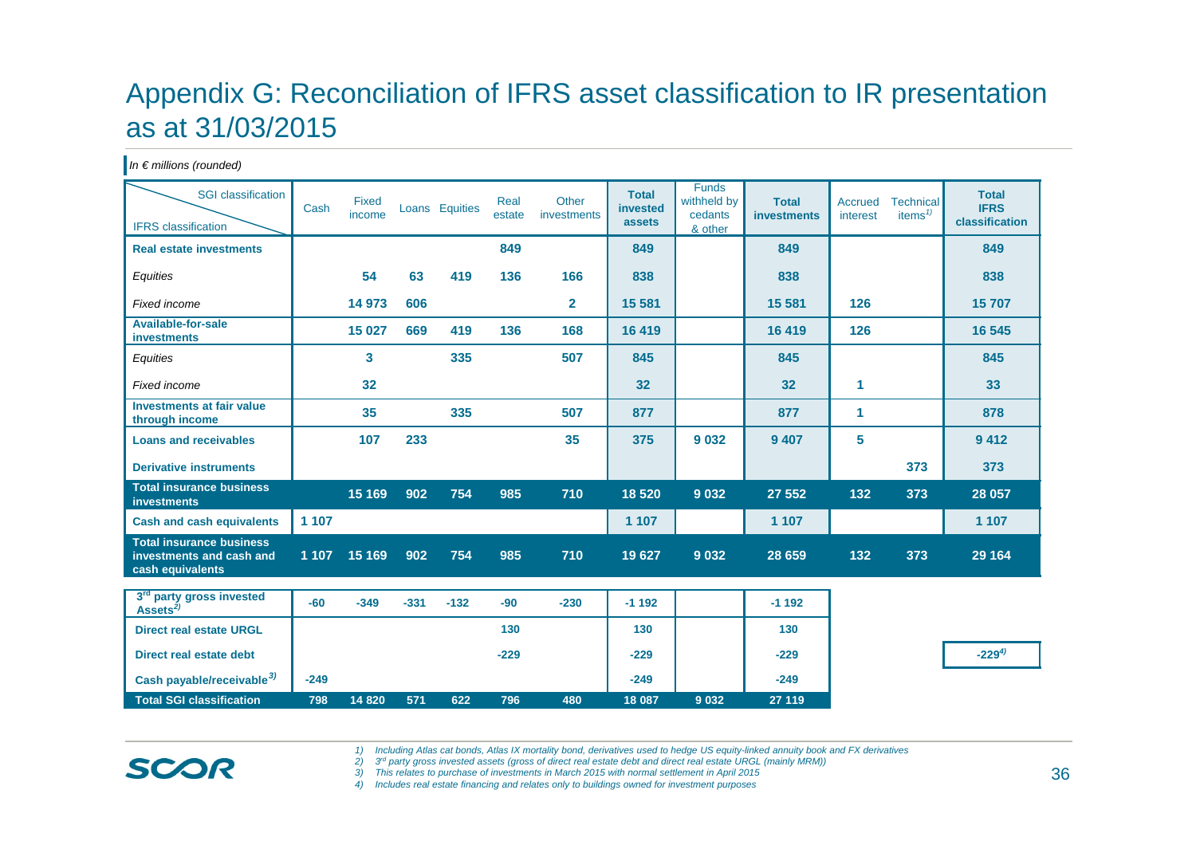# Appendix G: Reconciliation of IFRS asset classification to IR presentation as at 31/03/2015

*In € millions (rounded)*

| IFRS classification \ SGI classification | Cash | Fixed income | Loans | Equities | Real estate | Other investments | Total invested assets | Funds withheld by cedants & other | Total investments | Accrued interest | Technical items[1] | Total IFRS classification |
|---|---|---|---|---|---|---|---|---|---|---|---|---|
| **Real estate investments** | | | | | 849 | | 849 | | 849 | | | 849 |
| *Equities* | | 54 | 63 | 419 | 136 | 166 | 838 | | 838 | | | 838 |
| *Fixed income* | | 14 973 | 606 | | | 2 | 15 581 | | 15 581 | 126 | | 15 707 |
| **Available-for-sale investments** | | 15 027 | 669 | 419 | 136 | 168 | 16 419 | | 16 419 | 126 | | 16 545 |
| *Equities* | | 3 | | 335 | | 507 | 845 | | 845 | | | 845 |
| *Fixed income* | | 32 | | | | | 32 | | 32 | 1 | | 33 |
| **Investments at fair value through income** | | 35 | | 335 | | 507 | 877 | | 877 | 1 | | 878 |
| **Loans and receivables** | | 107 | 233 | | | 35 | 375 | 9 032 | 9 407 | 5 | | 9 412 |
| **Derivative instruments** | | | | | | | | | | | 373 | 373 |
| **Total insurance business investments** | | 15 169 | 902 | 754 | 985 | 710 | 18 520 | 9 032 | 27 552 | 132 | 373 | 28 057 |
| **Cash and cash equivalents** | 1 107 | | | | | | 1 107 | | 1 107 | | | 1 107 |
| **Total insurance business investments and cash and cash equivalents** | 1 107 | 15 169 | 902 | 754 | 985 | 710 | 19 627 | 9 032 | 28 659 | 132 | 373 | 29 164 |
| **3rd party gross invested Assets[2]** | -60 | -349 | -331 | -132 | -90 | -230 | -1 192 | | -1 192 | | | |
| **Direct real estate URGL** | | | | | 130 | | 130 | | 130 | | | |
| **Direct real estate debt** | | | | | -229 | | -229 | | -229 | | | -229[4] |
| **Cash payable/receivable[3]** | -249 | | | | | | -249 | | -249 | | | |
| **Total SGI classification** | 798 | 14 820 | 571 | 622 | 796 | 480 | 18 087 | 9 032 | 27 119 | | | |

1) *Including Atlas cat bonds, Atlas IX mortality bond, derivatives used to hedge US equity-linked annuity book and FX derivatives*
2) *3rd party gross invested assets (gross of direct real estate debt and direct real estate URGL (mainly MRM))*
3) *This relates to purchase of investments in March 2015 with normal settlement in April 2015*
4) *Includes real estate financing and relates only to buildings owned for investment purposes*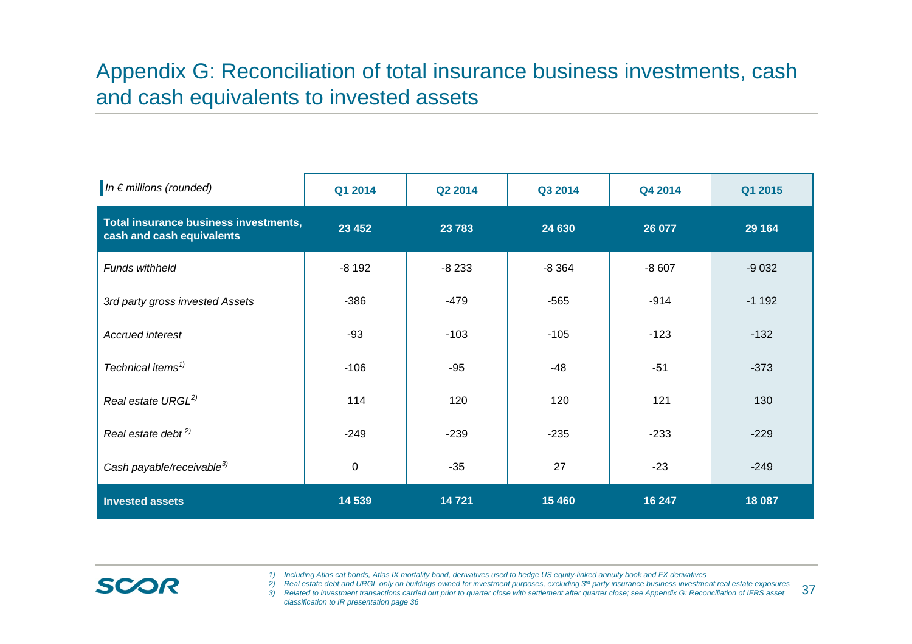# Appendix G: Reconciliation of total insurance business investments, cash and cash equivalents to invested assets

| *In € millions (rounded)* | Q1 2014 | Q2 2014 | Q3 2014 | Q4 2014 | Q1 2015 |
|---|---|---|---|---|---|
| **Total insurance business investments, cash and cash equivalents** | **23 452** | **23 783** | **24 630** | **26 077** | **29 164** |
| *Funds withheld* | -8 192 | -8 233 | -8 364 | -8 607 | -9 032 |
| *3rd party gross invested Assets* | -386 | -479 | -565 | -914 | -1 192 |
| *Accrued interest* | -93 | -103 | -105 | -123 | -132 |
| *Technical items*[1] | -106 | -95 | -48 | -51 | -373 |
| *Real estate URGL*[2] | 114 | 120 | 120 | 121 | 130 |
| *Real estate debt* [2] | -249 | -239 | -235 | -233 | -229 |
| *Cash payable/receivable*[3] | 0 | -35 | 27 | -23 | -249 |
| **Invested assets** | **14 539** | **14 721** | **15 460** | **16 247** | **18 087** |

1) *Including Atlas cat bonds, Atlas IX mortality bond, derivatives used to hedge US equity-linked annuity book and FX derivatives*
2) *Real estate debt and URGL only on buildings owned for investment purposes, excluding 3rd party insurance business investment real estate exposures*
3) *Related to investment transactions carried out prior to quarter close with settlement after quarter close; see Appendix G: Reconciliation of IFRS asset classification to IR presentation page 36*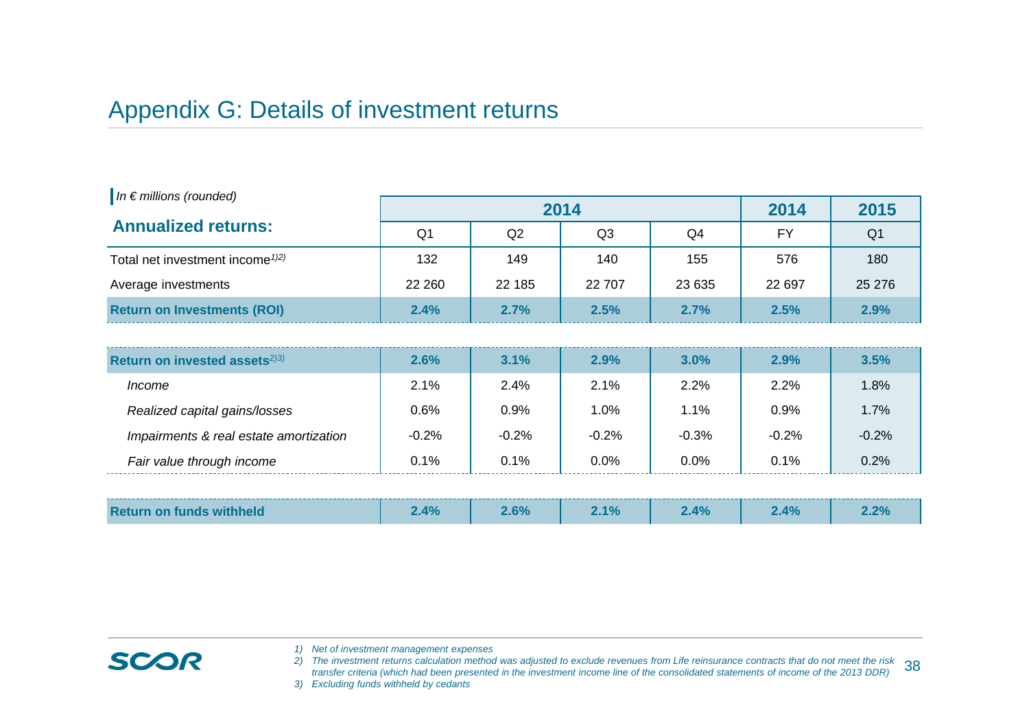# Appendix G: Details of investment returns

*In € millions (rounded)*

| Annualized returns: | 2014 | | | | 2014 | 2015 |
|---|---|---|---|---|---|---|
| | Q1 | Q2 | Q3 | Q4 | FY | Q1 |
| Total net investment income[1)2)] | 132 | 149 | 140 | 155 | 576 | 180 |
| Average investments | 22 260 | 22 185 | 22 707 | 23 635 | 22 697 | 25 276 |
| **Return on Investments (ROI)** | **2.4%** | **2.7%** | **2.5%** | **2.7%** | **2.5%** | **2.9%** |
| **Return on invested assets[2)3)]** | **2.6%** | **3.1%** | **2.9%** | **3.0%** | **2.9%** | **3.5%** |
| *Income* | 2.1% | 2.4% | 2.1% | 2.2% | 2.2% | 1.8% |
| *Realized capital gains/losses* | 0.6% | 0.9% | 1.0% | 1.1% | 0.9% | 1.7% |
| *Impairments & real estate amortization* | -0.2% | -0.2% | -0.2% | -0.3% | -0.2% | -0.2% |
| *Fair value through income* | 0.1% | 0.1% | 0.0% | 0.0% | 0.1% | 0.2% |
| **Return on funds withheld** | **2.4%** | **2.6%** | **2.1%** | **2.4%** | **2.4%** | **2.2%** |

*1) Net of investment management expenses*

*2) The investment returns calculation method was adjusted to exclude revenues from Life reinsurance contracts that do not meet the risk transfer criteria (which had been presented in the investment income line of the consolidated statements of income of the 2013 DDR)*

*3) Excluding funds withheld by cedants*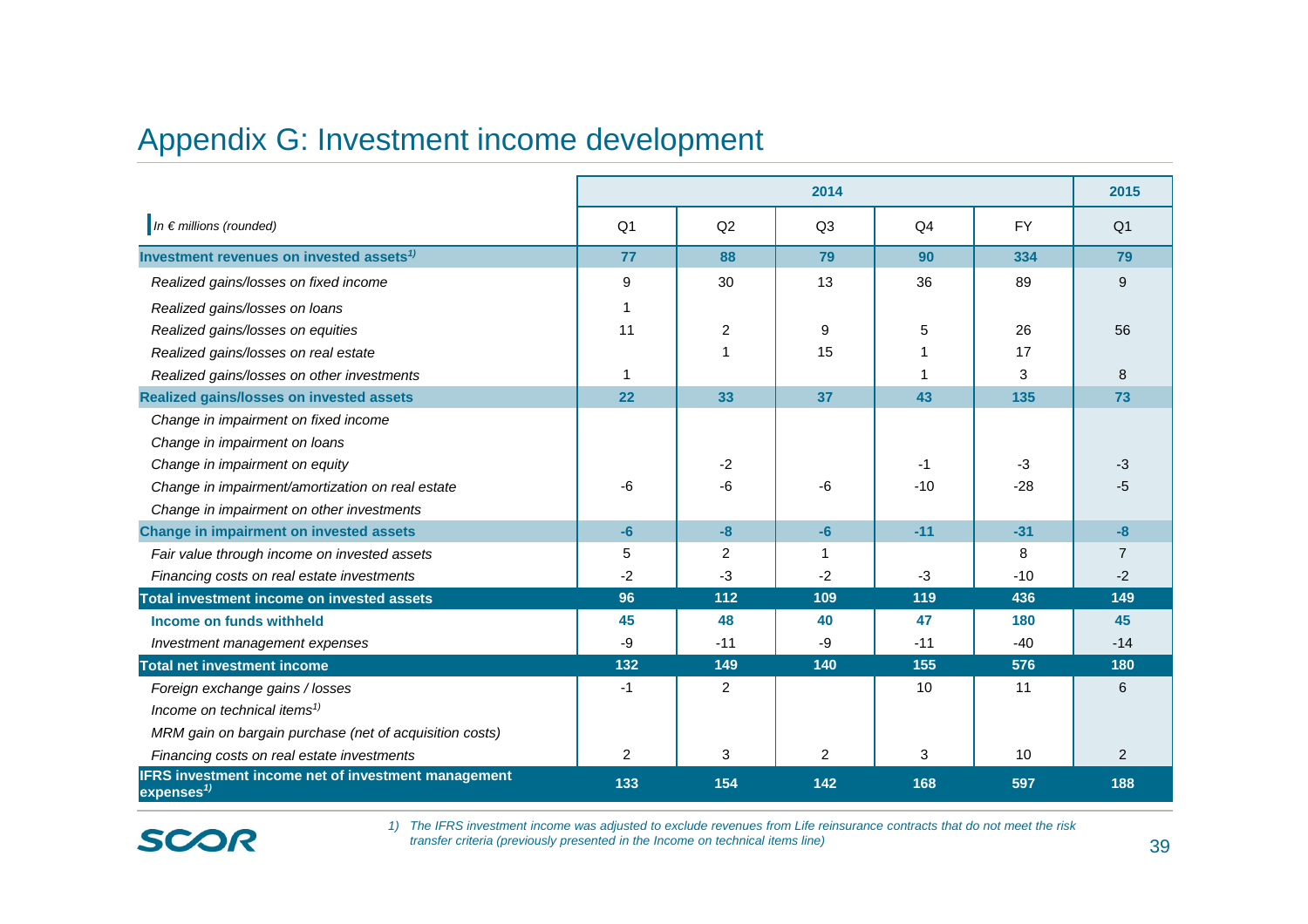# Appendix G: Investment income development

| In € millions (rounded) | 2014 Q1 | 2014 Q2 | 2014 Q3 | 2014 Q4 | 2014 FY | 2015 Q1 |
|---|---|---|---|---|---|---|
| **Investment revenues on invested assets[1]** | **77** | **88** | **79** | **90** | **334** | **79** |
| *Realized gains/losses on fixed income* | 9 | 30 | 13 | 36 | 89 | 9 |
| *Realized gains/losses on loans* | 1 | | | | | |
| *Realized gains/losses on equities* | 11 | 2 | 9 | 5 | 26 | 56 |
| *Realized gains/losses on real estate* | | 1 | 15 | 1 | 17 | |
| *Realized gains/losses on other investments* | 1 | | | 1 | 3 | 8 |
| **Realized gains/losses on invested assets** | **22** | **33** | **37** | **43** | **135** | **73** |
| *Change in impairment on fixed income* | | | | | | |
| *Change in impairment on loans* | | | | | | |
| *Change in impairment on equity* | | -2 | | -1 | -3 | -3 |
| *Change in impairment/amortization on real estate* | -6 | -6 | -6 | -10 | -28 | -5 |
| *Change in impairment on other investments* | | | | | | |
| **Change in impairment on invested assets** | **-6** | **-8** | **-6** | **-11** | **-31** | **-8** |
| *Fair value through income on invested assets* | 5 | 2 | 1 | | 8 | 7 |
| *Financing costs on real estate investments* | -2 | -3 | -2 | -3 | -10 | -2 |
| **Total investment income on invested assets** | **96** | **112** | **109** | **119** | **436** | **149** |
| **Income on funds withheld** | **45** | **48** | **40** | **47** | **180** | **45** |
| *Investment management expenses* | -9 | -11 | -9 | -11 | -40 | -14 |
| **Total net investment income** | **132** | **149** | **140** | **155** | **576** | **180** |
| *Foreign exchange gains / losses* | -1 | 2 | | 10 | 11 | 6 |
| *Income on technical items[1]* | | | | | | |
| *MRM gain on bargain purchase (net of acquisition costs)* | | | | | | |
| *Financing costs on real estate investments* | 2 | 3 | 2 | 3 | 10 | 2 |
| **IFRS investment income net of investment management expenses[1]** | **133** | **154** | **142** | **168** | **597** | **188** |

*1) The IFRS investment income was adjusted to exclude revenues from Life reinsurance contracts that do not meet the risk transfer criteria (previously presented in the Income on technical items line)*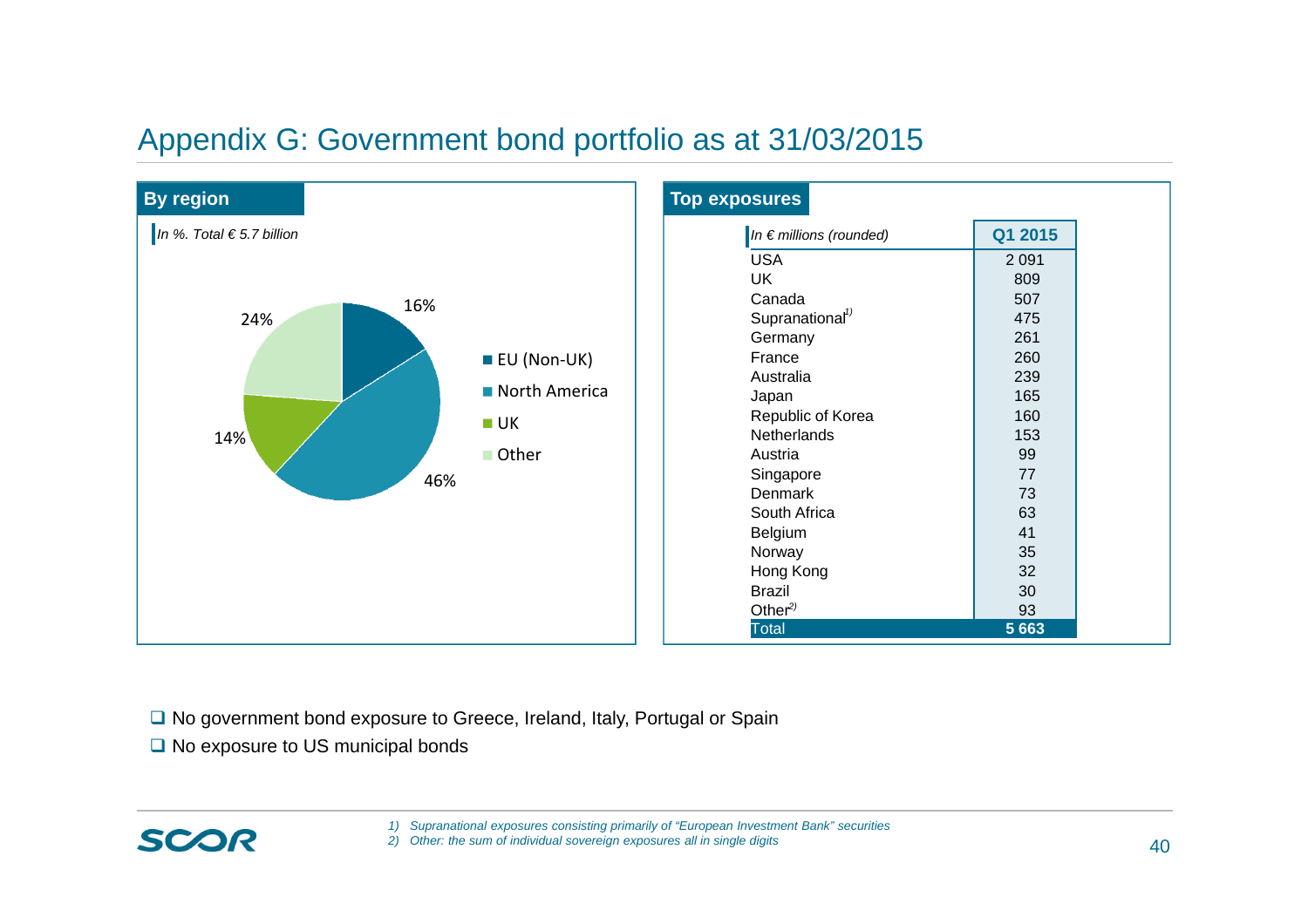# Appendix G: Government bond portfolio as at 31/03/2015

## By region

*In %. Total € 5.7 billion*

| Region | % |
|---|---|
| EU (Non-UK) | 16% |
| North America | 46% |
| UK | 14% |
| Other | 24% |

## Top exposures

| *In € millions (rounded)* | Q1 2015 |
|---|---|
| USA | 2 091 |
| UK | 809 |
| Canada | 507 |
| Supranational[1] | 475 |
| Germany | 261 |
| France | 260 |
| Australia | 239 |
| Japan | 165 |
| Republic of Korea | 160 |
| Netherlands | 153 |
| Austria | 99 |
| Singapore | 77 |
| Denmark | 73 |
| South Africa | 63 |
| Belgium | 41 |
| Norway | 35 |
| Hong Kong | 32 |
| Brazil | 30 |
| Other[2] | 93 |
| **Total** | **5 663** |

- No government bond exposure to Greece, Ireland, Italy, Portugal or Spain
- No exposure to US municipal bonds

*1) Supranational exposures consisting primarily of "European Investment Bank" securities*
*2) Other: the sum of individual sovereign exposures all in single digits*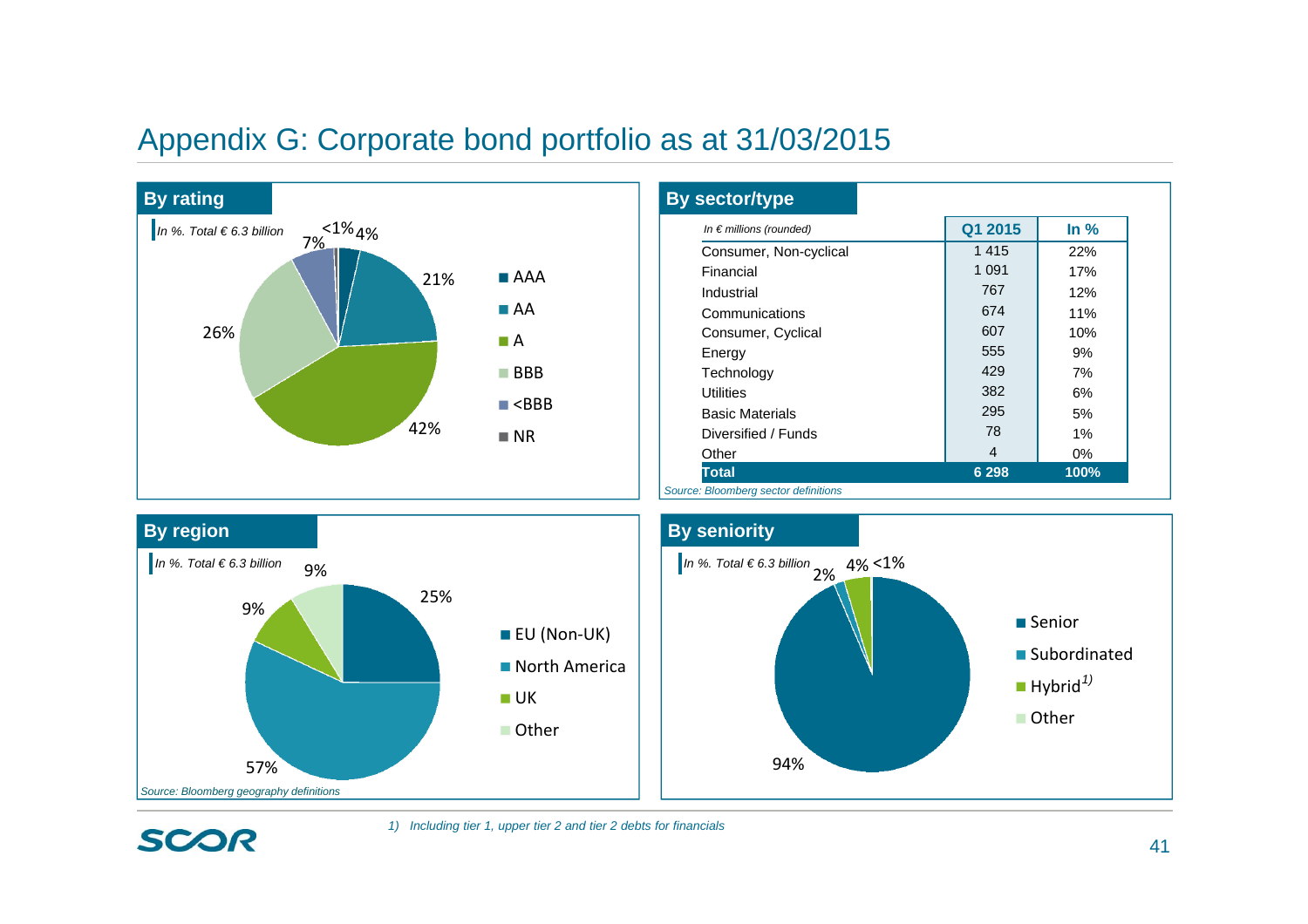# Appendix G: Corporate bond portfolio as at 31/03/2015

## By rating

*In %. Total € 6.3 billion*

- AAA: 4%
- AA: 21%
- A: 42%
- BBB: 26%
- <BBB: 7%
- NR: <1%

## By sector/type

| *In € millions (rounded)* | Q1 2015 | In % |
|---|---|---|
| Consumer, Non-cyclical | 1 415 | 22% |
| Financial | 1 091 | 17% |
| Industrial | 767 | 12% |
| Communications | 674 | 11% |
| Consumer, Cyclical | 607 | 10% |
| Energy | 555 | 9% |
| Technology | 429 | 7% |
| Utilities | 382 | 6% |
| Basic Materials | 295 | 5% |
| Diversified / Funds | 78 | 1% |
| Other | 4 | 0% |
| **Total** | **6 298** | **100%** |

*Source: Bloomberg sector definitions*

## By region

*In %. Total € 6.3 billion*

- EU (Non-UK): 25%
- North America: 57%
- UK: 9%
- Other: 9%

*Source: Bloomberg geography definitions*

## By seniority

*In %. Total € 6.3 billion*

- Senior: 94%
- Subordinated: 2%
- Hybrid[1)]: 4%
- Other: <1%

1) *Including tier 1, upper tier 2 and tier 2 debts for financials*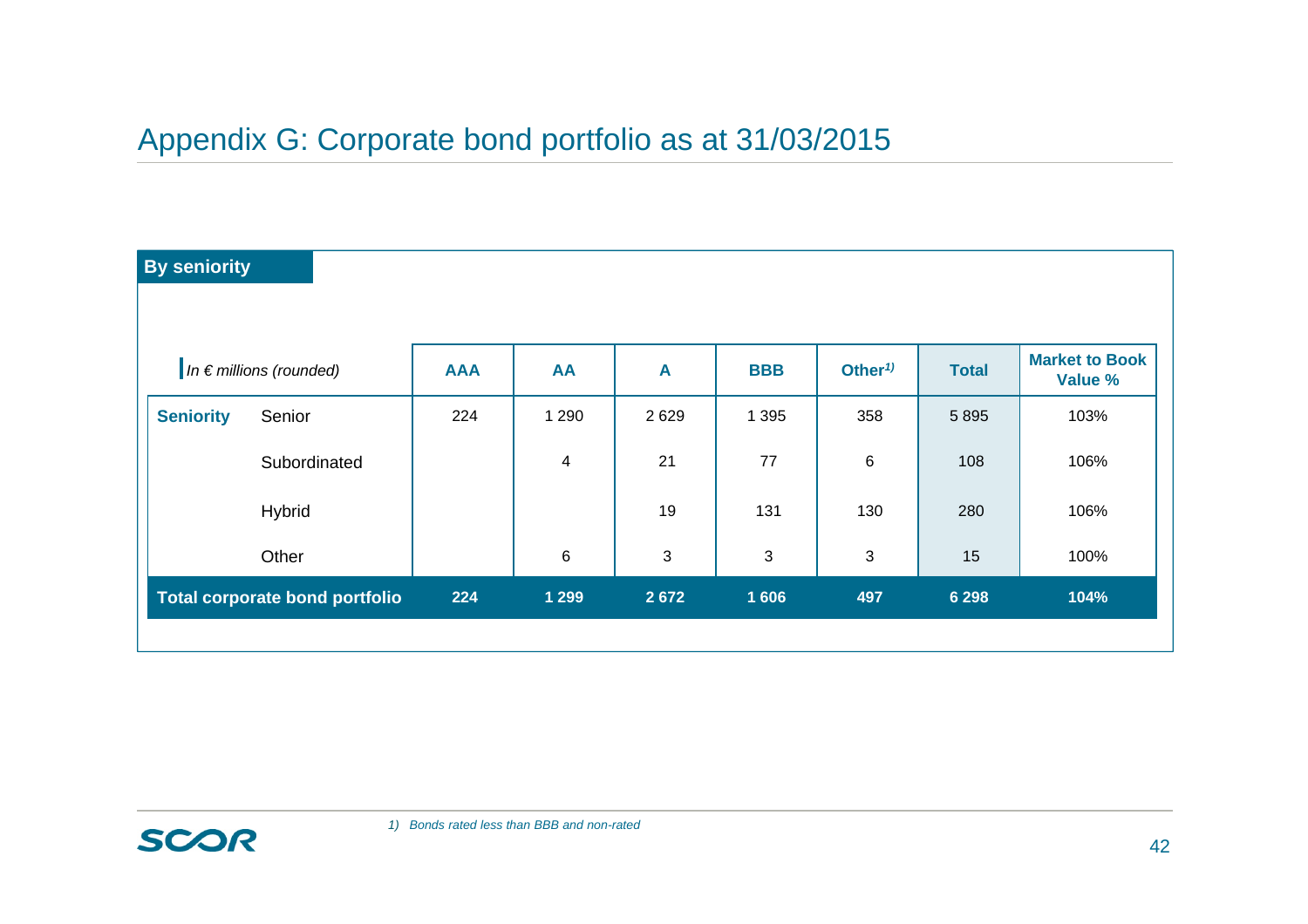# Appendix G: Corporate bond portfolio as at 31/03/2015

## By seniority

| *In € millions (rounded)* | | AAA | AA | A | BBB | Other[1)] | Total | Market to Book Value % |
|---|---|---|---|---|---|---|---|---|
| **Seniority** | Senior | 224 | 1 290 | 2 629 | 1 395 | 358 | 5 895 | 103% |
| | Subordinated | | 4 | 21 | 77 | 6 | 108 | 106% |
| | Hybrid | | | 19 | 131 | 130 | 280 | 106% |
| | Other | | 6 | 3 | 3 | 3 | 15 | 100% |
| **Total corporate bond portfolio** | | **224** | **1 299** | **2 672** | **1 606** | **497** | **6 298** | **104%** |

*1) Bonds rated less than BBB and non-rated*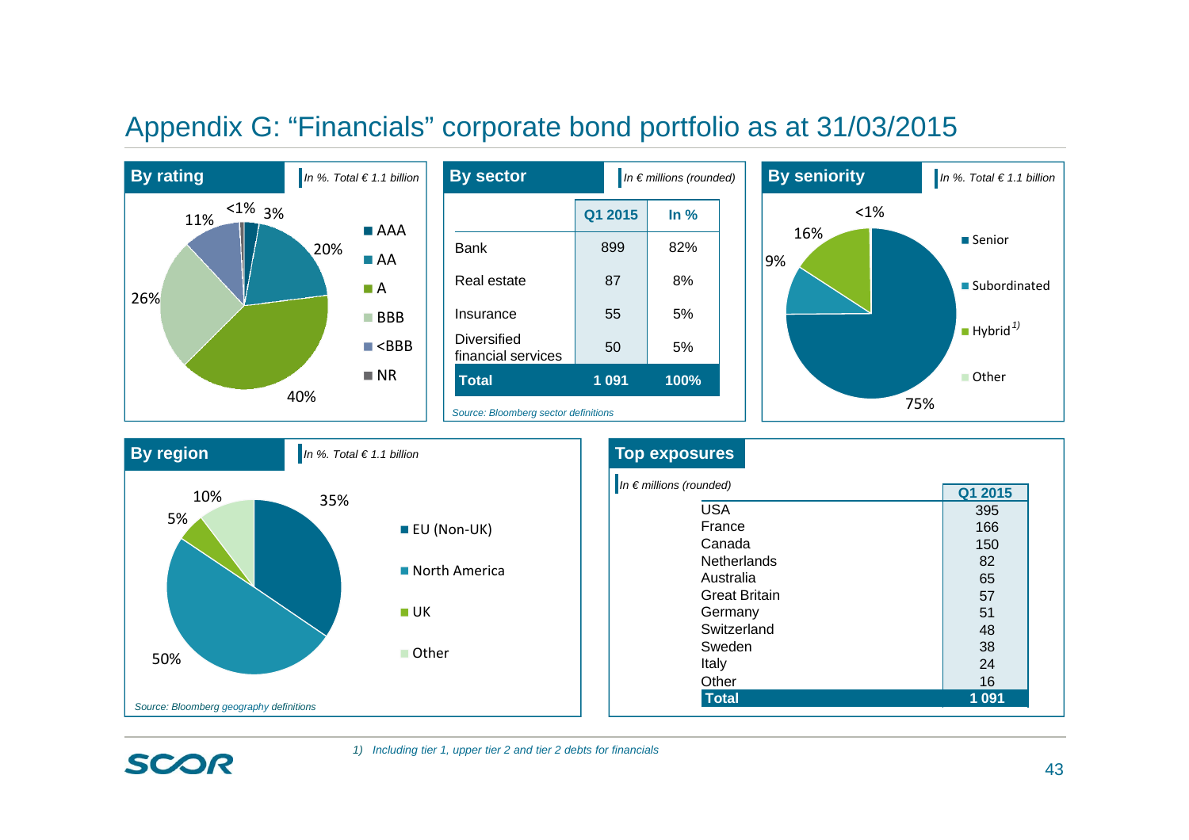# Appendix G: "Financials" corporate bond portfolio as at 31/03/2015

## By rating

*In %. Total € 1.1 billion*

| Rating | % |
|---|---|
| AAA | 3% |
| AA | 20% |
| A | 40% |
| BBB | 26% |
| <BBB | 11% |
| NR | <1% |

## By sector

*In € millions (rounded)*

| | Q1 2015 | In % |
|---|---|---|
| Bank | 899 | 82% |
| Real estate | 87 | 8% |
| Insurance | 55 | 5% |
| Diversified financial services | 50 | 5% |
| **Total** | **1 091** | **100%** |

*Source: Bloomberg sector definitions*

## By seniority

*In %. Total € 1.1 billion*

| Seniority | % |
|---|---|
| Senior | 75% |
| Subordinated | 9% |
| Hybrid[1] | 16% |
| Other | <1% |

## By region

*In %. Total € 1.1 billion*

| Region | % |
|---|---|
| EU (Non-UK) | 35% |
| North America | 50% |
| UK | 5% |
| Other | 10% |

*Source: Bloomberg geography definitions*

## Top exposures

*In € millions (rounded)*

| | Q1 2015 |
|---|---|
| USA | 395 |
| France | 166 |
| Canada | 150 |
| Netherlands | 82 |
| Australia | 65 |
| Great Britain | 57 |
| Germany | 51 |
| Switzerland | 48 |
| Sweden | 38 |
| Italy | 24 |
| Other | 16 |
| **Total** | **1 091** |

1) Including tier 1, upper tier 2 and tier 2 debts for financials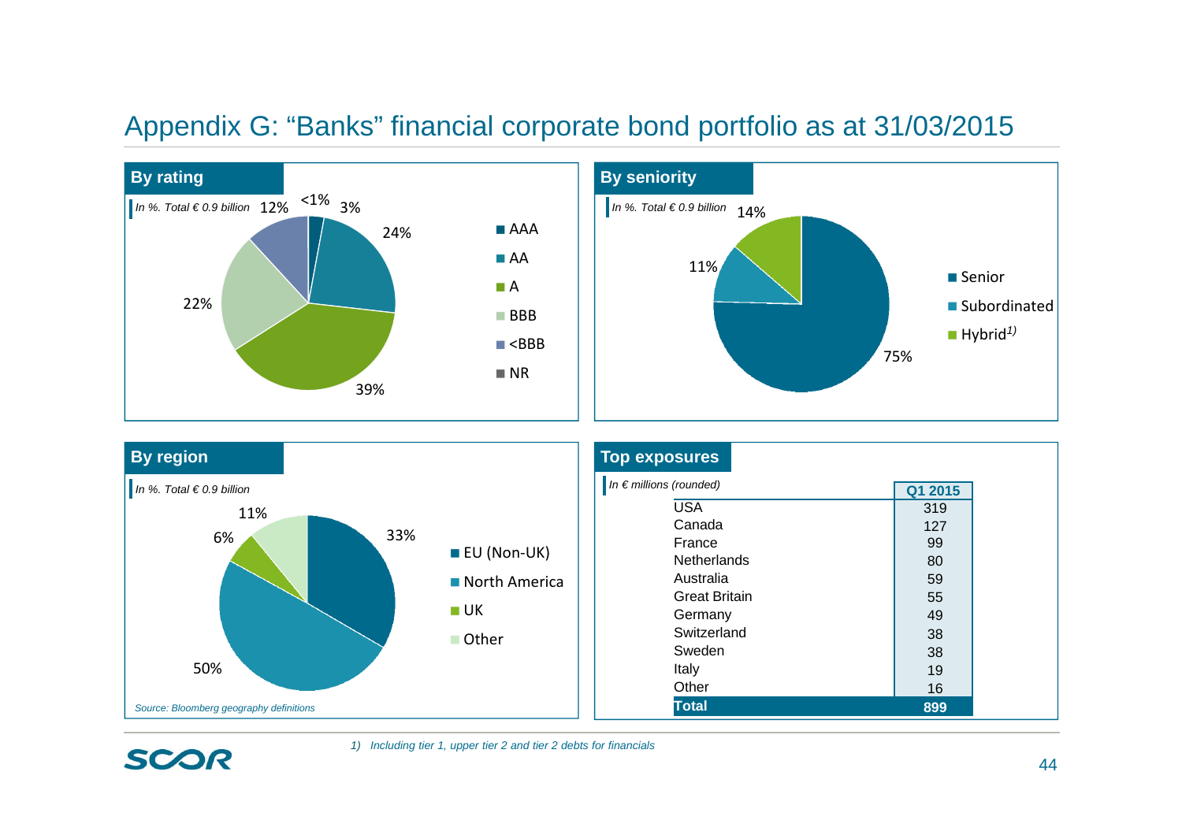# Appendix G: “Banks” financial corporate bond portfolio as at 31/03/2015

## By rating

*In %. Total € 0.9 billion*

| Rating | % |
|---|---|
| AAA | 3% |
| AA | 24% |
| A | 39% |
| BBB | 22% |
| <BBB | 12% |
| NR | <1% |

## By seniority

*In %. Total € 0.9 billion*

| Seniority | % |
|---|---|
| Senior | 75% |
| Subordinated | 11% |
| Hybrid[1] | 14% |

## By region

*In %. Total € 0.9 billion*

| Region | % |
|---|---|
| EU (Non-UK) | 33% |
| North America | 50% |
| UK | 6% |
| Other | 11% |

*Source: Bloomberg geography definitions*

## Top exposures

*In € millions (rounded)*

| | Q1 2015 |
|---|---|
| USA | 319 |
| Canada | 127 |
| France | 99 |
| Netherlands | 80 |
| Australia | 59 |
| Great Britain | 55 |
| Germany | 49 |
| Switzerland | 38 |
| Sweden | 38 |
| Italy | 19 |
| Other | 16 |
| **Total** | **899** |

1) *Including tier 1, upper tier 2 and tier 2 debts for financials*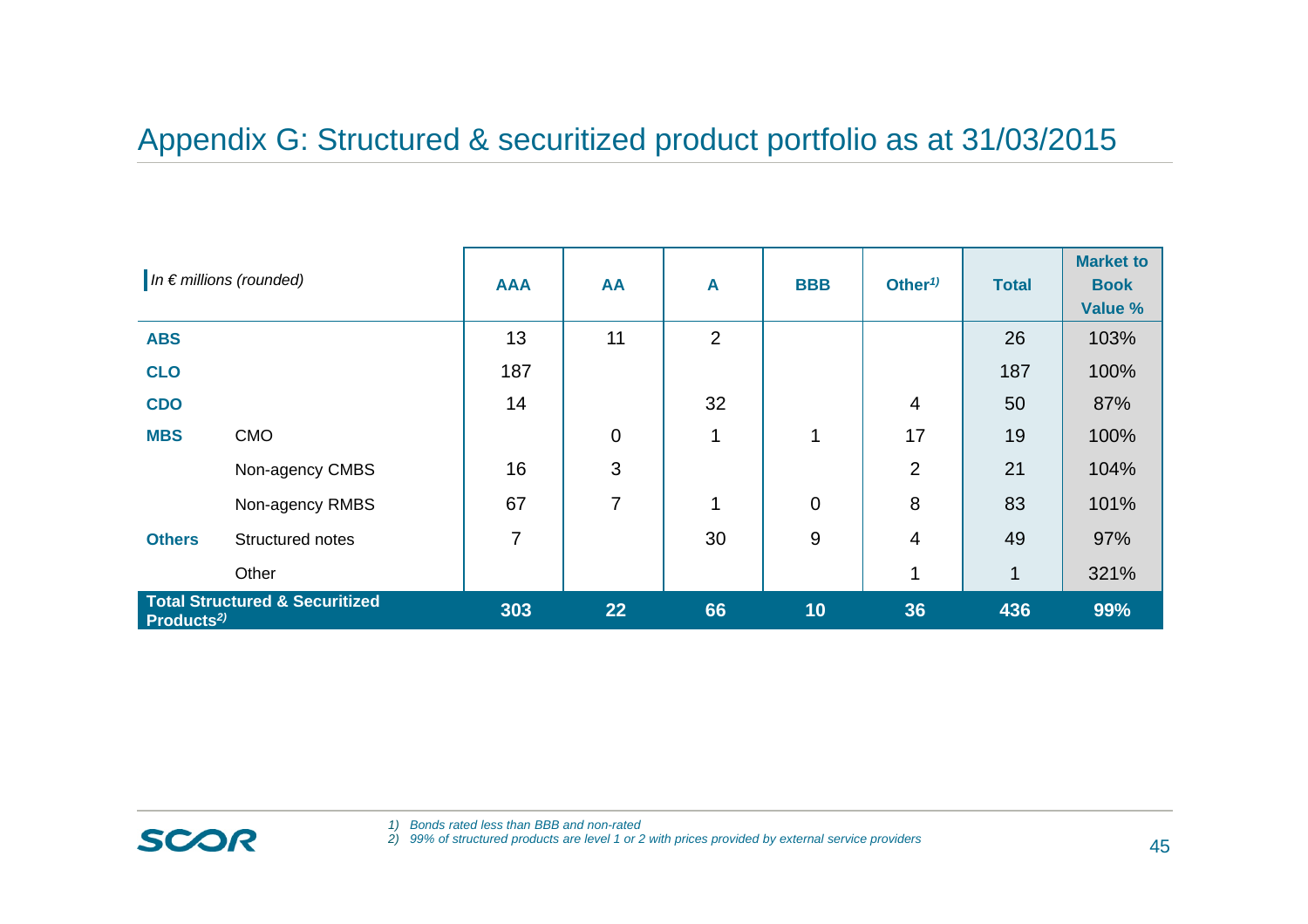# Appendix G: Structured & securitized product portfolio as at 31/03/2015

| *In € millions (rounded)* | | AAA | AA | A | BBB | Other[1)] | Total | Market to Book Value % |
|---|---|---|---|---|---|---|---|---|
| **ABS** | | 13 | 11 | 2 | | | 26 | 103% |
| **CLO** | | 187 | | | | | 187 | 100% |
| **CDO** | | 14 | | 32 | | 4 | 50 | 87% |
| **MBS** | CMO | | 0 | 1 | 1 | 17 | 19 | 100% |
| | Non-agency CMBS | 16 | 3 | | | 2 | 21 | 104% |
| | Non-agency RMBS | 67 | 7 | 1 | 0 | 8 | 83 | 101% |
| **Others** | Structured notes | 7 | | 30 | 9 | 4 | 49 | 97% |
| | Other | | | | | 1 | 1 | 321% |
| **Total Structured & Securitized Products[2)]** | | **303** | **22** | **66** | **10** | **36** | **436** | **99%** |

*1) Bonds rated less than BBB and non-rated*
*2) 99% of structured products are level 1 or 2 with prices provided by external service providers*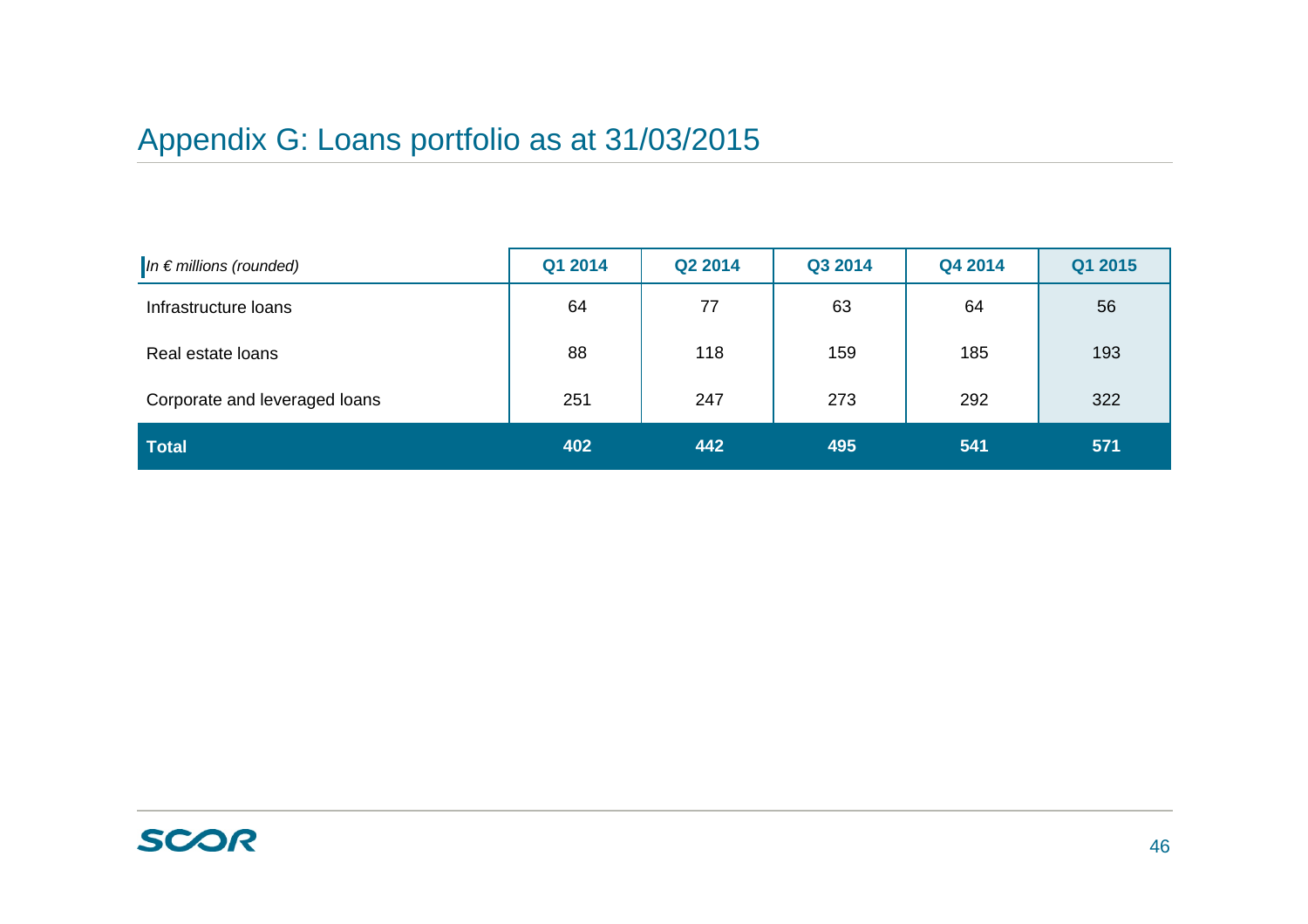# Appendix G: Loans portfolio as at 31/03/2015

| *In € millions (rounded)* | Q1 2014 | Q2 2014 | Q3 2014 | Q4 2014 | Q1 2015 |
|---|---|---|---|---|---|
| Infrastructure loans | 64 | 77 | 63 | 64 | 56 |
| Real estate loans | 88 | 118 | 159 | 185 | 193 |
| Corporate and leveraged loans | 251 | 247 | 273 | 292 | 322 |
| **Total** | **402** | **442** | **495** | **541** | **571** |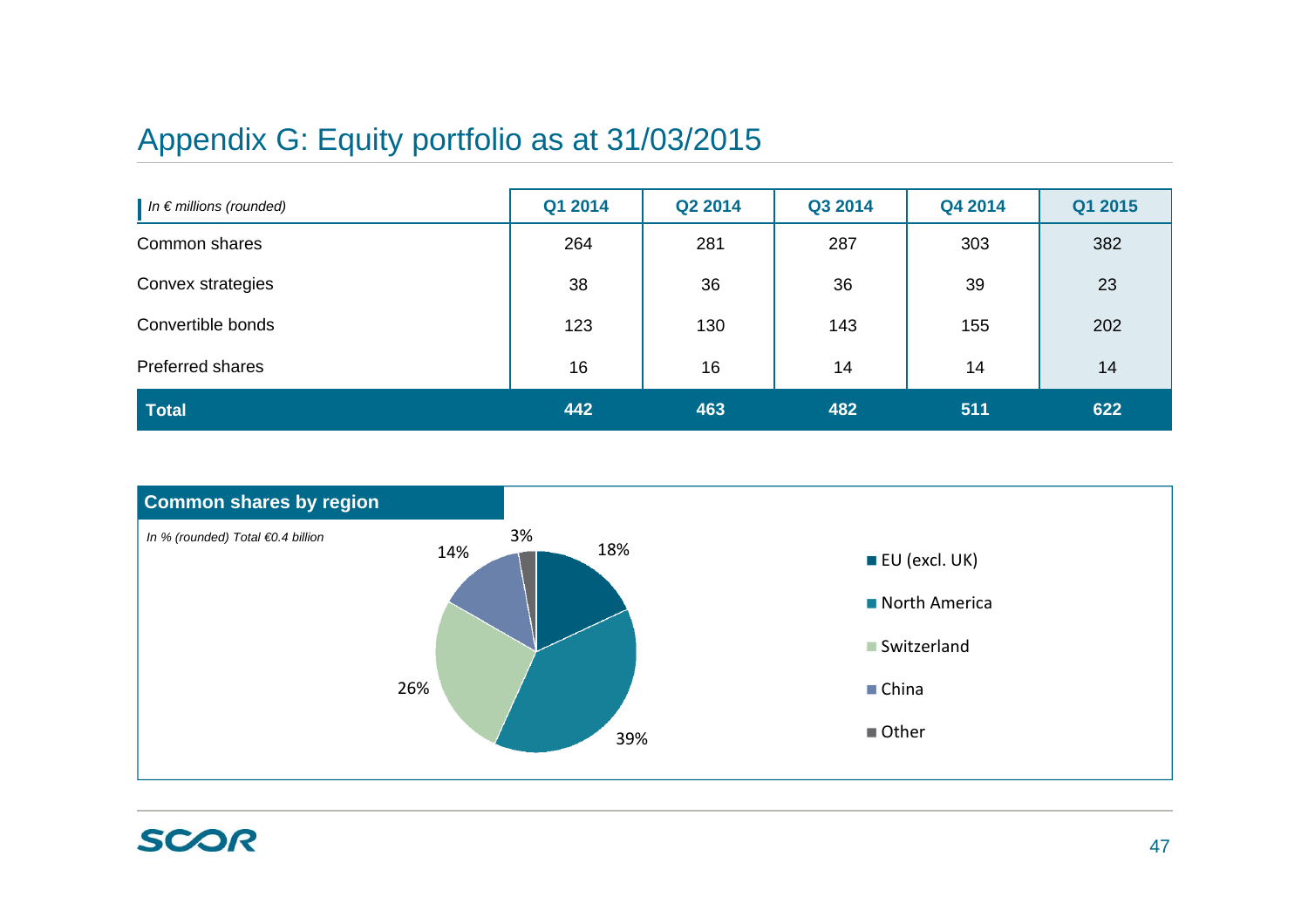# Appendix G: Equity portfolio as at 31/03/2015

| *In € millions (rounded)* | Q1 2014 | Q2 2014 | Q3 2014 | Q4 2014 | Q1 2015 |
|---|---|---|---|---|---|
| Common shares | 264 | 281 | 287 | 303 | 382 |
| Convex strategies | 38 | 36 | 36 | 39 | 23 |
| Convertible bonds | 123 | 130 | 143 | 155 | 202 |
| Preferred shares | 16 | 16 | 14 | 14 | 14 |
| **Total** | **442** | **463** | **482** | **511** | **622** |

## Common shares by region

*In % (rounded) Total €0.4 billion*

| Region | % |
|---|---|
| EU (excl. UK) | 18% |
| North America | 39% |
| Switzerland | 26% |
| China | 14% |
| Other | 3% |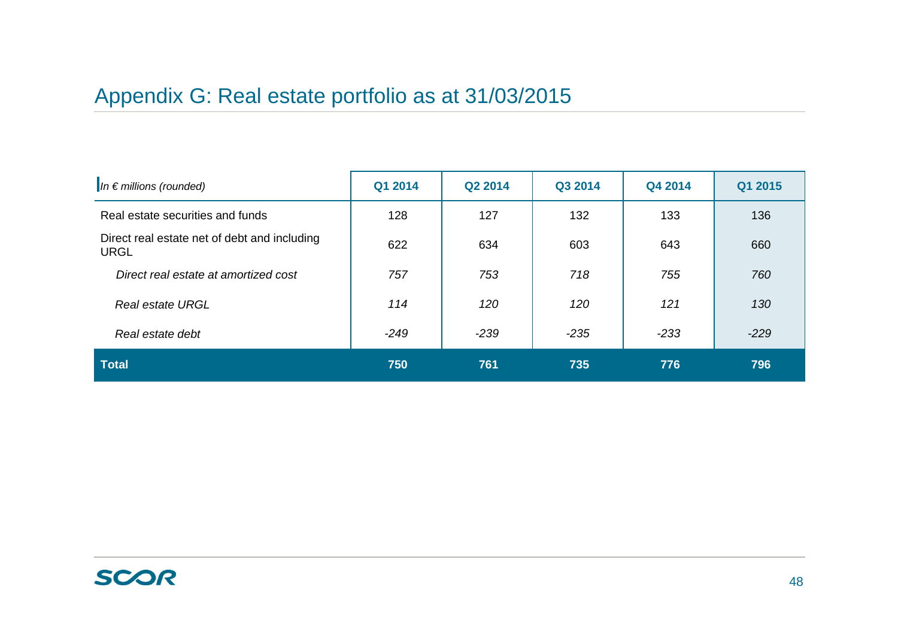# Appendix G: Real estate portfolio as at 31/03/2015

| *In € millions (rounded)* | Q1 2014 | Q2 2014 | Q3 2014 | Q4 2014 | Q1 2015 |
|---|---|---|---|---|---|
| Real estate securities and funds | 128 | 127 | 132 | 133 | 136 |
| Direct real estate net of debt and including URGL | 622 | 634 | 603 | 643 | 660 |
| *Direct real estate at amortized cost* | *757* | *753* | *718* | *755* | *760* |
| *Real estate URGL* | *114* | *120* | *120* | *121* | *130* |
| *Real estate debt* | *-249* | *-239* | *-235* | *-233* | *-229* |
| **Total** | **750** | **761** | **735** | **776** | **796** |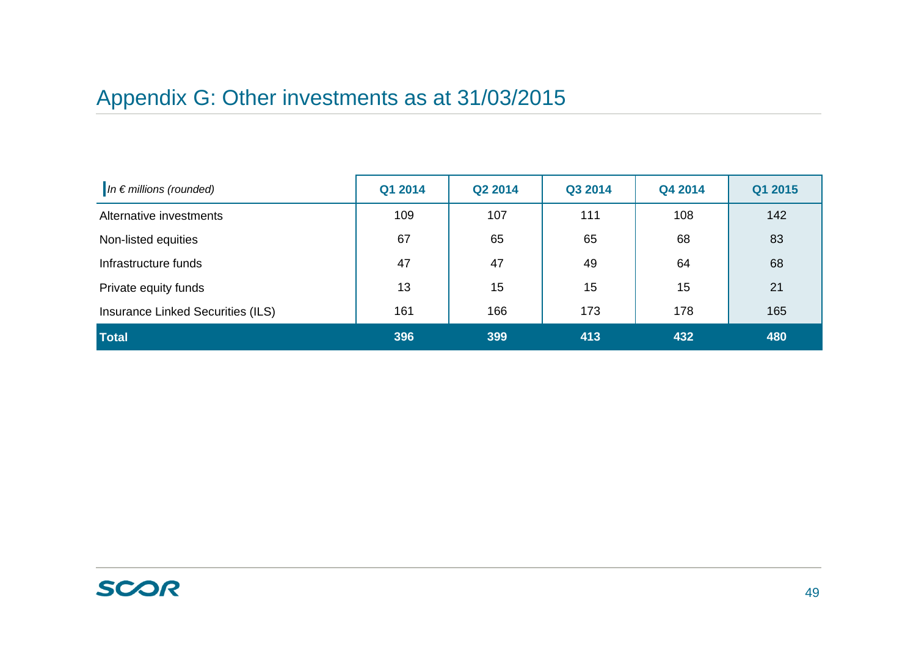## Appendix G: Other investments as at 31/03/2015

| *In € millions (rounded)* | Q1 2014 | Q2 2014 | Q3 2014 | Q4 2014 | Q1 2015 |
|---|---|---|---|---|---|
| Alternative investments | 109 | 107 | 111 | 108 | 142 |
| Non-listed equities | 67 | 65 | 65 | 68 | 83 |
| Infrastructure funds | 47 | 47 | 49 | 64 | 68 |
| Private equity funds | 13 | 15 | 15 | 15 | 21 |
| Insurance Linked Securities (ILS) | 161 | 166 | 173 | 178 | 165 |
| **Total** | **396** | **399** | **413** | **432** | **480** |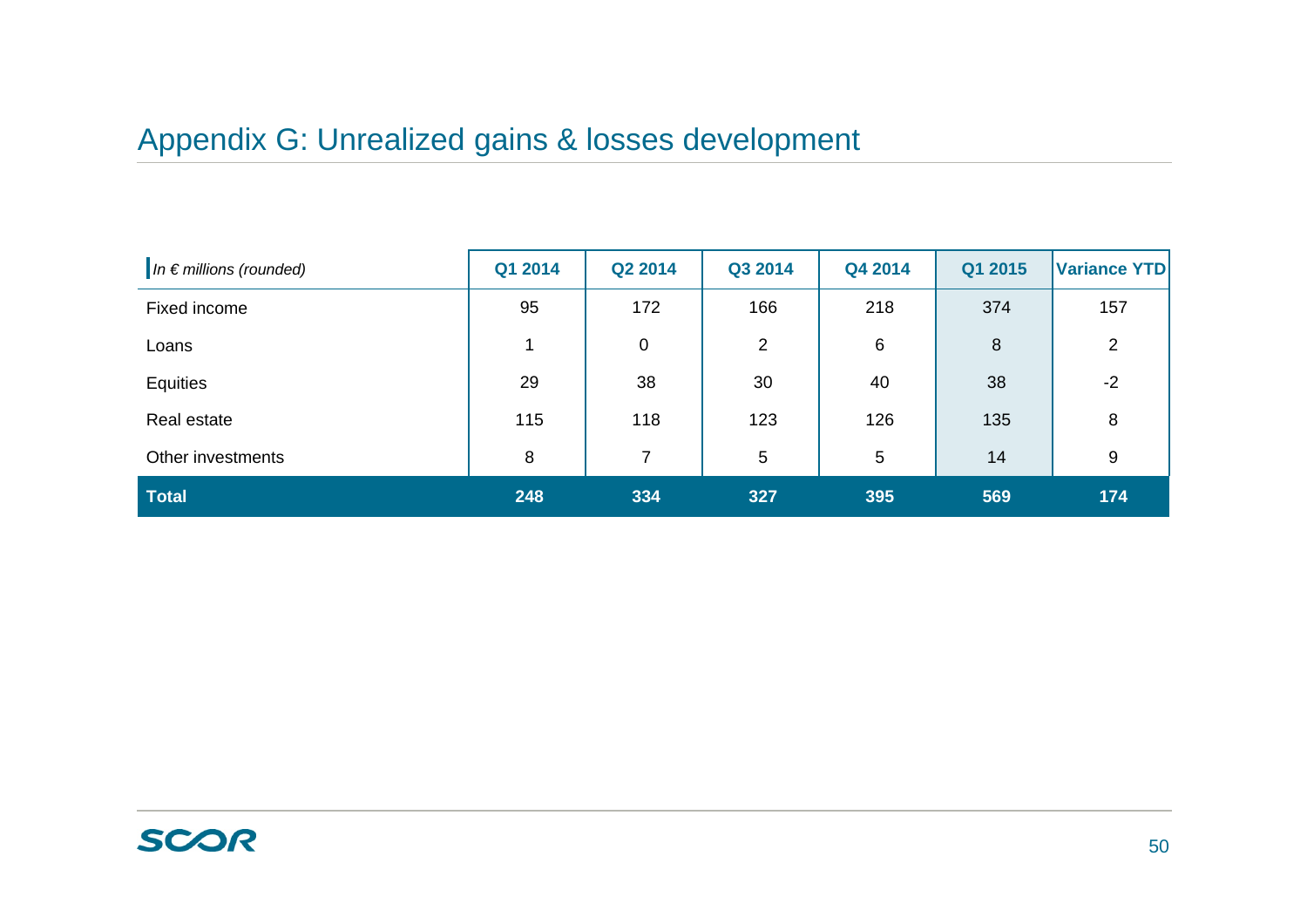# Appendix G: Unrealized gains & losses development

| *In € millions (rounded)* | Q1 2014 | Q2 2014 | Q3 2014 | Q4 2014 | Q1 2015 | Variance YTD |
|---|---|---|---|---|---|---|
| Fixed income | 95 | 172 | 166 | 218 | 374 | 157 |
| Loans | 1 | 0 | 2 | 6 | 8 | 2 |
| Equities | 29 | 38 | 30 | 40 | 38 | -2 |
| Real estate | 115 | 118 | 123 | 126 | 135 | 8 |
| Other investments | 8 | 7 | 5 | 5 | 14 | 9 |
| **Total** | **248** | **334** | **327** | **395** | **569** | **174** |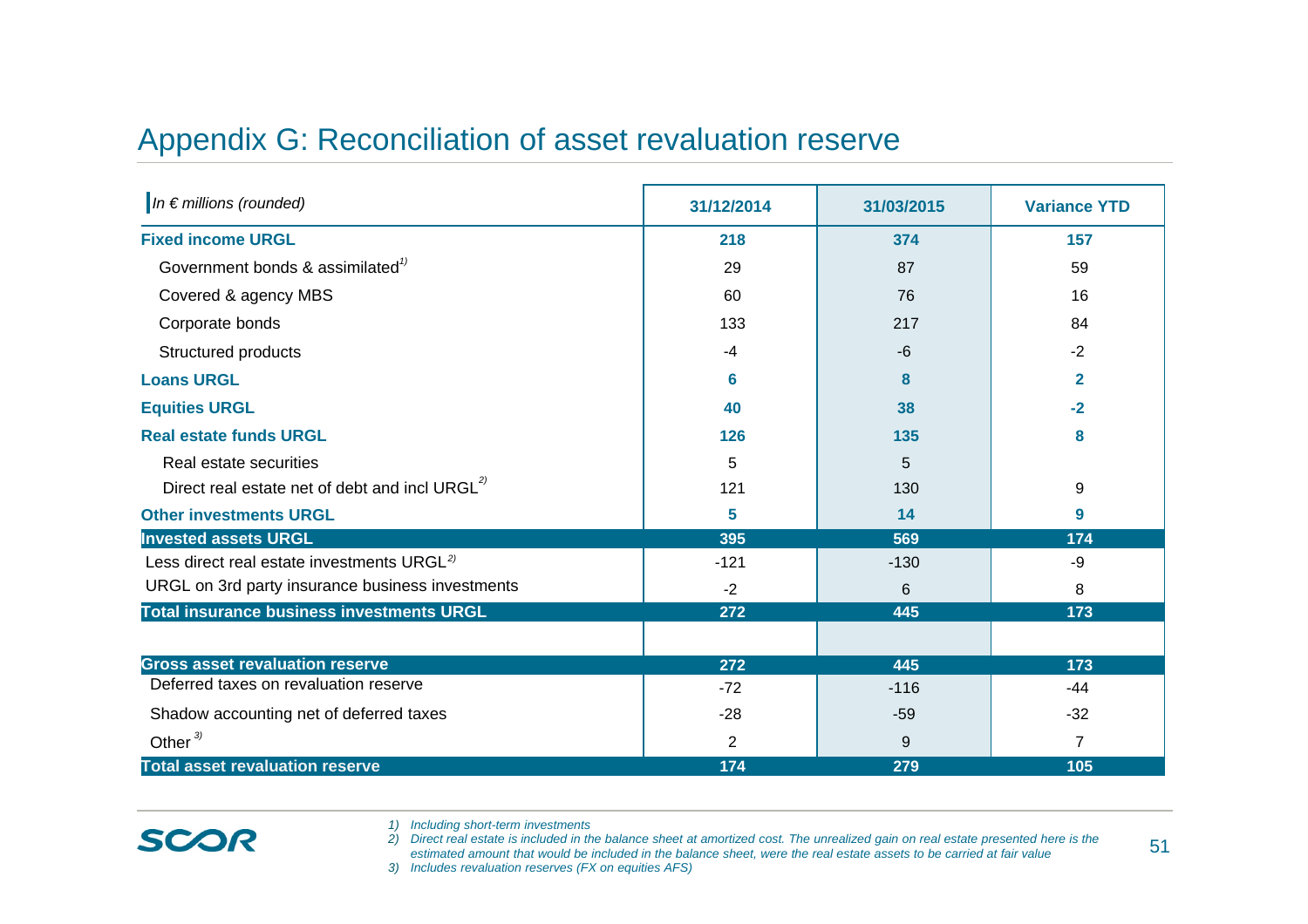# Appendix G: Reconciliation of asset revaluation reserve

| *In € millions (rounded)* | 31/12/2014 | 31/03/2015 | Variance YTD |
|---|---|---|---|
| **Fixed income URGL** | **218** | **374** | **157** |
| Government bonds & assimilated[1)] | 29 | 87 | 59 |
| Covered & agency MBS | 60 | 76 | 16 |
| Corporate bonds | 133 | 217 | 84 |
| Structured products | -4 | -6 | -2 |
| **Loans URGL** | **6** | **8** | **2** |
| **Equities URGL** | **40** | **38** | **-2** |
| **Real estate funds URGL** | **126** | **135** | **8** |
| Real estate securities | 5 | 5 | |
| Direct real estate net of debt and incl URGL[2)] | 121 | 130 | 9 |
| **Other investments URGL** | **5** | **14** | **9** |
| **Invested assets URGL** | **395** | **569** | **174** |
| Less direct real estate investments URGL[2)] | -121 | -130 | -9 |
| URGL on 3rd party insurance business investments | -2 | 6 | 8 |
| **Total insurance business investments URGL** | **272** | **445** | **173** |
| | | | |
| **Gross asset revaluation reserve** | **272** | **445** | **173** |
| Deferred taxes on revaluation reserve | -72 | -116 | -44 |
| Shadow accounting net of deferred taxes | -28 | -59 | -32 |
| Other [3)] | 2 | 9 | 7 |
| **Total asset revaluation reserve** | **174** | **279** | **105** |

*1) Including short-term investments*
*2) Direct real estate is included in the balance sheet at amortized cost. The unrealized gain on real estate presented here is the estimated amount that would be included in the balance sheet, were the real estate assets to be carried at fair value*
*3) Includes revaluation reserves (FX on equities AFS)*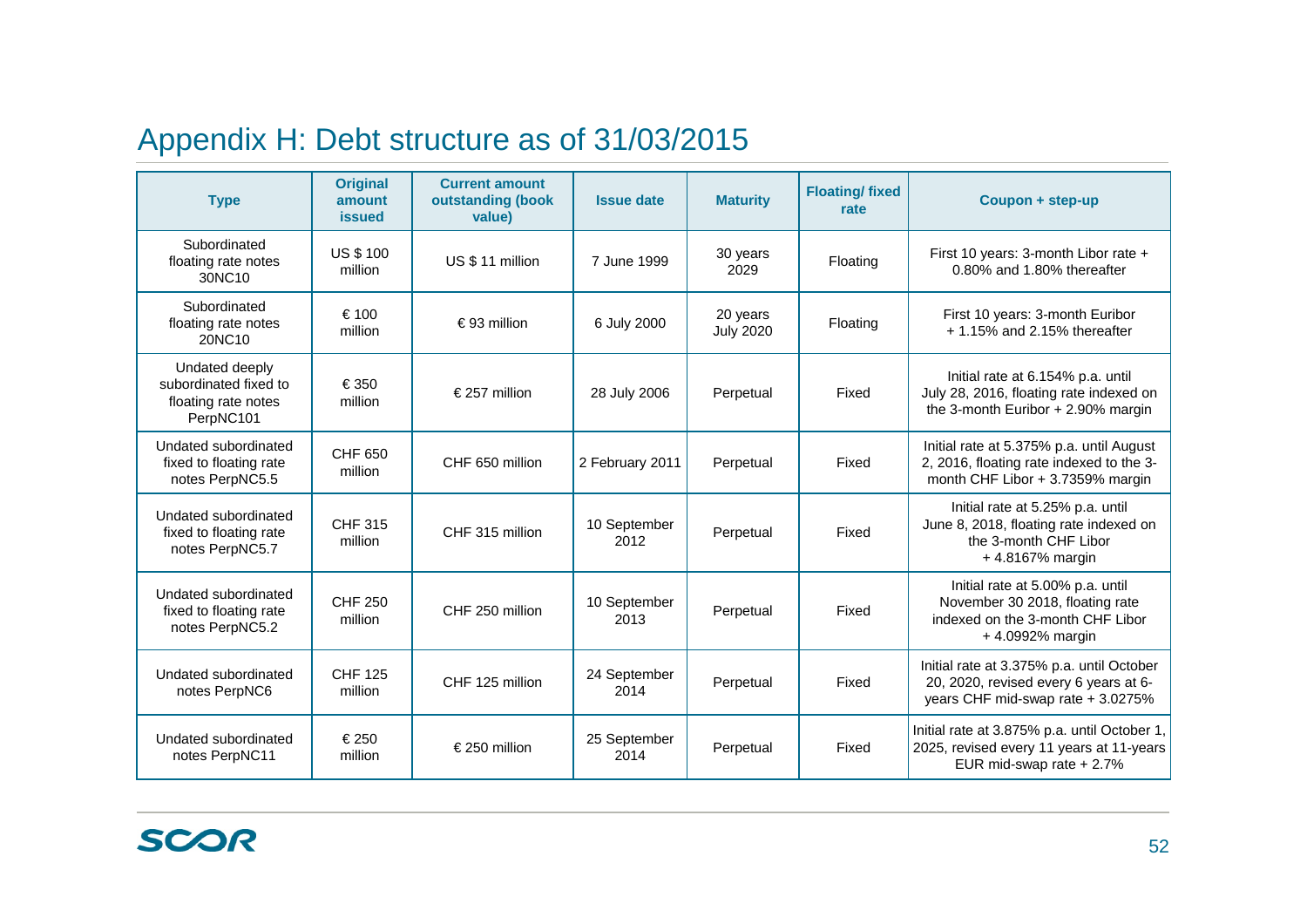# Appendix H: Debt structure as of 31/03/2015

| Type | Original amount issued | Current amount outstanding (book value) | Issue date | Maturity | Floating/ fixed rate | Coupon + step-up |
|---|---|---|---|---|---|---|
| Subordinated floating rate notes 30NC10 | US $ 100 million | US $ 11 million | 7 June 1999 | 30 years 2029 | Floating | First 10 years: 3-month Libor rate + 0.80% and 1.80% thereafter |
| Subordinated floating rate notes 20NC10 | € 100 million | € 93 million | 6 July 2000 | 20 years July 2020 | Floating | First 10 years: 3-month Euribor + 1.15% and 2.15% thereafter |
| Undated deeply subordinated fixed to floating rate notes PerpNC101 | € 350 million | € 257 million | 28 July 2006 | Perpetual | Fixed | Initial rate at 6.154% p.a. until July 28, 2016, floating rate indexed on the 3-month Euribor + 2.90% margin |
| Undated subordinated fixed to floating rate notes PerpNC5.5 | CHF 650 million | CHF 650 million | 2 February 2011 | Perpetual | Fixed | Initial rate at 5.375% p.a. until August 2, 2016, floating rate indexed to the 3-month CHF Libor + 3.7359% margin |
| Undated subordinated fixed to floating rate notes PerpNC5.7 | CHF 315 million | CHF 315 million | 10 September 2012 | Perpetual | Fixed | Initial rate at 5.25% p.a. until June 8, 2018, floating rate indexed on the 3-month CHF Libor + 4.8167% margin |
| Undated subordinated fixed to floating rate notes PerpNC5.2 | CHF 250 million | CHF 250 million | 10 September 2013 | Perpetual | Fixed | Initial rate at 5.00% p.a. until November 30 2018, floating rate indexed on the 3-month CHF Libor + 4.0992% margin |
| Undated subordinated notes PerpNC6 | CHF 125 million | CHF 125 million | 24 September 2014 | Perpetual | Fixed | Initial rate at 3.375% p.a. until October 20, 2020, revised every 6 years at 6-years CHF mid-swap rate + 3.0275% |
| Undated subordinated notes PerpNC11 | € 250 million | € 250 million | 25 September 2014 | Perpetual | Fixed | Initial rate at 3.875% p.a. until October 1, 2025, revised every 11 years at 11-years EUR mid-swap rate + 2.7% |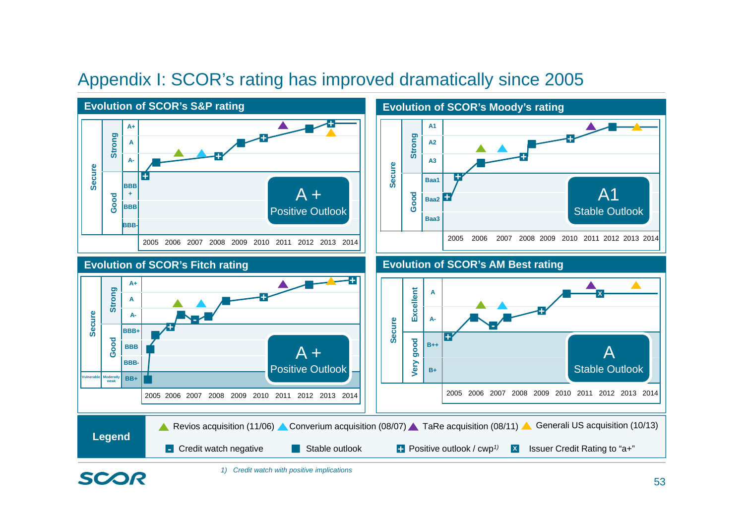# Appendix I: SCOR's rating has improved dramatically since 2005

## Evolution of SCOR's S&P rating

Secure — Strong: A+, A, A-; Good: BBB+, BBB, BBB-

2005 2006 2007 2008 2009 2010 2011 2012 2013 2014

**A +**
**Positive Outlook**

## Evolution of SCOR's Moody's rating

Secure — Strong: A1, A2, A3; Good: Baa1, Baa2, Baa3

2005 2006 2007 2008 2009 2010 2011 2012 2013 2014

**A1**
**Stable Outlook**

## Evolution of SCOR's Fitch rating

Secure — Strong: A+, A, A-; Good: BBB+, BBB, BBB-; Vulnerable — Moderately weak: BB+

2005 2006 2007 2008 2009 2010 2011 2012 2013 2014

**A +**
**Positive Outlook**

## Evolution of SCOR's AM Best rating

Secure — Excellent: A, A-; Very good: B++, B+

2005 2006 2007 2008 2009 2010 2011 2012 2013 2014

**A**
**Stable Outlook**

## Legend

- ▲ Revios acquisition (11/06)
- ▲ Converium acquisition (08/07)
- ▲ TaRe acquisition (08/11)
- ▲ Generali US acquisition (10/13)
- Credit watch negative
- Stable outlook
- Positive outlook / cwp[1]
- Issuer Credit Rating to "a+"

*1) Credit watch with positive implications*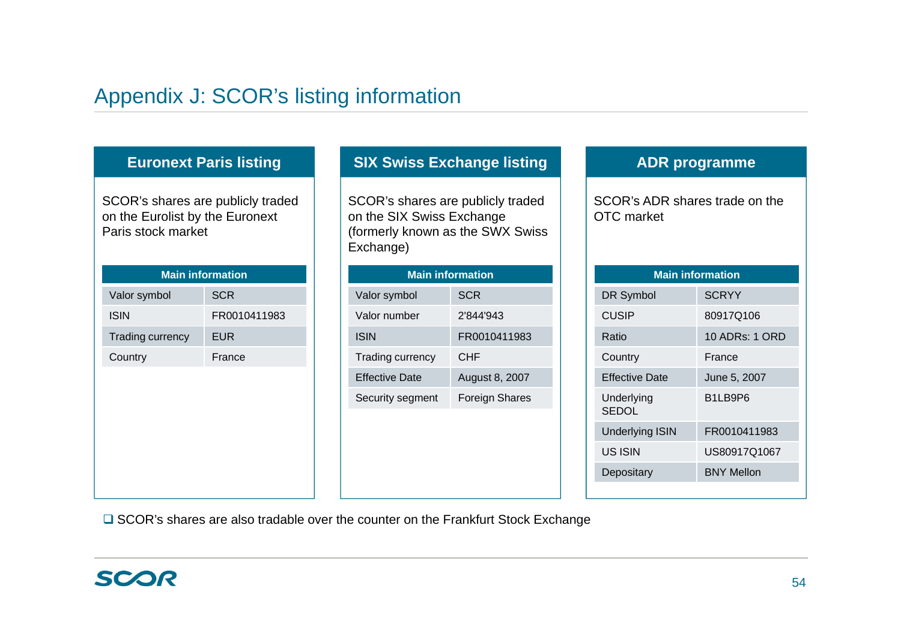# Appendix J: SCOR's listing information

## Euronext Paris listing

SCOR's shares are publicly traded on the Eurolist by the Euronext Paris stock market

| Main information | |
|---|---|
| Valor symbol | SCR |
| ISIN | FR0010411983 |
| Trading currency | EUR |
| Country | France |

## SIX Swiss Exchange listing

SCOR's shares are publicly traded on the SIX Swiss Exchange (formerly known as the SWX Swiss Exchange)

| Main information | |
|---|---|
| Valor symbol | SCR |
| Valor number | 2'844'943 |
| ISIN | FR0010411983 |
| Trading currency | CHF |
| Effective Date | August 8, 2007 |
| Security segment | Foreign Shares |

## ADR programme

SCOR's ADR shares trade on the OTC market

| Main information | |
|---|---|
| DR Symbol | SCRYY |
| CUSIP | 80917Q106 |
| Ratio | 10 ADRs: 1 ORD |
| Country | France |
| Effective Date | June 5, 2007 |
| Underlying SEDOL | B1LB9P6 |
| Underlying ISIN | FR0010411983 |
| US ISIN | US80917Q1067 |
| Depositary | BNY Mellon |

- SCOR's shares are also tradable over the counter on the Frankfurt Stock Exchange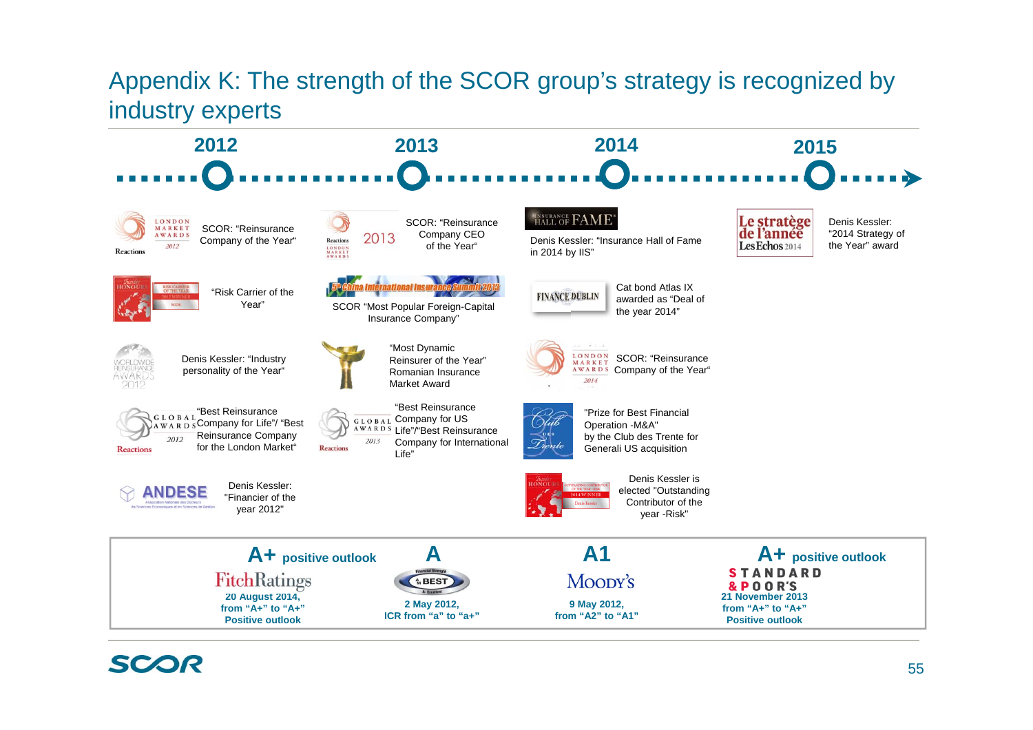# Appendix K: The strength of the SCOR group's strategy is recognized by industry experts

## 2012

- SCOR: "Reinsurance Company of the Year"
- "Risk Carrier of the Year"
- Denis Kessler: "Industry personality of the Year"
- "Best Reinsurance Company for Life"/ "Best Reinsurance Company for the London Market"
- Denis Kessler: "Financier of the year 2012"

## 2013

- SCOR: "Reinsurance Company CEO of the Year"
- SCOR "Most Popular Foreign-Capital Insurance Company"
- "Most Dynamic Reinsurer of the Year" Romanian Insurance Market Award
- "Best Reinsurance Company for US Life"/"Best Reinsurance Company for International Life"

## 2014

- Denis Kessler: "Insurance Hall of Fame in 2014 by IIS"
- Cat bond Atlas IX awarded as "Deal of the year 2014"
- SCOR: "Reinsurance Company of the Year"
- "Prize for Best Financial Operation -M&A" by the Club des Trente for Generali US acquisition
- Denis Kessler is elected "Outstanding Contributor of the year -Risk"

## 2015

- Denis Kessler: "2014 Strategy of the Year" award

---

**A+ positive outlook**
FitchRatings
20 August 2014, from "A+" to "A+" Positive outlook

**A**
A.M. Best
2 May 2012, ICR from "a" to "a+"

**A1**
Moody's
9 May 2012, from "A2" to "A1"

**A+ positive outlook**
Standard & Poor's
21 November 2013 from "A+" to "A+" Positive outlook